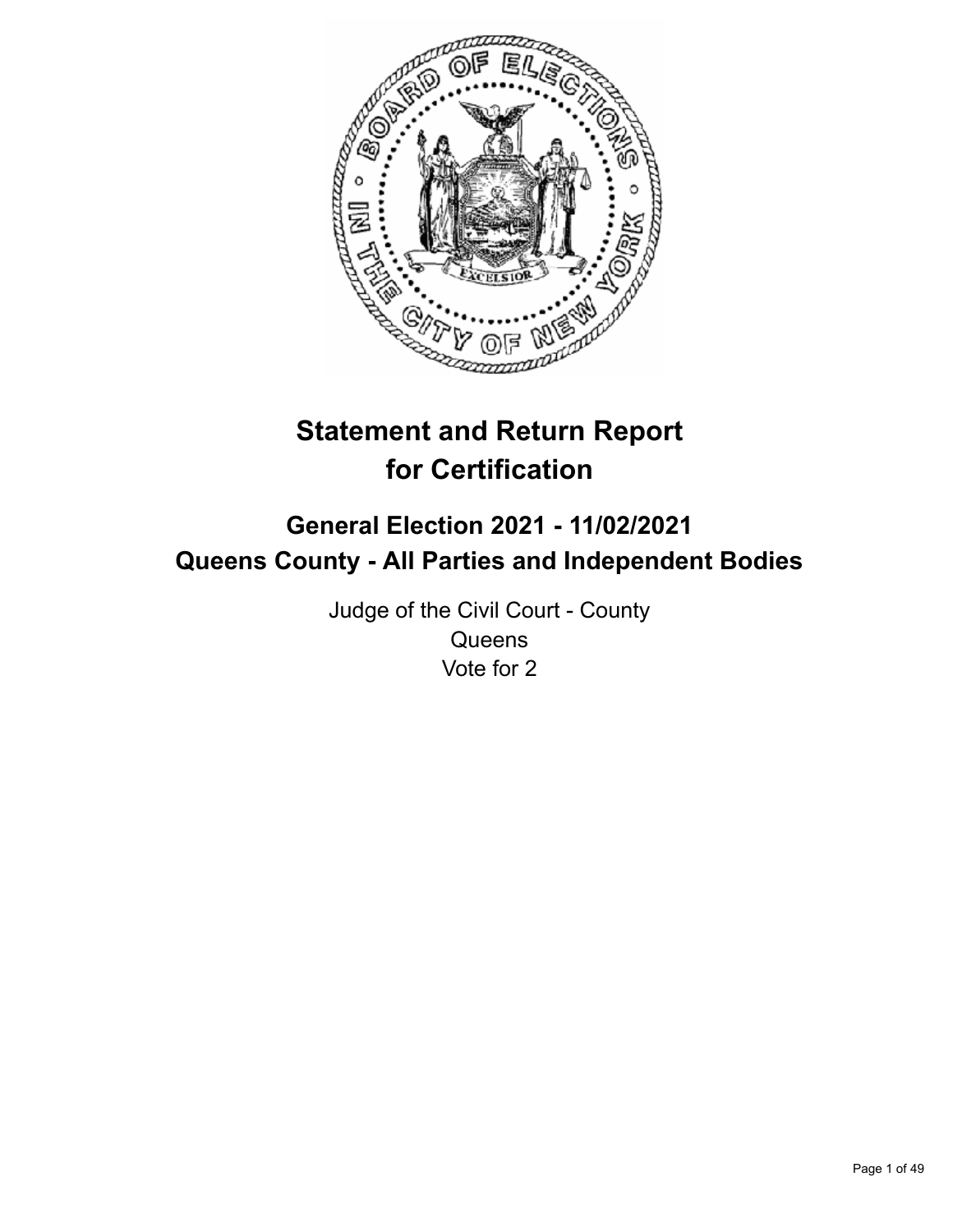# Statement and Return Report for Certification

## General Election 2021 - 11/02/2021
## Queens County - All Parties and Independent Bodies

Judge of the Civil Court - County
Queens
Vote for 2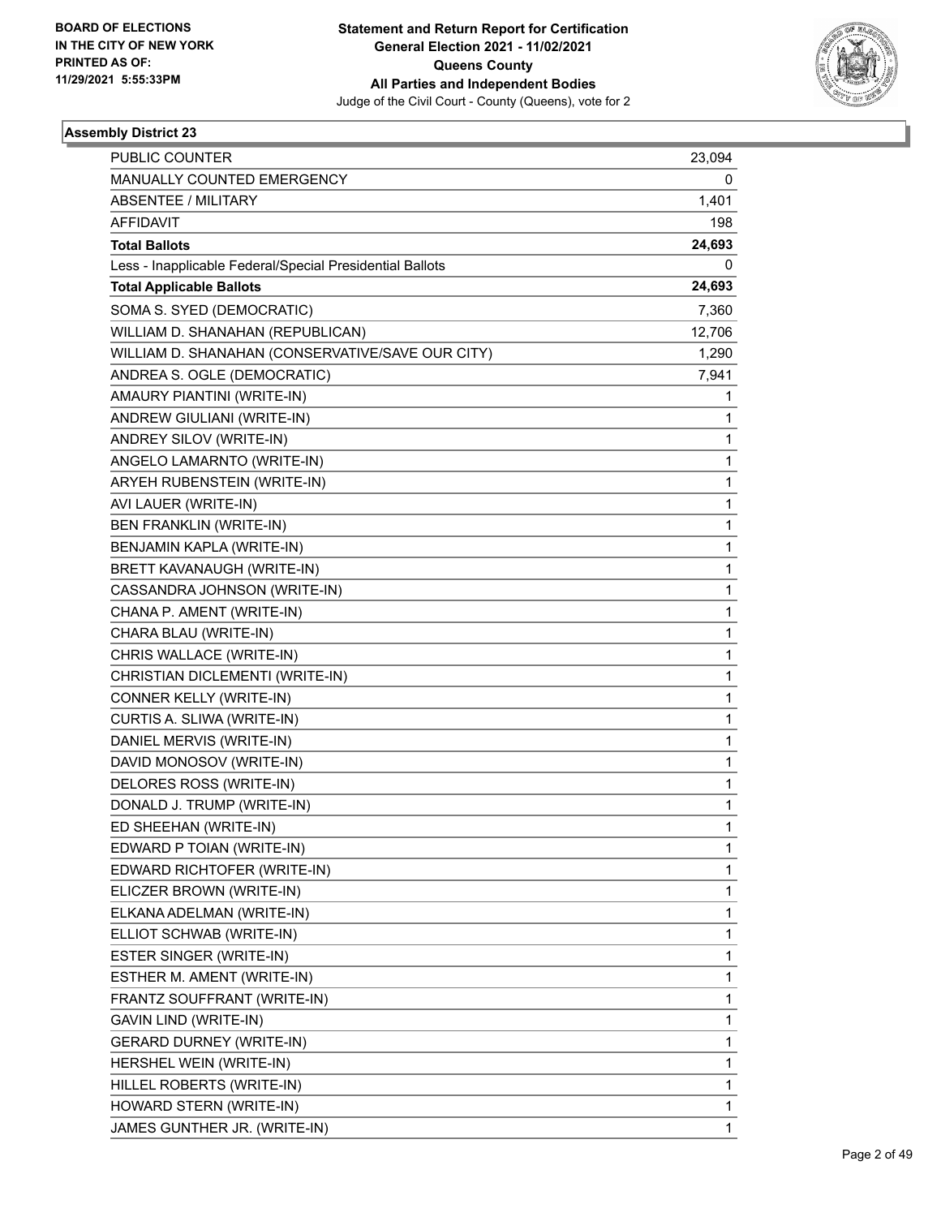**BOARD OF ELECTIONS IN THE CITY OF NEW YORK PRINTED AS OF: 11/29/2021 5:55:33PM**

**Statement and Return Report for Certification General Election 2021 - 11/02/2021 Queens County All Parties and Independent Bodies**

Judge of the Civil Court - County (Queens), vote for 2

## Assembly District 23

| | |
|---|---|
| PUBLIC COUNTER | 23,094 |
| MANUALLY COUNTED EMERGENCY | 0 |
| ABSENTEE / MILITARY | 1,401 |
| AFFIDAVIT | 198 |
| **Total Ballots** | **24,693** |
| Less - Inapplicable Federal/Special Presidential Ballots | 0 |
| **Total Applicable Ballots** | **24,693** |
| SOMA S. SYED (DEMOCRATIC) | 7,360 |
| WILLIAM D. SHANAHAN (REPUBLICAN) | 12,706 |
| WILLIAM D. SHANAHAN (CONSERVATIVE/SAVE OUR CITY) | 1,290 |
| ANDREA S. OGLE (DEMOCRATIC) | 7,941 |
| AMAURY PIANTINI (WRITE-IN) | 1 |
| ANDREW GIULIANI (WRITE-IN) | 1 |
| ANDREY SILOV (WRITE-IN) | 1 |
| ANGELO LAMARNTO (WRITE-IN) | 1 |
| ARYEH RUBENSTEIN (WRITE-IN) | 1 |
| AVI LAUER (WRITE-IN) | 1 |
| BEN FRANKLIN (WRITE-IN) | 1 |
| BENJAMIN KAPLA (WRITE-IN) | 1 |
| BRETT KAVANAUGH (WRITE-IN) | 1 |
| CASSANDRA JOHNSON (WRITE-IN) | 1 |
| CHANA P. AMENT (WRITE-IN) | 1 |
| CHARA BLAU (WRITE-IN) | 1 |
| CHRIS WALLACE (WRITE-IN) | 1 |
| CHRISTIAN DICLEMENTI (WRITE-IN) | 1 |
| CONNER KELLY (WRITE-IN) | 1 |
| CURTIS A. SLIWA (WRITE-IN) | 1 |
| DANIEL MERVIS (WRITE-IN) | 1 |
| DAVID MONOSOV (WRITE-IN) | 1 |
| DELORES ROSS (WRITE-IN) | 1 |
| DONALD J. TRUMP (WRITE-IN) | 1 |
| ED SHEEHAN (WRITE-IN) | 1 |
| EDWARD P TOIAN (WRITE-IN) | 1 |
| EDWARD RICHTOFER (WRITE-IN) | 1 |
| ELICZER BROWN (WRITE-IN) | 1 |
| ELKANA ADELMAN (WRITE-IN) | 1 |
| ELLIOT SCHWAB (WRITE-IN) | 1 |
| ESTER SINGER (WRITE-IN) | 1 |
| ESTHER M. AMENT (WRITE-IN) | 1 |
| FRANTZ SOUFFRANT (WRITE-IN) | 1 |
| GAVIN LIND (WRITE-IN) | 1 |
| GERARD DURNEY (WRITE-IN) | 1 |
| HERSHEL WEIN (WRITE-IN) | 1 |
| HILLEL ROBERTS (WRITE-IN) | 1 |
| HOWARD STERN (WRITE-IN) | 1 |
| JAMES GUNTHER JR. (WRITE-IN) | 1 |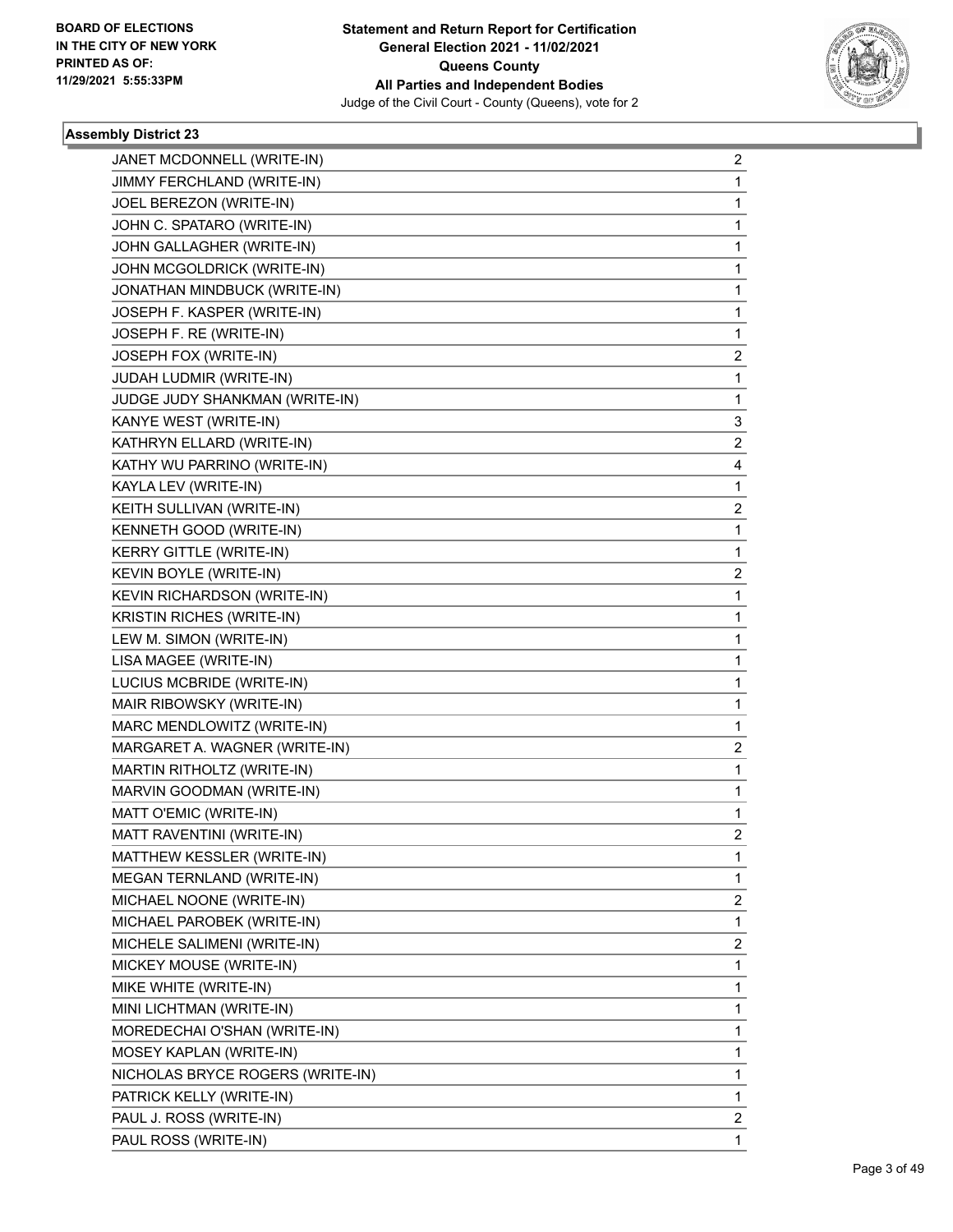**BOARD OF ELECTIONS IN THE CITY OF NEW YORK PRINTED AS OF: 11/29/2021 5:55:33PM**

**Statement and Return Report for Certification General Election 2021 - 11/02/2021 Queens County All Parties and Independent Bodies**

Judge of the Civil Court - County (Queens), vote for 2

### Assembly District 23

| Candidate | Votes |
|---|---|
| JANET MCDONNELL (WRITE-IN) | 2 |
| JIMMY FERCHLAND (WRITE-IN) | 1 |
| JOEL BEREZON (WRITE-IN) | 1 |
| JOHN C. SPATARO (WRITE-IN) | 1 |
| JOHN GALLAGHER (WRITE-IN) | 1 |
| JOHN MCGOLDRICK (WRITE-IN) | 1 |
| JONATHAN MINDBUCK (WRITE-IN) | 1 |
| JOSEPH F. KASPER (WRITE-IN) | 1 |
| JOSEPH F. RE (WRITE-IN) | 1 |
| JOSEPH FOX (WRITE-IN) | 2 |
| JUDAH LUDMIR (WRITE-IN) | 1 |
| JUDGE JUDY SHANKMAN (WRITE-IN) | 1 |
| KANYE WEST (WRITE-IN) | 3 |
| KATHRYN ELLARD (WRITE-IN) | 2 |
| KATHY WU PARRINO (WRITE-IN) | 4 |
| KAYLA LEV (WRITE-IN) | 1 |
| KEITH SULLIVAN (WRITE-IN) | 2 |
| KENNETH GOOD (WRITE-IN) | 1 |
| KERRY GITTLE (WRITE-IN) | 1 |
| KEVIN BOYLE (WRITE-IN) | 2 |
| KEVIN RICHARDSON (WRITE-IN) | 1 |
| KRISTIN RICHES (WRITE-IN) | 1 |
| LEW M. SIMON (WRITE-IN) | 1 |
| LISA MAGEE (WRITE-IN) | 1 |
| LUCIUS MCBRIDE (WRITE-IN) | 1 |
| MAIR RIBOWSKY (WRITE-IN) | 1 |
| MARC MENDLOWITZ (WRITE-IN) | 1 |
| MARGARET A. WAGNER (WRITE-IN) | 2 |
| MARTIN RITHOLTZ (WRITE-IN) | 1 |
| MARVIN GOODMAN (WRITE-IN) | 1 |
| MATT O'EMIC (WRITE-IN) | 1 |
| MATT RAVENTINI (WRITE-IN) | 2 |
| MATTHEW KESSLER (WRITE-IN) | 1 |
| MEGAN TERNLAND (WRITE-IN) | 1 |
| MICHAEL NOONE (WRITE-IN) | 2 |
| MICHAEL PAROBEK (WRITE-IN) | 1 |
| MICHELE SALIMENI (WRITE-IN) | 2 |
| MICKEY MOUSE (WRITE-IN) | 1 |
| MIKE WHITE (WRITE-IN) | 1 |
| MINI LICHTMAN (WRITE-IN) | 1 |
| MOREDECHAI O'SHAN (WRITE-IN) | 1 |
| MOSEY KAPLAN (WRITE-IN) | 1 |
| NICHOLAS BRYCE ROGERS (WRITE-IN) | 1 |
| PATRICK KELLY (WRITE-IN) | 1 |
| PAUL J. ROSS (WRITE-IN) | 2 |
| PAUL ROSS (WRITE-IN) | 1 |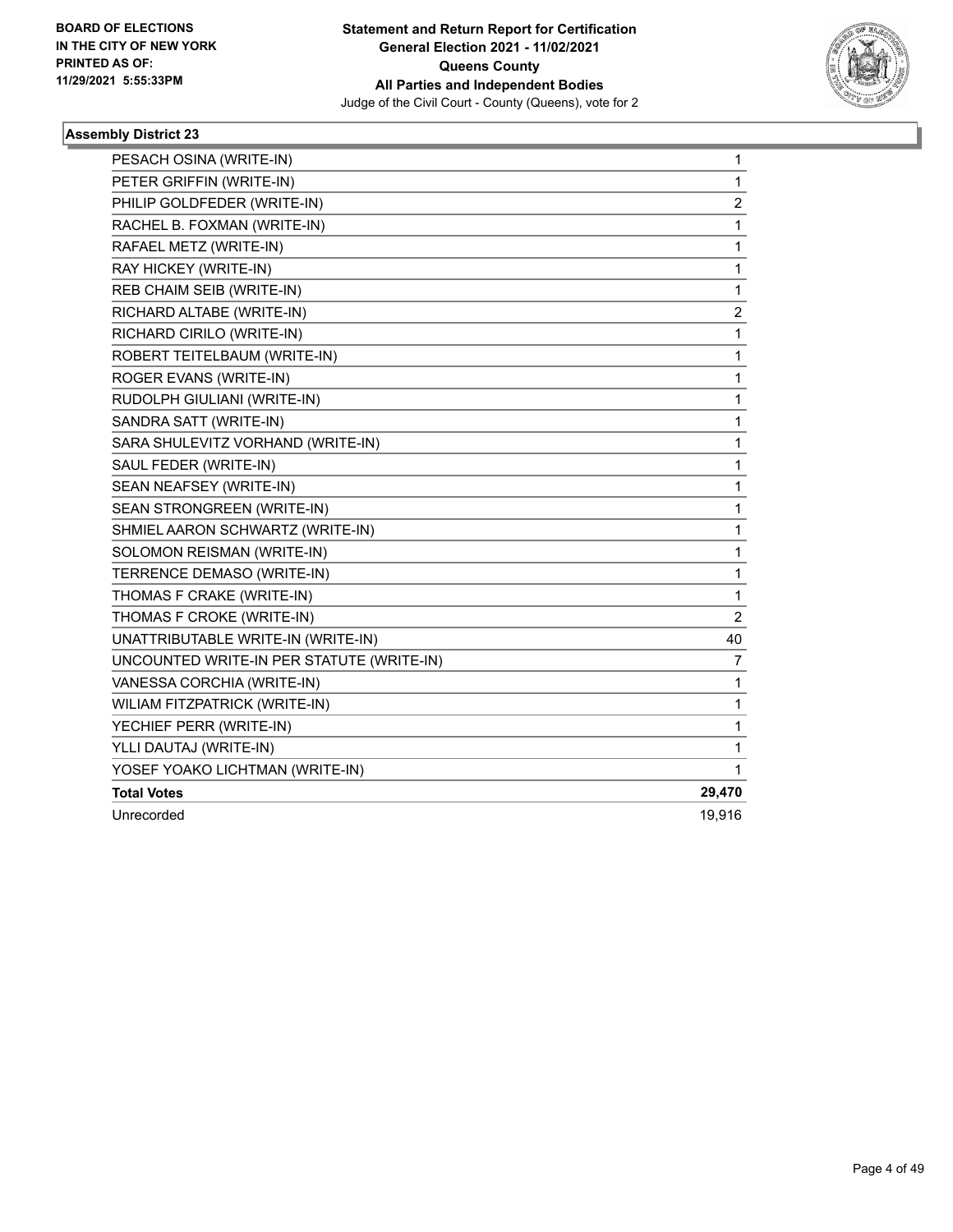BOARD OF ELECTIONS
IN THE CITY OF NEW YORK
PRINTED AS OF:
11/29/2021 5:55:33PM

**Statement and Return Report for Certification**
**General Election 2021 - 11/02/2021**
**Queens County**
**All Parties and Independent Bodies**
Judge of the Civil Court - County (Queens), vote for 2

### Assembly District 23

| | |
|---|---|
| PESACH OSINA (WRITE-IN) | 1 |
| PETER GRIFFIN (WRITE-IN) | 1 |
| PHILIP GOLDFEDER (WRITE-IN) | 2 |
| RACHEL B. FOXMAN (WRITE-IN) | 1 |
| RAFAEL METZ (WRITE-IN) | 1 |
| RAY HICKEY (WRITE-IN) | 1 |
| REB CHAIM SEIB (WRITE-IN) | 1 |
| RICHARD ALTABE (WRITE-IN) | 2 |
| RICHARD CIRILO (WRITE-IN) | 1 |
| ROBERT TEITELBAUM (WRITE-IN) | 1 |
| ROGER EVANS (WRITE-IN) | 1 |
| RUDOLPH GIULIANI (WRITE-IN) | 1 |
| SANDRA SATT (WRITE-IN) | 1 |
| SARA SHULEVITZ VORHAND (WRITE-IN) | 1 |
| SAUL FEDER (WRITE-IN) | 1 |
| SEAN NEAFSEY (WRITE-IN) | 1 |
| SEAN STRONGREEN (WRITE-IN) | 1 |
| SHMIEL AARON SCHWARTZ (WRITE-IN) | 1 |
| SOLOMON REISMAN (WRITE-IN) | 1 |
| TERRENCE DEMASO (WRITE-IN) | 1 |
| THOMAS F CRAKE (WRITE-IN) | 1 |
| THOMAS F CROKE (WRITE-IN) | 2 |
| UNATTRIBUTABLE WRITE-IN (WRITE-IN) | 40 |
| UNCOUNTED WRITE-IN PER STATUTE (WRITE-IN) | 7 |
| VANESSA CORCHIA (WRITE-IN) | 1 |
| WILIAM FITZPATRICK (WRITE-IN) | 1 |
| YECHIEF PERR (WRITE-IN) | 1 |
| YLLI DAUTAJ (WRITE-IN) | 1 |
| YOSEF YOAKO LICHTMAN (WRITE-IN) | 1 |
| **Total Votes** | **29,470** |
| Unrecorded | 19,916 |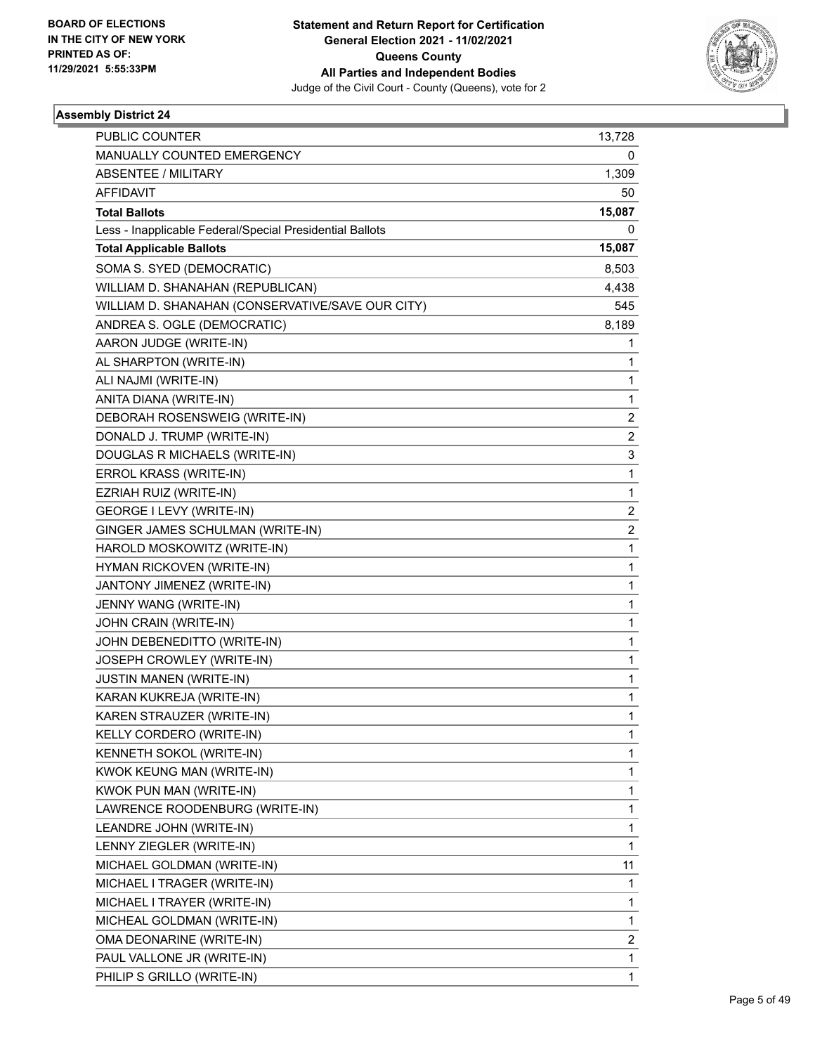**BOARD OF ELECTIONS IN THE CITY OF NEW YORK PRINTED AS OF: 11/29/2021 5:55:33PM**

**Statement and Return Report for Certification General Election 2021 - 11/02/2021 Queens County All Parties and Independent Bodies**

Judge of the Civil Court - County (Queens), vote for 2

### Assembly District 24

| | |
|---|---|
| PUBLIC COUNTER | 13,728 |
| MANUALLY COUNTED EMERGENCY | 0 |
| ABSENTEE / MILITARY | 1,309 |
| AFFIDAVIT | 50 |
| **Total Ballots** | **15,087** |
| Less - Inapplicable Federal/Special Presidential Ballots | 0 |
| **Total Applicable Ballots** | **15,087** |
| SOMA S. SYED (DEMOCRATIC) | 8,503 |
| WILLIAM D. SHANAHAN (REPUBLICAN) | 4,438 |
| WILLIAM D. SHANAHAN (CONSERVATIVE/SAVE OUR CITY) | 545 |
| ANDREA S. OGLE (DEMOCRATIC) | 8,189 |
| AARON JUDGE (WRITE-IN) | 1 |
| AL SHARPTON (WRITE-IN) | 1 |
| ALI NAJMI (WRITE-IN) | 1 |
| ANITA DIANA (WRITE-IN) | 1 |
| DEBORAH ROSENSWEIG (WRITE-IN) | 2 |
| DONALD J. TRUMP (WRITE-IN) | 2 |
| DOUGLAS R MICHAELS (WRITE-IN) | 3 |
| ERROL KRASS (WRITE-IN) | 1 |
| EZRIAH RUIZ (WRITE-IN) | 1 |
| GEORGE I LEVY (WRITE-IN) | 2 |
| GINGER JAMES SCHULMAN (WRITE-IN) | 2 |
| HAROLD MOSKOWITZ (WRITE-IN) | 1 |
| HYMAN RICKOVEN (WRITE-IN) | 1 |
| JANTONY JIMENEZ (WRITE-IN) | 1 |
| JENNY WANG (WRITE-IN) | 1 |
| JOHN CRAIN (WRITE-IN) | 1 |
| JOHN DEBENEDITTO (WRITE-IN) | 1 |
| JOSEPH CROWLEY (WRITE-IN) | 1 |
| JUSTIN MANEN (WRITE-IN) | 1 |
| KARAN KUKREJA (WRITE-IN) | 1 |
| KAREN STRAUZER (WRITE-IN) | 1 |
| KELLY CORDERO (WRITE-IN) | 1 |
| KENNETH SOKOL (WRITE-IN) | 1 |
| KWOK KEUNG MAN (WRITE-IN) | 1 |
| KWOK PUN MAN (WRITE-IN) | 1 |
| LAWRENCE ROODENBURG (WRITE-IN) | 1 |
| LEANDRE JOHN (WRITE-IN) | 1 |
| LENNY ZIEGLER (WRITE-IN) | 1 |
| MICHAEL GOLDMAN (WRITE-IN) | 11 |
| MICHAEL I TRAGER (WRITE-IN) | 1 |
| MICHAEL I TRAYER (WRITE-IN) | 1 |
| MICHEAL GOLDMAN (WRITE-IN) | 1 |
| OMA DEONARINE (WRITE-IN) | 2 |
| PAUL VALLONE JR (WRITE-IN) | 1 |
| PHILIP S GRILLO (WRITE-IN) | 1 |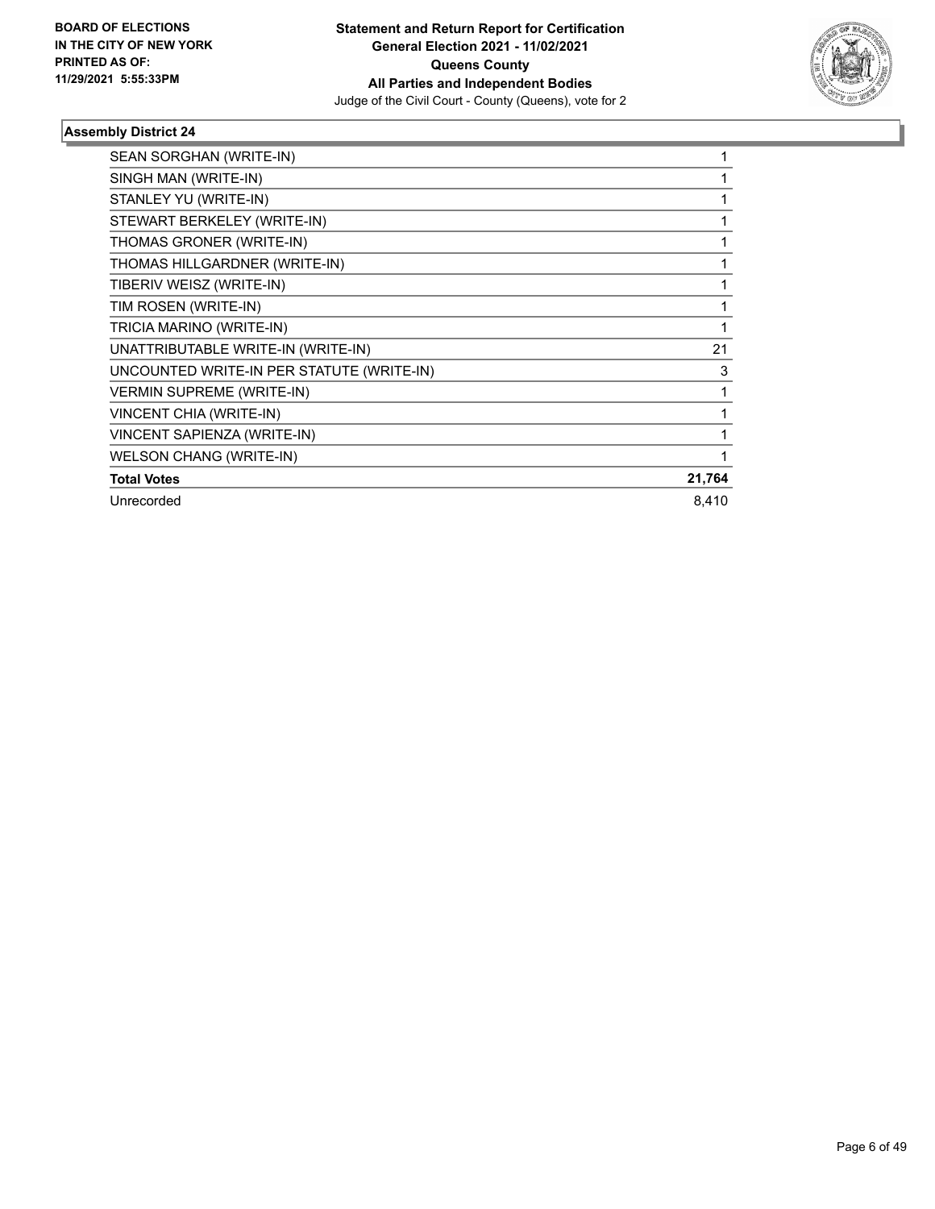**Statement and Return Report for Certification**
**General Election 2021 - 11/02/2021**
**Queens County**
**All Parties and Independent Bodies**
Judge of the Civil Court - County (Queens), vote for 2

BOARD OF ELECTIONS IN THE CITY OF NEW YORK PRINTED AS OF: 11/29/2021 5:55:33PM

## Assembly District 24

| | |
|---|---|
| SEAN SORGHAN (WRITE-IN) | 1 |
| SINGH MAN (WRITE-IN) | 1 |
| STANLEY YU (WRITE-IN) | 1 |
| STEWART BERKELEY (WRITE-IN) | 1 |
| THOMAS GRONER (WRITE-IN) | 1 |
| THOMAS HILLGARDNER (WRITE-IN) | 1 |
| TIBERIV WEISZ (WRITE-IN) | 1 |
| TIM ROSEN (WRITE-IN) | 1 |
| TRICIA MARINO (WRITE-IN) | 1 |
| UNATTRIBUTABLE WRITE-IN (WRITE-IN) | 21 |
| UNCOUNTED WRITE-IN PER STATUTE (WRITE-IN) | 3 |
| VERMIN SUPREME (WRITE-IN) | 1 |
| VINCENT CHIA (WRITE-IN) | 1 |
| VINCENT SAPIENZA (WRITE-IN) | 1 |
| WELSON CHANG (WRITE-IN) | 1 |
| **Total Votes** | **21,764** |
| Unrecorded | 8,410 |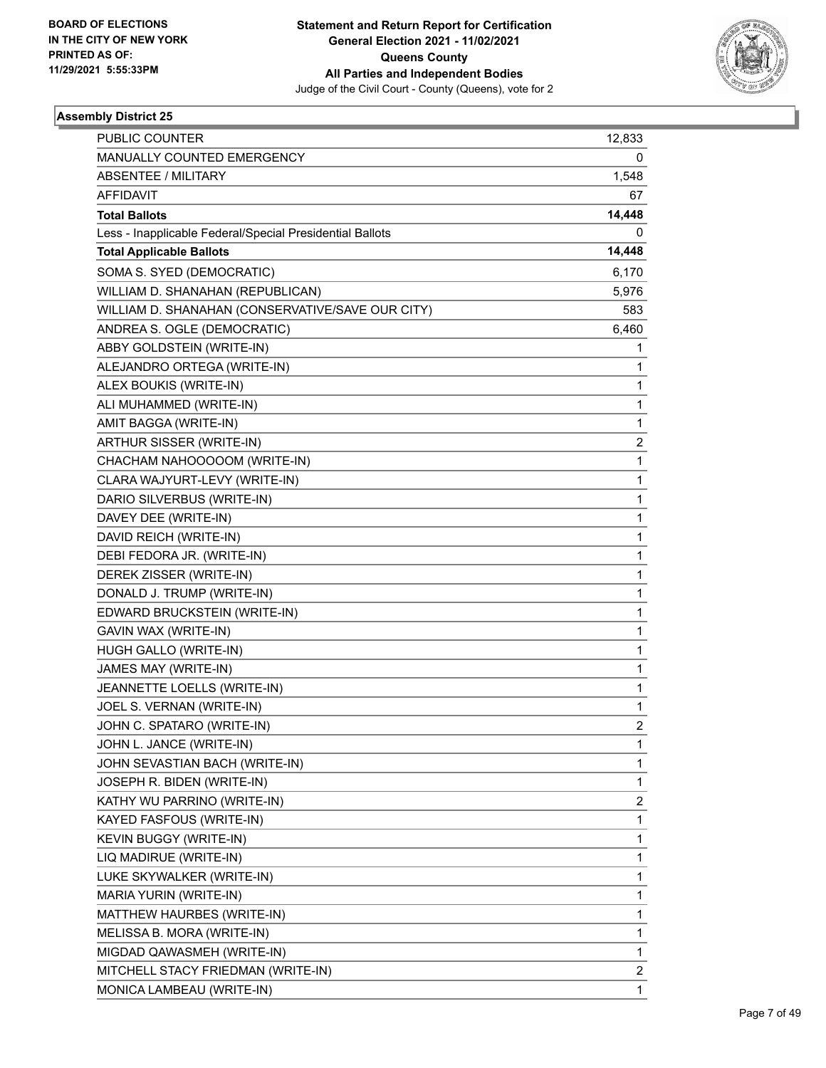**Statement and Return Report for Certification**
**General Election 2021 - 11/02/2021**
**Queens County**
**All Parties and Independent Bodies**
Judge of the Civil Court - County (Queens), vote for 2

BOARD OF ELECTIONS
IN THE CITY OF NEW YORK
PRINTED AS OF:
11/29/2021 5:55:33PM

### Assembly District 25

| | |
|---|---|
| PUBLIC COUNTER | 12,833 |
| MANUALLY COUNTED EMERGENCY | 0 |
| ABSENTEE / MILITARY | 1,548 |
| AFFIDAVIT | 67 |
| **Total Ballots** | **14,448** |
| Less - Inapplicable Federal/Special Presidential Ballots | 0 |
| **Total Applicable Ballots** | **14,448** |
| SOMA S. SYED (DEMOCRATIC) | 6,170 |
| WILLIAM D. SHANAHAN (REPUBLICAN) | 5,976 |
| WILLIAM D. SHANAHAN (CONSERVATIVE/SAVE OUR CITY) | 583 |
| ANDREA S. OGLE (DEMOCRATIC) | 6,460 |
| ABBY GOLDSTEIN (WRITE-IN) | 1 |
| ALEJANDRO ORTEGA (WRITE-IN) | 1 |
| ALEX BOUKIS (WRITE-IN) | 1 |
| ALI MUHAMMED (WRITE-IN) | 1 |
| AMIT BAGGA (WRITE-IN) | 1 |
| ARTHUR SISSER (WRITE-IN) | 2 |
| CHACHAM NAHOOOOOM (WRITE-IN) | 1 |
| CLARA WAJYURT-LEVY (WRITE-IN) | 1 |
| DARIO SILVERBUS (WRITE-IN) | 1 |
| DAVEY DEE (WRITE-IN) | 1 |
| DAVID REICH (WRITE-IN) | 1 |
| DEBI FEDORA JR. (WRITE-IN) | 1 |
| DEREK ZISSER (WRITE-IN) | 1 |
| DONALD J. TRUMP (WRITE-IN) | 1 |
| EDWARD BRUCKSTEIN (WRITE-IN) | 1 |
| GAVIN WAX (WRITE-IN) | 1 |
| HUGH GALLO (WRITE-IN) | 1 |
| JAMES MAY (WRITE-IN) | 1 |
| JEANNETTE LOELLS (WRITE-IN) | 1 |
| JOEL S. VERNAN (WRITE-IN) | 1 |
| JOHN C. SPATARO (WRITE-IN) | 2 |
| JOHN L. JANCE (WRITE-IN) | 1 |
| JOHN SEVASTIAN BACH (WRITE-IN) | 1 |
| JOSEPH R. BIDEN (WRITE-IN) | 1 |
| KATHY WU PARRINO (WRITE-IN) | 2 |
| KAYED FASFOUS (WRITE-IN) | 1 |
| KEVIN BUGGY (WRITE-IN) | 1 |
| LIQ MADIRUE (WRITE-IN) | 1 |
| LUKE SKYWALKER (WRITE-IN) | 1 |
| MARIA YURIN (WRITE-IN) | 1 |
| MATTHEW HAURBES (WRITE-IN) | 1 |
| MELISSA B. MORA (WRITE-IN) | 1 |
| MIGDAD QAWASMEH (WRITE-IN) | 1 |
| MITCHELL STACY FRIEDMAN (WRITE-IN) | 2 |
| MONICA LAMBEAU (WRITE-IN) | 1 |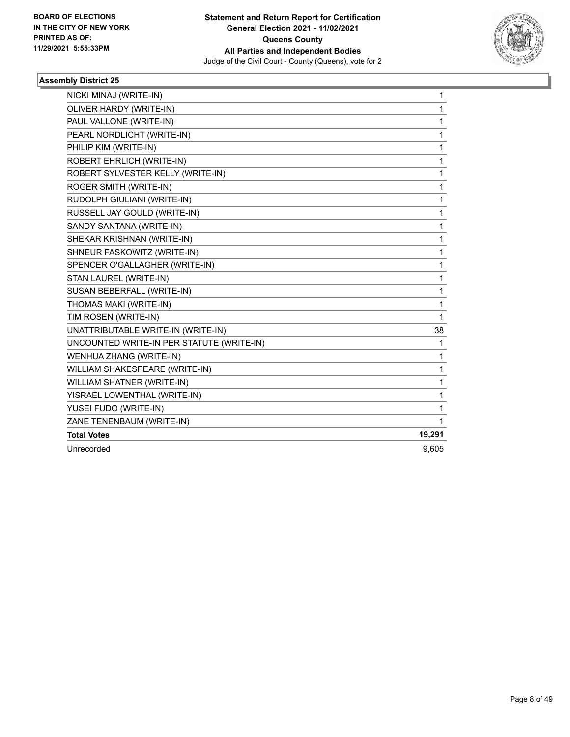BOARD OF ELECTIONS
IN THE CITY OF NEW YORK
PRINTED AS OF:
11/29/2021 5:55:33PM

**Statement and Return Report for Certification**
**General Election 2021 - 11/02/2021**
**Queens County**
**All Parties and Independent Bodies**
Judge of the Civil Court - County (Queens), vote for 2

### Assembly District 25

| Candidate | Votes |
|---|---|
| NICKI MINAJ (WRITE-IN) | 1 |
| OLIVER HARDY (WRITE-IN) | 1 |
| PAUL VALLONE (WRITE-IN) | 1 |
| PEARL NORDLICHT (WRITE-IN) | 1 |
| PHILIP KIM (WRITE-IN) | 1 |
| ROBERT EHRLICH (WRITE-IN) | 1 |
| ROBERT SYLVESTER KELLY (WRITE-IN) | 1 |
| ROGER SMITH (WRITE-IN) | 1 |
| RUDOLPH GIULIANI (WRITE-IN) | 1 |
| RUSSELL JAY GOULD (WRITE-IN) | 1 |
| SANDY SANTANA (WRITE-IN) | 1 |
| SHEKAR KRISHNAN (WRITE-IN) | 1 |
| SHNEUR FASKOWITZ (WRITE-IN) | 1 |
| SPENCER O'GALLAGHER (WRITE-IN) | 1 |
| STAN LAUREL (WRITE-IN) | 1 |
| SUSAN BEBERFALL (WRITE-IN) | 1 |
| THOMAS MAKI (WRITE-IN) | 1 |
| TIM ROSEN (WRITE-IN) | 1 |
| UNATTRIBUTABLE WRITE-IN (WRITE-IN) | 38 |
| UNCOUNTED WRITE-IN PER STATUTE (WRITE-IN) | 1 |
| WENHUA ZHANG (WRITE-IN) | 1 |
| WILLIAM SHAKESPEARE (WRITE-IN) | 1 |
| WILLIAM SHATNER (WRITE-IN) | 1 |
| YISRAEL LOWENTHAL (WRITE-IN) | 1 |
| YUSEI FUDO (WRITE-IN) | 1 |
| ZANE TENENBAUM (WRITE-IN) | 1 |
| **Total Votes** | **19,291** |
| Unrecorded | 9,605 |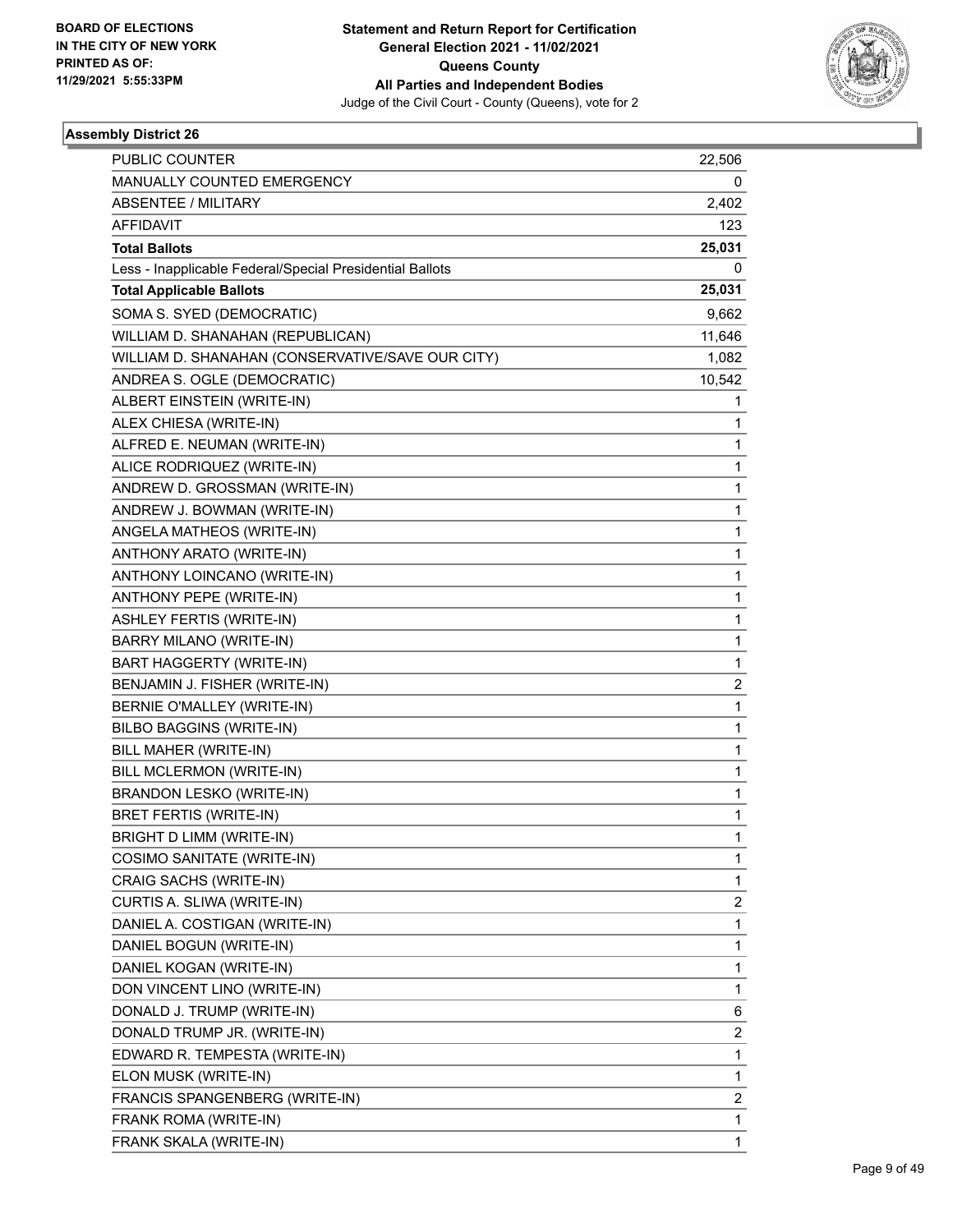## Assembly District 26

| | |
|---|---|
| PUBLIC COUNTER | 22,506 |
| MANUALLY COUNTED EMERGENCY | 0 |
| ABSENTEE / MILITARY | 2,402 |
| AFFIDAVIT | 123 |
| **Total Ballots** | **25,031** |
| Less - Inapplicable Federal/Special Presidential Ballots | 0 |
| **Total Applicable Ballots** | **25,031** |
| SOMA S. SYED (DEMOCRATIC) | 9,662 |
| WILLIAM D. SHANAHAN (REPUBLICAN) | 11,646 |
| WILLIAM D. SHANAHAN (CONSERVATIVE/SAVE OUR CITY) | 1,082 |
| ANDREA S. OGLE (DEMOCRATIC) | 10,542 |
| ALBERT EINSTEIN (WRITE-IN) | 1 |
| ALEX CHIESA (WRITE-IN) | 1 |
| ALFRED E. NEUMAN (WRITE-IN) | 1 |
| ALICE RODRIQUEZ (WRITE-IN) | 1 |
| ANDREW D. GROSSMAN (WRITE-IN) | 1 |
| ANDREW J. BOWMAN (WRITE-IN) | 1 |
| ANGELA MATHEOS (WRITE-IN) | 1 |
| ANTHONY ARATO (WRITE-IN) | 1 |
| ANTHONY LOINCANO (WRITE-IN) | 1 |
| ANTHONY PEPE (WRITE-IN) | 1 |
| ASHLEY FERTIS (WRITE-IN) | 1 |
| BARRY MILANO (WRITE-IN) | 1 |
| BART HAGGERTY (WRITE-IN) | 1 |
| BENJAMIN J. FISHER (WRITE-IN) | 2 |
| BERNIE O'MALLEY (WRITE-IN) | 1 |
| BILBO BAGGINS (WRITE-IN) | 1 |
| BILL MAHER (WRITE-IN) | 1 |
| BILL MCLERMON (WRITE-IN) | 1 |
| BRANDON LESKO (WRITE-IN) | 1 |
| BRET FERTIS (WRITE-IN) | 1 |
| BRIGHT D LIMM (WRITE-IN) | 1 |
| COSIMO SANITATE (WRITE-IN) | 1 |
| CRAIG SACHS (WRITE-IN) | 1 |
| CURTIS A. SLIWA (WRITE-IN) | 2 |
| DANIEL A. COSTIGAN (WRITE-IN) | 1 |
| DANIEL BOGUN (WRITE-IN) | 1 |
| DANIEL KOGAN (WRITE-IN) | 1 |
| DON VINCENT LINO (WRITE-IN) | 1 |
| DONALD J. TRUMP (WRITE-IN) | 6 |
| DONALD TRUMP JR. (WRITE-IN) | 2 |
| EDWARD R. TEMPESTA (WRITE-IN) | 1 |
| ELON MUSK (WRITE-IN) | 1 |
| FRANCIS SPANGENBERG (WRITE-IN) | 2 |
| FRANK ROMA (WRITE-IN) | 1 |
| FRANK SKALA (WRITE-IN) | 1 |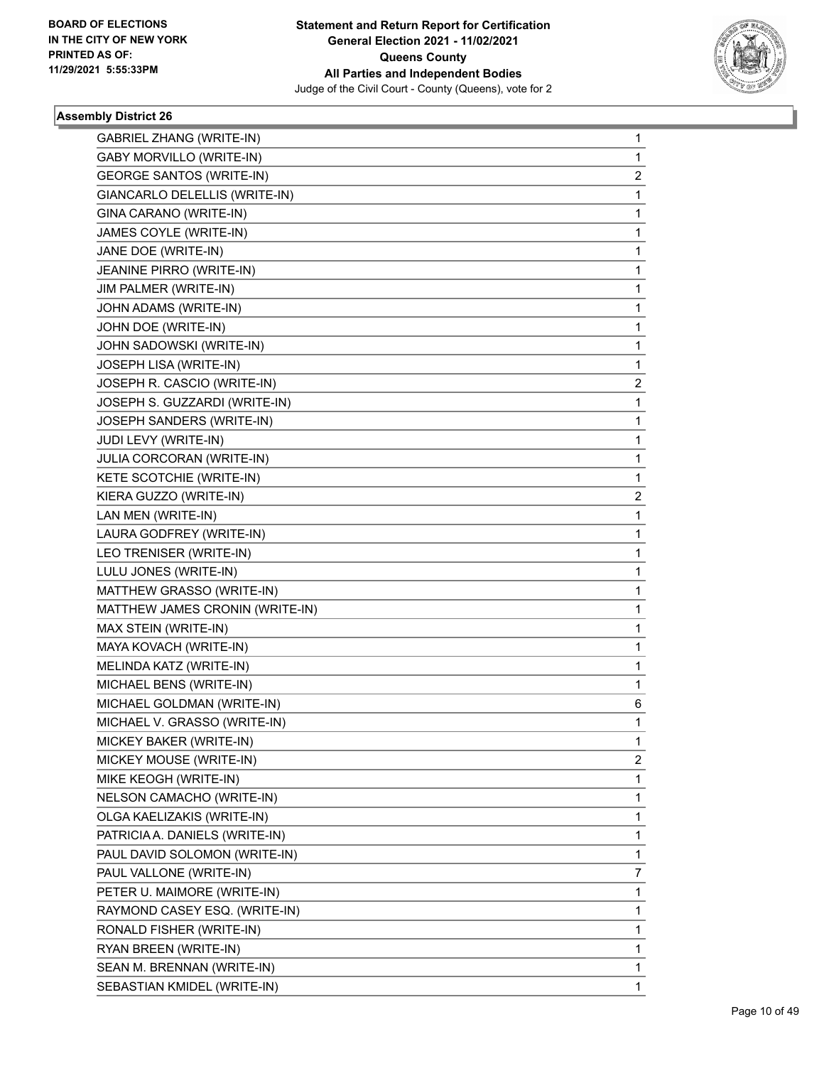BOARD OF ELECTIONS
IN THE CITY OF NEW YORK
PRINTED AS OF:
11/29/2021 5:55:33PM

**Statement and Return Report for Certification**
**General Election 2021 - 11/02/2021**
**Queens County**
**All Parties and Independent Bodies**
Judge of the Civil Court - County (Queens), vote for 2

### Assembly District 26

| Candidate | Votes |
|---|---|
| GABRIEL ZHANG (WRITE-IN) | 1 |
| GABY MORVILLO (WRITE-IN) | 1 |
| GEORGE SANTOS (WRITE-IN) | 2 |
| GIANCARLO DELELLIS (WRITE-IN) | 1 |
| GINA CARANO (WRITE-IN) | 1 |
| JAMES COYLE (WRITE-IN) | 1 |
| JANE DOE (WRITE-IN) | 1 |
| JEANINE PIRRO (WRITE-IN) | 1 |
| JIM PALMER (WRITE-IN) | 1 |
| JOHN ADAMS (WRITE-IN) | 1 |
| JOHN DOE (WRITE-IN) | 1 |
| JOHN SADOWSKI (WRITE-IN) | 1 |
| JOSEPH LISA (WRITE-IN) | 1 |
| JOSEPH R. CASCIO (WRITE-IN) | 2 |
| JOSEPH S. GUZZARDI (WRITE-IN) | 1 |
| JOSEPH SANDERS (WRITE-IN) | 1 |
| JUDI LEVY (WRITE-IN) | 1 |
| JULIA CORCORAN (WRITE-IN) | 1 |
| KETE SCOTCHIE (WRITE-IN) | 1 |
| KIERA GUZZO (WRITE-IN) | 2 |
| LAN MEN (WRITE-IN) | 1 |
| LAURA GODFREY (WRITE-IN) | 1 |
| LEO TRENISER (WRITE-IN) | 1 |
| LULU JONES (WRITE-IN) | 1 |
| MATTHEW GRASSO (WRITE-IN) | 1 |
| MATTHEW JAMES CRONIN (WRITE-IN) | 1 |
| MAX STEIN (WRITE-IN) | 1 |
| MAYA KOVACH (WRITE-IN) | 1 |
| MELINDA KATZ (WRITE-IN) | 1 |
| MICHAEL BENS (WRITE-IN) | 1 |
| MICHAEL GOLDMAN (WRITE-IN) | 6 |
| MICHAEL V. GRASSO (WRITE-IN) | 1 |
| MICKEY BAKER (WRITE-IN) | 1 |
| MICKEY MOUSE (WRITE-IN) | 2 |
| MIKE KEOGH (WRITE-IN) | 1 |
| NELSON CAMACHO (WRITE-IN) | 1 |
| OLGA KAELIZAKIS (WRITE-IN) | 1 |
| PATRICIA A. DANIELS (WRITE-IN) | 1 |
| PAUL DAVID SOLOMON (WRITE-IN) | 1 |
| PAUL VALLONE (WRITE-IN) | 7 |
| PETER U. MAIMORE (WRITE-IN) | 1 |
| RAYMOND CASEY ESQ. (WRITE-IN) | 1 |
| RONALD FISHER (WRITE-IN) | 1 |
| RYAN BREEN (WRITE-IN) | 1 |
| SEAN M. BRENNAN (WRITE-IN) | 1 |
| SEBASTIAN KMIDEL (WRITE-IN) | 1 |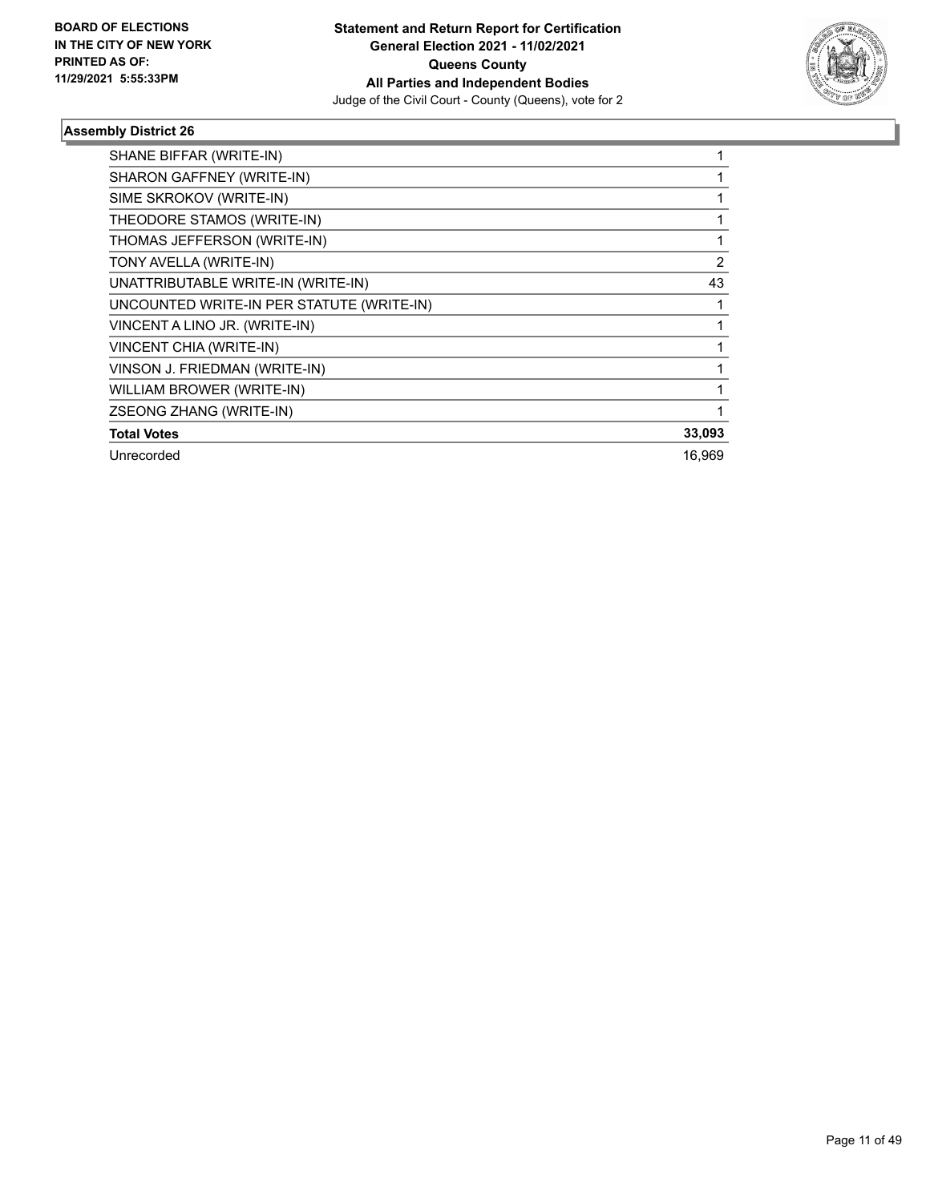**Assembly District 26**

| | |
|---|---|
| SHANE BIFFAR (WRITE-IN) | 1 |
| SHARON GAFFNEY (WRITE-IN) | 1 |
| SIME SKROKOV (WRITE-IN) | 1 |
| THEODORE STAMOS (WRITE-IN) | 1 |
| THOMAS JEFFERSON (WRITE-IN) | 1 |
| TONY AVELLA (WRITE-IN) | 2 |
| UNATTRIBUTABLE WRITE-IN (WRITE-IN) | 43 |
| UNCOUNTED WRITE-IN PER STATUTE (WRITE-IN) | 1 |
| VINCENT A LINO JR. (WRITE-IN) | 1 |
| VINCENT CHIA (WRITE-IN) | 1 |
| VINSON J. FRIEDMAN (WRITE-IN) | 1 |
| WILLIAM BROWER (WRITE-IN) | 1 |
| ZSEONG ZHANG (WRITE-IN) | 1 |
| **Total Votes** | **33,093** |
| Unrecorded | 16,969 |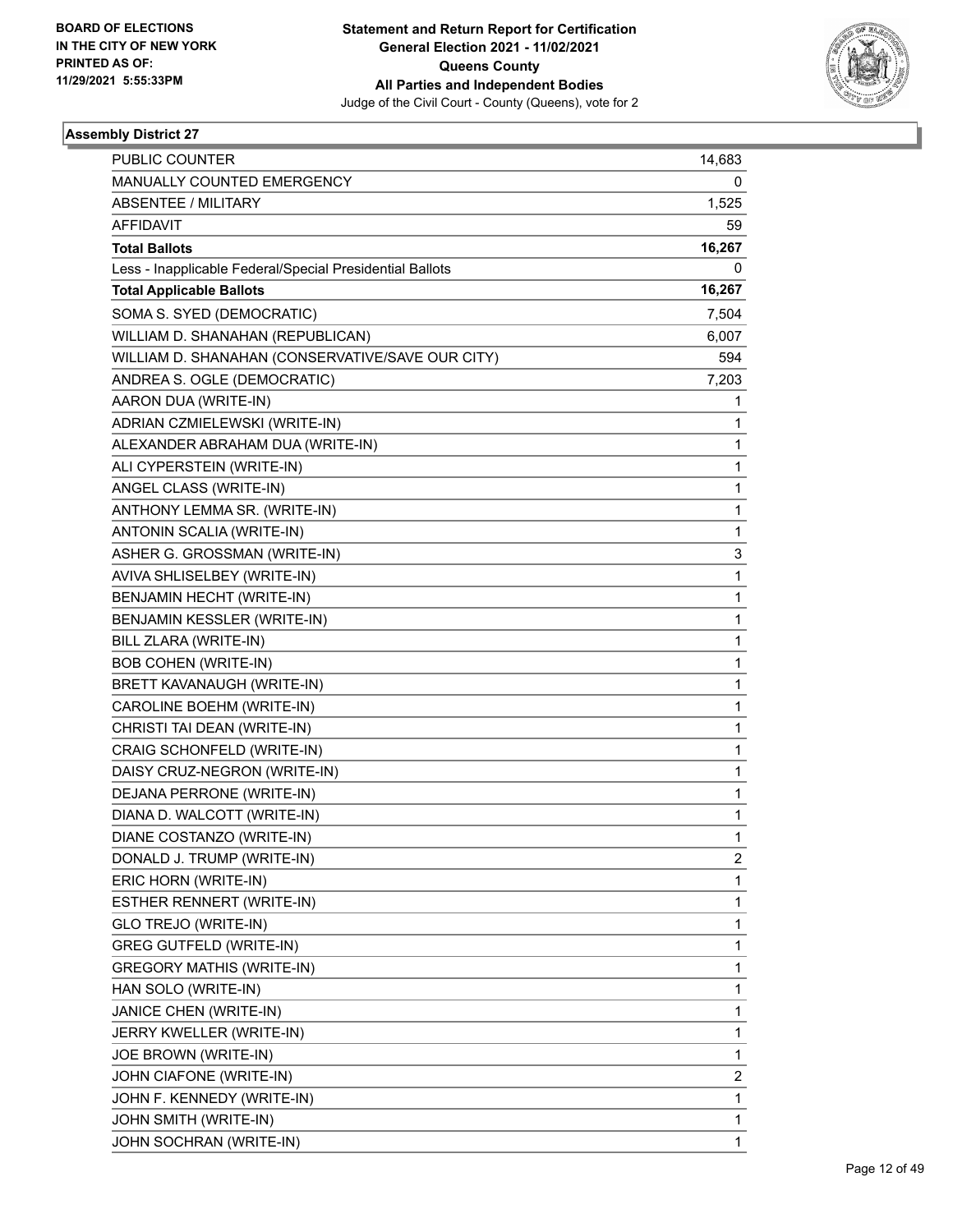**BOARD OF ELECTIONS IN THE CITY OF NEW YORK PRINTED AS OF: 11/29/2021 5:55:33PM**

**Statement and Return Report for Certification General Election 2021 - 11/02/2021 Queens County All Parties and Independent Bodies**
Judge of the Civil Court - County (Queens), vote for 2

**Assembly District 27**

| | |
|---|---|
| PUBLIC COUNTER | 14,683 |
| MANUALLY COUNTED EMERGENCY | 0 |
| ABSENTEE / MILITARY | 1,525 |
| AFFIDAVIT | 59 |
| **Total Ballots** | **16,267** |
| Less - Inapplicable Federal/Special Presidential Ballots | 0 |
| **Total Applicable Ballots** | **16,267** |
| SOMA S. SYED (DEMOCRATIC) | 7,504 |
| WILLIAM D. SHANAHAN (REPUBLICAN) | 6,007 |
| WILLIAM D. SHANAHAN (CONSERVATIVE/SAVE OUR CITY) | 594 |
| ANDREA S. OGLE (DEMOCRATIC) | 7,203 |
| AARON DUA (WRITE-IN) | 1 |
| ADRIAN CZMIELEWSKI (WRITE-IN) | 1 |
| ALEXANDER ABRAHAM DUA (WRITE-IN) | 1 |
| ALI CYPERSTEIN (WRITE-IN) | 1 |
| ANGEL CLASS (WRITE-IN) | 1 |
| ANTHONY LEMMA SR. (WRITE-IN) | 1 |
| ANTONIN SCALIA (WRITE-IN) | 1 |
| ASHER G. GROSSMAN (WRITE-IN) | 3 |
| AVIVA SHLISELBEY (WRITE-IN) | 1 |
| BENJAMIN HECHT (WRITE-IN) | 1 |
| BENJAMIN KESSLER (WRITE-IN) | 1 |
| BILL ZLARA (WRITE-IN) | 1 |
| BOB COHEN (WRITE-IN) | 1 |
| BRETT KAVANAUGH (WRITE-IN) | 1 |
| CAROLINE BOEHM (WRITE-IN) | 1 |
| CHRISTI TAI DEAN (WRITE-IN) | 1 |
| CRAIG SCHONFELD (WRITE-IN) | 1 |
| DAISY CRUZ-NEGRON (WRITE-IN) | 1 |
| DEJANA PERRONE (WRITE-IN) | 1 |
| DIANA D. WALCOTT (WRITE-IN) | 1 |
| DIANE COSTANZO (WRITE-IN) | 1 |
| DONALD J. TRUMP (WRITE-IN) | 2 |
| ERIC HORN (WRITE-IN) | 1 |
| ESTHER RENNERT (WRITE-IN) | 1 |
| GLO TREJO (WRITE-IN) | 1 |
| GREG GUTFELD (WRITE-IN) | 1 |
| GREGORY MATHIS (WRITE-IN) | 1 |
| HAN SOLO (WRITE-IN) | 1 |
| JANICE CHEN (WRITE-IN) | 1 |
| JERRY KWELLER (WRITE-IN) | 1 |
| JOE BROWN (WRITE-IN) | 1 |
| JOHN CIAFONE (WRITE-IN) | 2 |
| JOHN F. KENNEDY (WRITE-IN) | 1 |
| JOHN SMITH (WRITE-IN) | 1 |
| JOHN SOCHRAN (WRITE-IN) | 1 |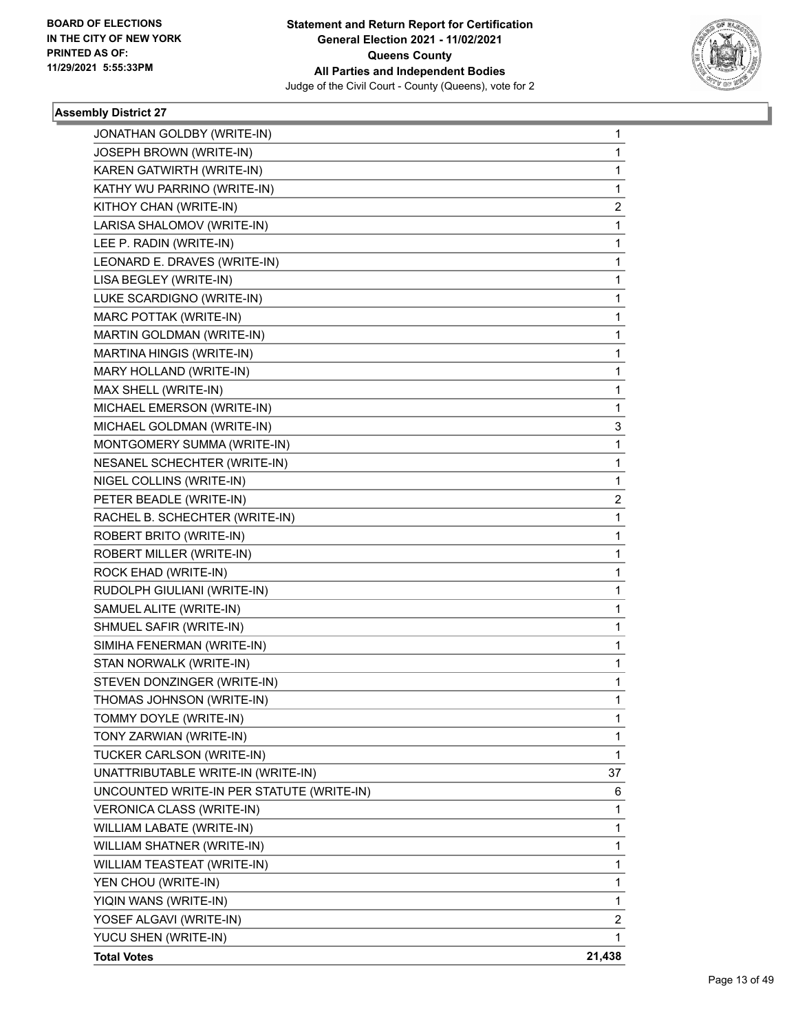**BOARD OF ELECTIONS IN THE CITY OF NEW YORK PRINTED AS OF: 11/29/2021 5:55:33PM**

**Statement and Return Report for Certification General Election 2021 - 11/02/2021 Queens County All Parties and Independent Bodies**
Judge of the Civil Court - County (Queens), vote for 2

### Assembly District 27

| | |
|---|---|
| JONATHAN GOLDBY (WRITE-IN) | 1 |
| JOSEPH BROWN (WRITE-IN) | 1 |
| KAREN GATWIRTH (WRITE-IN) | 1 |
| KATHY WU PARRINO (WRITE-IN) | 1 |
| KITHOY CHAN (WRITE-IN) | 2 |
| LARISA SHALOMOV (WRITE-IN) | 1 |
| LEE P. RADIN (WRITE-IN) | 1 |
| LEONARD E. DRAVES (WRITE-IN) | 1 |
| LISA BEGLEY (WRITE-IN) | 1 |
| LUKE SCARDIGNO (WRITE-IN) | 1 |
| MARC POTTAK (WRITE-IN) | 1 |
| MARTIN GOLDMAN (WRITE-IN) | 1 |
| MARTINA HINGIS (WRITE-IN) | 1 |
| MARY HOLLAND (WRITE-IN) | 1 |
| MAX SHELL (WRITE-IN) | 1 |
| MICHAEL EMERSON (WRITE-IN) | 1 |
| MICHAEL GOLDMAN (WRITE-IN) | 3 |
| MONTGOMERY SUMMA (WRITE-IN) | 1 |
| NESANEL SCHECHTER (WRITE-IN) | 1 |
| NIGEL COLLINS (WRITE-IN) | 1 |
| PETER BEADLE (WRITE-IN) | 2 |
| RACHEL B. SCHECHTER (WRITE-IN) | 1 |
| ROBERT BRITO (WRITE-IN) | 1 |
| ROBERT MILLER (WRITE-IN) | 1 |
| ROCK EHAD (WRITE-IN) | 1 |
| RUDOLPH GIULIANI (WRITE-IN) | 1 |
| SAMUEL ALITE (WRITE-IN) | 1 |
| SHMUEL SAFIR (WRITE-IN) | 1 |
| SIMIHA FENERMAN (WRITE-IN) | 1 |
| STAN NORWALK (WRITE-IN) | 1 |
| STEVEN DONZINGER (WRITE-IN) | 1 |
| THOMAS JOHNSON (WRITE-IN) | 1 |
| TOMMY DOYLE (WRITE-IN) | 1 |
| TONY ZARWIAN (WRITE-IN) | 1 |
| TUCKER CARLSON (WRITE-IN) | 1 |
| UNATTRIBUTABLE WRITE-IN (WRITE-IN) | 37 |
| UNCOUNTED WRITE-IN PER STATUTE (WRITE-IN) | 6 |
| VERONICA CLASS (WRITE-IN) | 1 |
| WILLIAM LABATE (WRITE-IN) | 1 |
| WILLIAM SHATNER (WRITE-IN) | 1 |
| WILLIAM TEASTEAT (WRITE-IN) | 1 |
| YEN CHOU (WRITE-IN) | 1 |
| YIQIN WANS (WRITE-IN) | 1 |
| YOSEF ALGAVI (WRITE-IN) | 2 |
| YUCU SHEN (WRITE-IN) | 1 |
| **Total Votes** | **21,438** |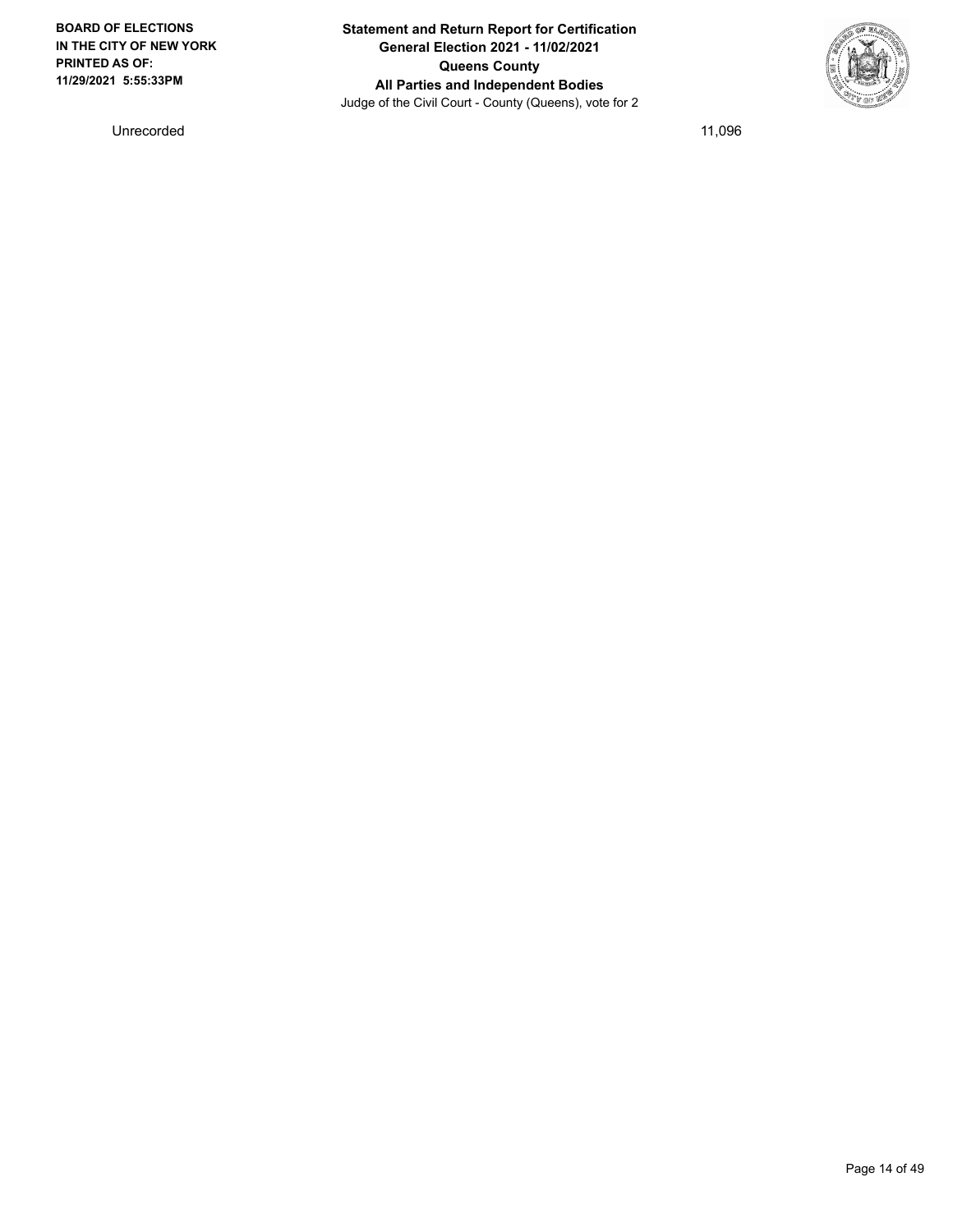| | |
|---|---|
| Unrecorded | 11,096 |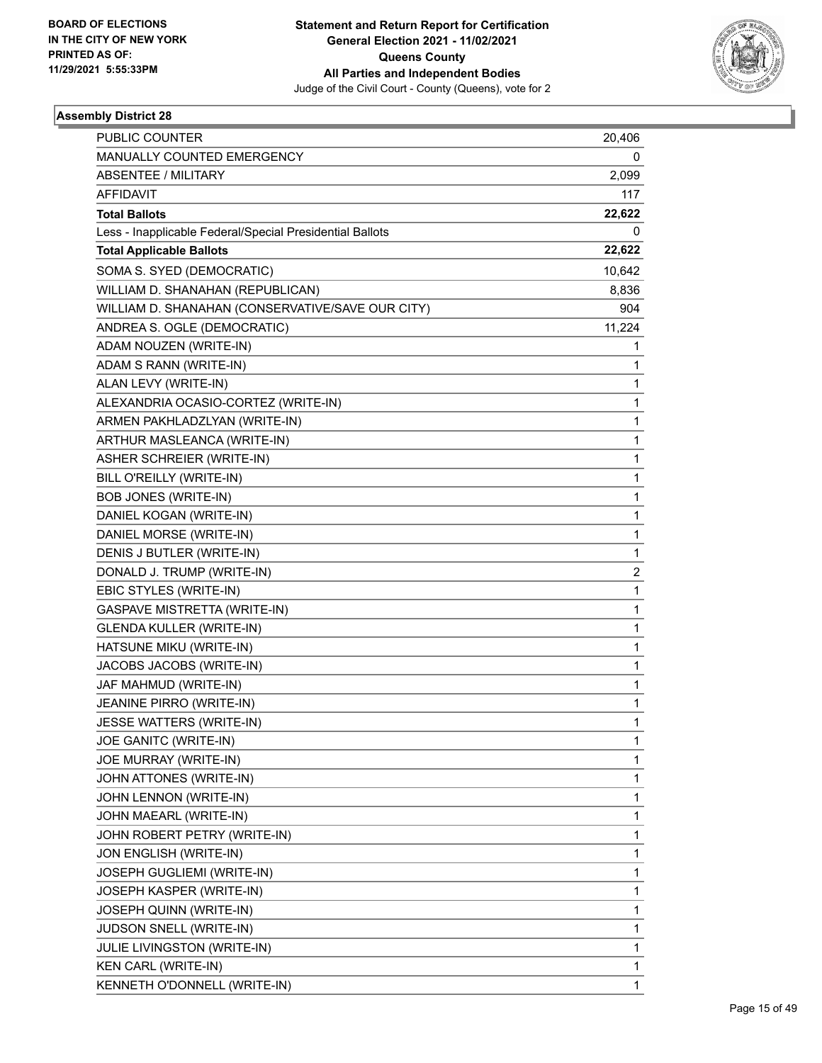**Assembly District 28**

| | |
|---|---|
| PUBLIC COUNTER | 20,406 |
| MANUALLY COUNTED EMERGENCY | 0 |
| ABSENTEE / MILITARY | 2,099 |
| AFFIDAVIT | 117 |
| **Total Ballots** | **22,622** |
| Less - Inapplicable Federal/Special Presidential Ballots | 0 |
| **Total Applicable Ballots** | **22,622** |
| SOMA S. SYED (DEMOCRATIC) | 10,642 |
| WILLIAM D. SHANAHAN (REPUBLICAN) | 8,836 |
| WILLIAM D. SHANAHAN (CONSERVATIVE/SAVE OUR CITY) | 904 |
| ANDREA S. OGLE (DEMOCRATIC) | 11,224 |
| ADAM NOUZEN (WRITE-IN) | 1 |
| ADAM S RANN (WRITE-IN) | 1 |
| ALAN LEVY (WRITE-IN) | 1 |
| ALEXANDRIA OCASIO-CORTEZ (WRITE-IN) | 1 |
| ARMEN PAKHLADZLYAN (WRITE-IN) | 1 |
| ARTHUR MASLEANCA (WRITE-IN) | 1 |
| ASHER SCHREIER (WRITE-IN) | 1 |
| BILL O'REILLY (WRITE-IN) | 1 |
| BOB JONES (WRITE-IN) | 1 |
| DANIEL KOGAN (WRITE-IN) | 1 |
| DANIEL MORSE (WRITE-IN) | 1 |
| DENIS J BUTLER (WRITE-IN) | 1 |
| DONALD J. TRUMP (WRITE-IN) | 2 |
| EBIC STYLES (WRITE-IN) | 1 |
| GASPAVE MISTRETTA (WRITE-IN) | 1 |
| GLENDA KULLER (WRITE-IN) | 1 |
| HATSUNE MIKU (WRITE-IN) | 1 |
| JACOBS JACOBS (WRITE-IN) | 1 |
| JAF MAHMUD (WRITE-IN) | 1 |
| JEANINE PIRRO (WRITE-IN) | 1 |
| JESSE WATTERS (WRITE-IN) | 1 |
| JOE GANITC (WRITE-IN) | 1 |
| JOE MURRAY (WRITE-IN) | 1 |
| JOHN ATTONES (WRITE-IN) | 1 |
| JOHN LENNON (WRITE-IN) | 1 |
| JOHN MAEARL (WRITE-IN) | 1 |
| JOHN ROBERT PETRY (WRITE-IN) | 1 |
| JON ENGLISH (WRITE-IN) | 1 |
| JOSEPH GUGLIEMI (WRITE-IN) | 1 |
| JOSEPH KASPER (WRITE-IN) | 1 |
| JOSEPH QUINN (WRITE-IN) | 1 |
| JUDSON SNELL (WRITE-IN) | 1 |
| JULIE LIVINGSTON (WRITE-IN) | 1 |
| KEN CARL (WRITE-IN) | 1 |
| KENNETH O'DONNELL (WRITE-IN) | 1 |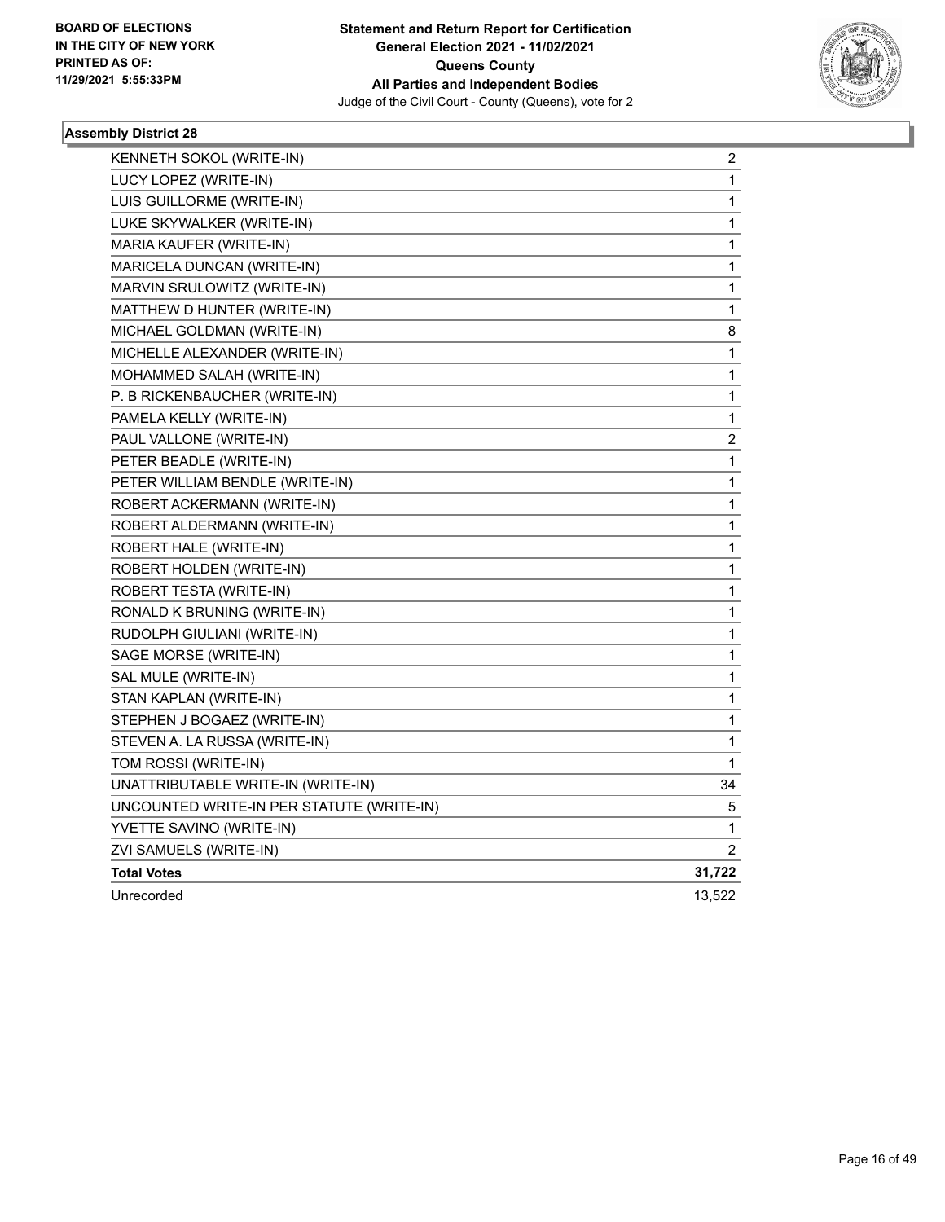BOARD OF ELECTIONS
IN THE CITY OF NEW YORK
PRINTED AS OF:
11/29/2021 5:55:33PM

**Statement and Return Report for Certification**
**General Election 2021 - 11/02/2021**
**Queens County**
**All Parties and Independent Bodies**
Judge of the Civil Court - County (Queens), vote for 2

### Assembly District 28

| | |
|---|---|
| KENNETH SOKOL (WRITE-IN) | 2 |
| LUCY LOPEZ (WRITE-IN) | 1 |
| LUIS GUILLORME (WRITE-IN) | 1 |
| LUKE SKYWALKER (WRITE-IN) | 1 |
| MARIA KAUFER (WRITE-IN) | 1 |
| MARICELA DUNCAN (WRITE-IN) | 1 |
| MARVIN SRULOWITZ (WRITE-IN) | 1 |
| MATTHEW D HUNTER (WRITE-IN) | 1 |
| MICHAEL GOLDMAN (WRITE-IN) | 8 |
| MICHELLE ALEXANDER (WRITE-IN) | 1 |
| MOHAMMED SALAH (WRITE-IN) | 1 |
| P. B RICKENBAUCHER (WRITE-IN) | 1 |
| PAMELA KELLY (WRITE-IN) | 1 |
| PAUL VALLONE (WRITE-IN) | 2 |
| PETER BEADLE (WRITE-IN) | 1 |
| PETER WILLIAM BENDLE (WRITE-IN) | 1 |
| ROBERT ACKERMANN (WRITE-IN) | 1 |
| ROBERT ALDERMANN (WRITE-IN) | 1 |
| ROBERT HALE (WRITE-IN) | 1 |
| ROBERT HOLDEN (WRITE-IN) | 1 |
| ROBERT TESTA (WRITE-IN) | 1 |
| RONALD K BRUNING (WRITE-IN) | 1 |
| RUDOLPH GIULIANI (WRITE-IN) | 1 |
| SAGE MORSE (WRITE-IN) | 1 |
| SAL MULE (WRITE-IN) | 1 |
| STAN KAPLAN (WRITE-IN) | 1 |
| STEPHEN J BOGAEZ (WRITE-IN) | 1 |
| STEVEN A. LA RUSSA (WRITE-IN) | 1 |
| TOM ROSSI (WRITE-IN) | 1 |
| UNATTRIBUTABLE WRITE-IN (WRITE-IN) | 34 |
| UNCOUNTED WRITE-IN PER STATUTE (WRITE-IN) | 5 |
| YVETTE SAVINO (WRITE-IN) | 1 |
| ZVI SAMUELS (WRITE-IN) | 2 |
| **Total Votes** | **31,722** |
| Unrecorded | 13,522 |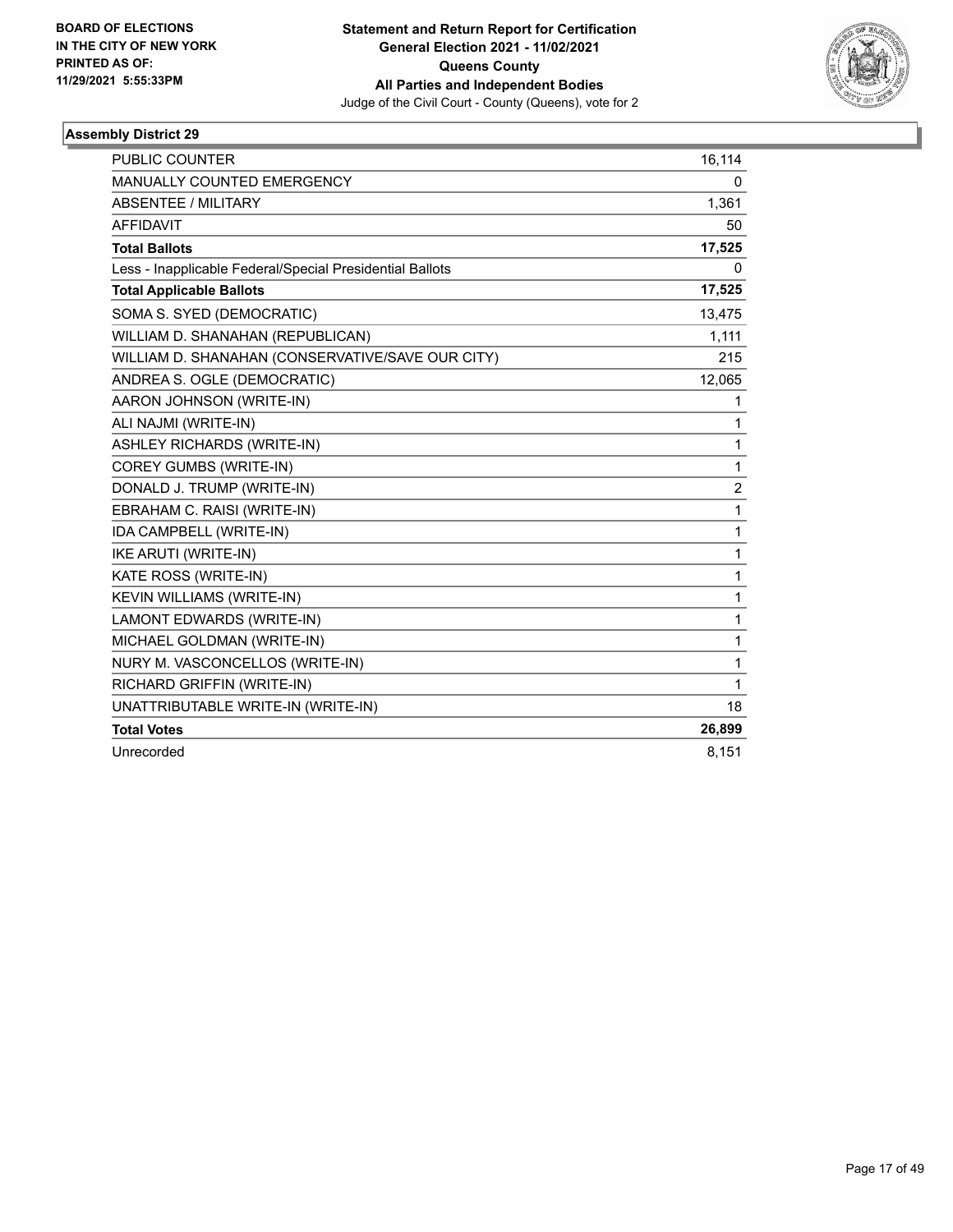**BOARD OF ELECTIONS IN THE CITY OF NEW YORK PRINTED AS OF: 11/29/2021 5:55:33PM**

**Statement and Return Report for Certification General Election 2021 - 11/02/2021 Queens County All Parties and Independent Bodies**

Judge of the Civil Court - County (Queens), vote for 2

### Assembly District 29

| | |
|---|---|
| PUBLIC COUNTER | 16,114 |
| MANUALLY COUNTED EMERGENCY | 0 |
| ABSENTEE / MILITARY | 1,361 |
| AFFIDAVIT | 50 |
| **Total Ballots** | **17,525** |
| Less - Inapplicable Federal/Special Presidential Ballots | 0 |
| **Total Applicable Ballots** | **17,525** |
| SOMA S. SYED (DEMOCRATIC) | 13,475 |
| WILLIAM D. SHANAHAN (REPUBLICAN) | 1,111 |
| WILLIAM D. SHANAHAN (CONSERVATIVE/SAVE OUR CITY) | 215 |
| ANDREA S. OGLE (DEMOCRATIC) | 12,065 |
| AARON JOHNSON (WRITE-IN) | 1 |
| ALI NAJMI (WRITE-IN) | 1 |
| ASHLEY RICHARDS (WRITE-IN) | 1 |
| COREY GUMBS (WRITE-IN) | 1 |
| DONALD J. TRUMP (WRITE-IN) | 2 |
| EBRAHAM C. RAISI (WRITE-IN) | 1 |
| IDA CAMPBELL (WRITE-IN) | 1 |
| IKE ARUTI (WRITE-IN) | 1 |
| KATE ROSS (WRITE-IN) | 1 |
| KEVIN WILLIAMS (WRITE-IN) | 1 |
| LAMONT EDWARDS (WRITE-IN) | 1 |
| MICHAEL GOLDMAN (WRITE-IN) | 1 |
| NURY M. VASCONCELLOS (WRITE-IN) | 1 |
| RICHARD GRIFFIN (WRITE-IN) | 1 |
| UNATTRIBUTABLE WRITE-IN (WRITE-IN) | 18 |
| **Total Votes** | **26,899** |
| Unrecorded | 8,151 |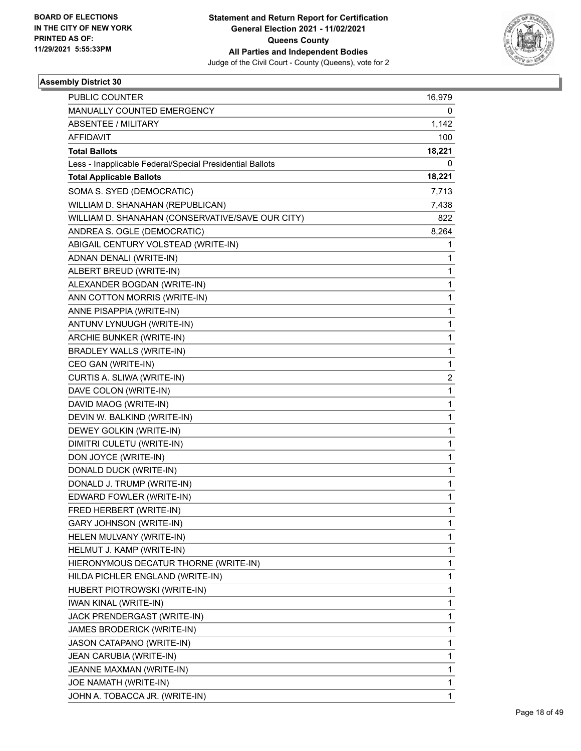BOARD OF ELECTIONS
IN THE CITY OF NEW YORK
PRINTED AS OF:
11/29/2021 5:55:33PM

**Statement and Return Report for Certification**
**General Election 2021 - 11/02/2021**
**Queens County**
**All Parties and Independent Bodies**
Judge of the Civil Court - County (Queens), vote for 2

### Assembly District 30

| | |
|---|---|
| PUBLIC COUNTER | 16,979 |
| MANUALLY COUNTED EMERGENCY | 0 |
| ABSENTEE / MILITARY | 1,142 |
| AFFIDAVIT | 100 |
| **Total Ballots** | **18,221** |
| Less - Inapplicable Federal/Special Presidential Ballots | 0 |
| **Total Applicable Ballots** | **18,221** |
| SOMA S. SYED (DEMOCRATIC) | 7,713 |
| WILLIAM D. SHANAHAN (REPUBLICAN) | 7,438 |
| WILLIAM D. SHANAHAN (CONSERVATIVE/SAVE OUR CITY) | 822 |
| ANDREA S. OGLE (DEMOCRATIC) | 8,264 |
| ABIGAIL CENTURY VOLSTEAD (WRITE-IN) | 1 |
| ADNAN DENALI (WRITE-IN) | 1 |
| ALBERT BREUD (WRITE-IN) | 1 |
| ALEXANDER BOGDAN (WRITE-IN) | 1 |
| ANN COTTON MORRIS (WRITE-IN) | 1 |
| ANNE PISAPPIA (WRITE-IN) | 1 |
| ANTUNV LYNUUGH (WRITE-IN) | 1 |
| ARCHIE BUNKER (WRITE-IN) | 1 |
| BRADLEY WALLS (WRITE-IN) | 1 |
| CEO GAN (WRITE-IN) | 1 |
| CURTIS A. SLIWA (WRITE-IN) | 2 |
| DAVE COLON (WRITE-IN) | 1 |
| DAVID MAOG (WRITE-IN) | 1 |
| DEVIN W. BALKIND (WRITE-IN) | 1 |
| DEWEY GOLKIN (WRITE-IN) | 1 |
| DIMITRI CULETU (WRITE-IN) | 1 |
| DON JOYCE (WRITE-IN) | 1 |
| DONALD DUCK (WRITE-IN) | 1 |
| DONALD J. TRUMP (WRITE-IN) | 1 |
| EDWARD FOWLER (WRITE-IN) | 1 |
| FRED HERBERT (WRITE-IN) | 1 |
| GARY JOHNSON (WRITE-IN) | 1 |
| HELEN MULVANY (WRITE-IN) | 1 |
| HELMUT J. KAMP (WRITE-IN) | 1 |
| HIERONYMOUS DECATUR THORNE (WRITE-IN) | 1 |
| HILDA PICHLER ENGLAND (WRITE-IN) | 1 |
| HUBERT PIOTROWSKI (WRITE-IN) | 1 |
| IWAN KINAL (WRITE-IN) | 1 |
| JACK PRENDERGAST (WRITE-IN) | 1 |
| JAMES BRODERICK (WRITE-IN) | 1 |
| JASON CATAPANO (WRITE-IN) | 1 |
| JEAN CARUBIA (WRITE-IN) | 1 |
| JEANNE MAXMAN (WRITE-IN) | 1 |
| JOE NAMATH (WRITE-IN) | 1 |
| JOHN A. TOBACCA JR. (WRITE-IN) | 1 |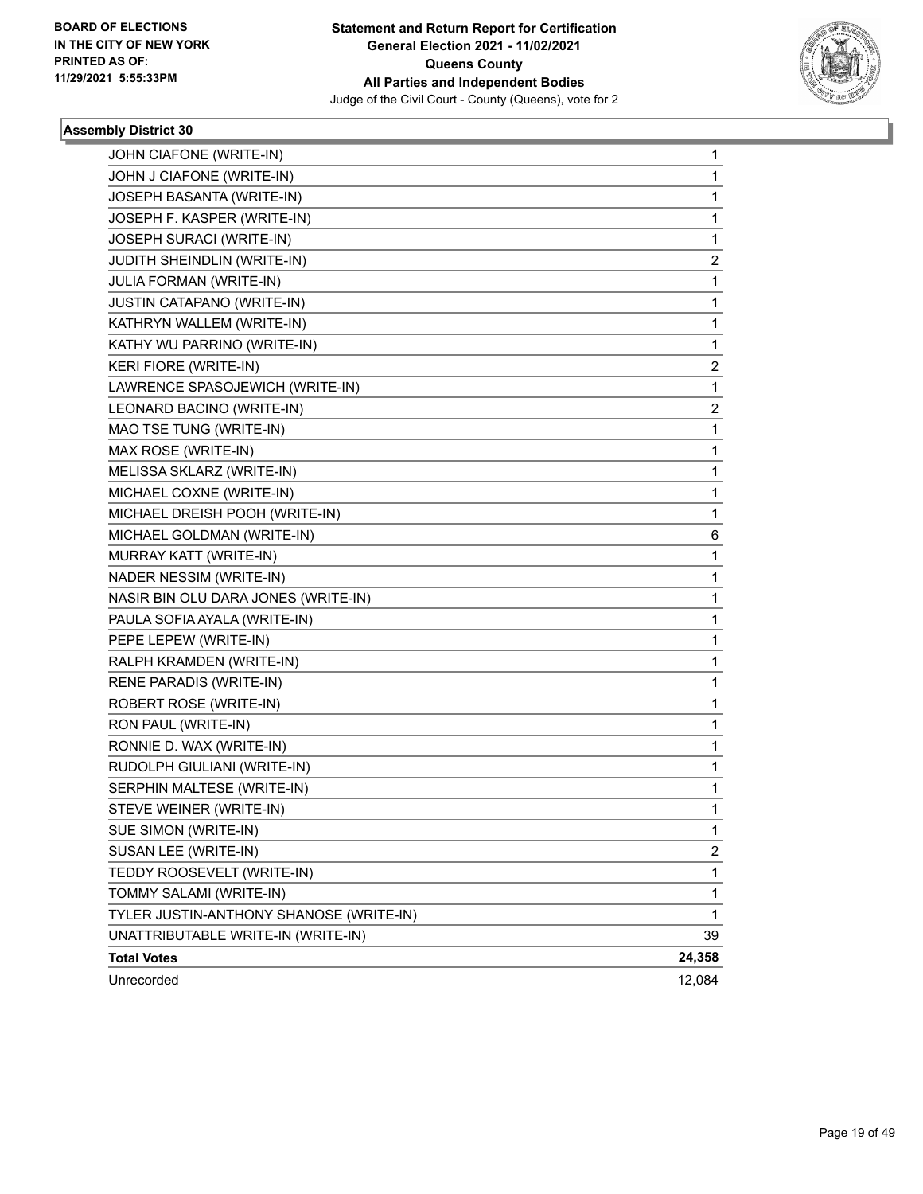**Statement and Return Report for Certification**
**General Election 2021 - 11/02/2021**
**Queens County**
**All Parties and Independent Bodies**
Judge of the Civil Court - County (Queens), vote for 2

BOARD OF ELECTIONS
IN THE CITY OF NEW YORK
PRINTED AS OF:
11/29/2021 5:55:33PM

### Assembly District 30

| | |
|---|---|
| JOHN CIAFONE (WRITE-IN) | 1 |
| JOHN J CIAFONE (WRITE-IN) | 1 |
| JOSEPH BASANTA (WRITE-IN) | 1 |
| JOSEPH F. KASPER (WRITE-IN) | 1 |
| JOSEPH SURACI (WRITE-IN) | 1 |
| JUDITH SHEINDLIN (WRITE-IN) | 2 |
| JULIA FORMAN (WRITE-IN) | 1 |
| JUSTIN CATAPANO (WRITE-IN) | 1 |
| KATHRYN WALLEM (WRITE-IN) | 1 |
| KATHY WU PARRINO (WRITE-IN) | 1 |
| KERI FIORE (WRITE-IN) | 2 |
| LAWRENCE SPASOJEWICH (WRITE-IN) | 1 |
| LEONARD BACINO (WRITE-IN) | 2 |
| MAO TSE TUNG (WRITE-IN) | 1 |
| MAX ROSE (WRITE-IN) | 1 |
| MELISSA SKLARZ (WRITE-IN) | 1 |
| MICHAEL COXNE (WRITE-IN) | 1 |
| MICHAEL DREISH POOH (WRITE-IN) | 1 |
| MICHAEL GOLDMAN (WRITE-IN) | 6 |
| MURRAY KATT (WRITE-IN) | 1 |
| NADER NESSIM (WRITE-IN) | 1 |
| NASIR BIN OLU DARA JONES (WRITE-IN) | 1 |
| PAULA SOFIA AYALA (WRITE-IN) | 1 |
| PEPE LEPEW (WRITE-IN) | 1 |
| RALPH KRAMDEN (WRITE-IN) | 1 |
| RENE PARADIS (WRITE-IN) | 1 |
| ROBERT ROSE (WRITE-IN) | 1 |
| RON PAUL (WRITE-IN) | 1 |
| RONNIE D. WAX (WRITE-IN) | 1 |
| RUDOLPH GIULIANI (WRITE-IN) | 1 |
| SERPHIN MALTESE (WRITE-IN) | 1 |
| STEVE WEINER (WRITE-IN) | 1 |
| SUE SIMON (WRITE-IN) | 1 |
| SUSAN LEE (WRITE-IN) | 2 |
| TEDDY ROOSEVELT (WRITE-IN) | 1 |
| TOMMY SALAMI (WRITE-IN) | 1 |
| TYLER JUSTIN-ANTHONY SHANOSE (WRITE-IN) | 1 |
| UNATTRIBUTABLE WRITE-IN (WRITE-IN) | 39 |
| **Total Votes** | **24,358** |
| Unrecorded | 12,084 |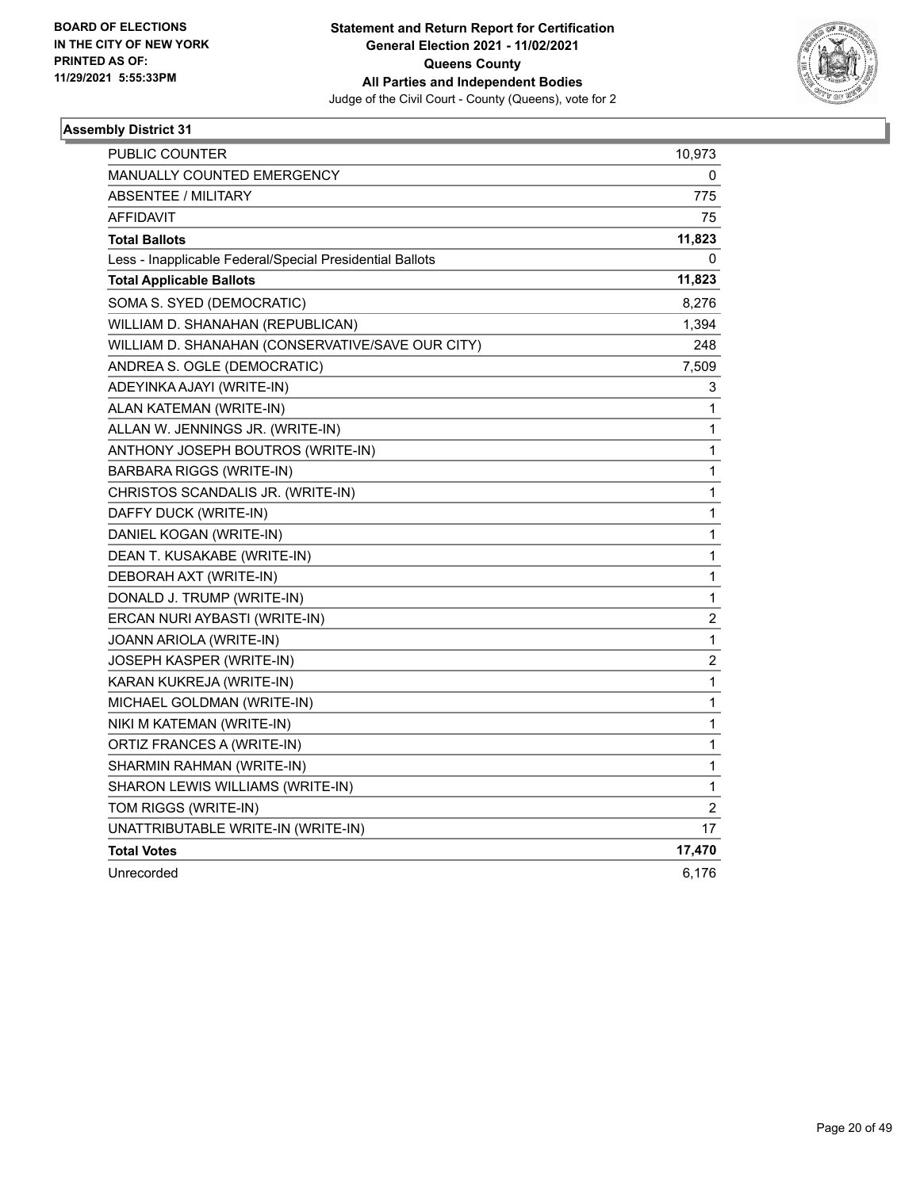BOARD OF ELECTIONS
IN THE CITY OF NEW YORK
PRINTED AS OF:
11/29/2021 5:55:33PM

**Statement and Return Report for Certification**
**General Election 2021 - 11/02/2021**
**Queens County**
**All Parties and Independent Bodies**
Judge of the Civil Court - County (Queens), vote for 2

## Assembly District 31

| | |
|---|---|
| PUBLIC COUNTER | 10,973 |
| MANUALLY COUNTED EMERGENCY | 0 |
| ABSENTEE / MILITARY | 775 |
| AFFIDAVIT | 75 |
| **Total Ballots** | **11,823** |
| Less - Inapplicable Federal/Special Presidential Ballots | 0 |
| **Total Applicable Ballots** | **11,823** |
| SOMA S. SYED (DEMOCRATIC) | 8,276 |
| WILLIAM D. SHANAHAN (REPUBLICAN) | 1,394 |
| WILLIAM D. SHANAHAN (CONSERVATIVE/SAVE OUR CITY) | 248 |
| ANDREA S. OGLE (DEMOCRATIC) | 7,509 |
| ADEYINKA AJAYI (WRITE-IN) | 3 |
| ALAN KATEMAN (WRITE-IN) | 1 |
| ALLAN W. JENNINGS JR. (WRITE-IN) | 1 |
| ANTHONY JOSEPH BOUTROS (WRITE-IN) | 1 |
| BARBARA RIGGS (WRITE-IN) | 1 |
| CHRISTOS SCANDALIS JR. (WRITE-IN) | 1 |
| DAFFY DUCK (WRITE-IN) | 1 |
| DANIEL KOGAN (WRITE-IN) | 1 |
| DEAN T. KUSAKABE (WRITE-IN) | 1 |
| DEBORAH AXT (WRITE-IN) | 1 |
| DONALD J. TRUMP (WRITE-IN) | 1 |
| ERCAN NURI AYBASTI (WRITE-IN) | 2 |
| JOANN ARIOLA (WRITE-IN) | 1 |
| JOSEPH KASPER (WRITE-IN) | 2 |
| KARAN KUKREJA (WRITE-IN) | 1 |
| MICHAEL GOLDMAN (WRITE-IN) | 1 |
| NIKI M KATEMAN (WRITE-IN) | 1 |
| ORTIZ FRANCES A (WRITE-IN) | 1 |
| SHARMIN RAHMAN (WRITE-IN) | 1 |
| SHARON LEWIS WILLIAMS (WRITE-IN) | 1 |
| TOM RIGGS (WRITE-IN) | 2 |
| UNATTRIBUTABLE WRITE-IN (WRITE-IN) | 17 |
| **Total Votes** | **17,470** |
| Unrecorded | 6,176 |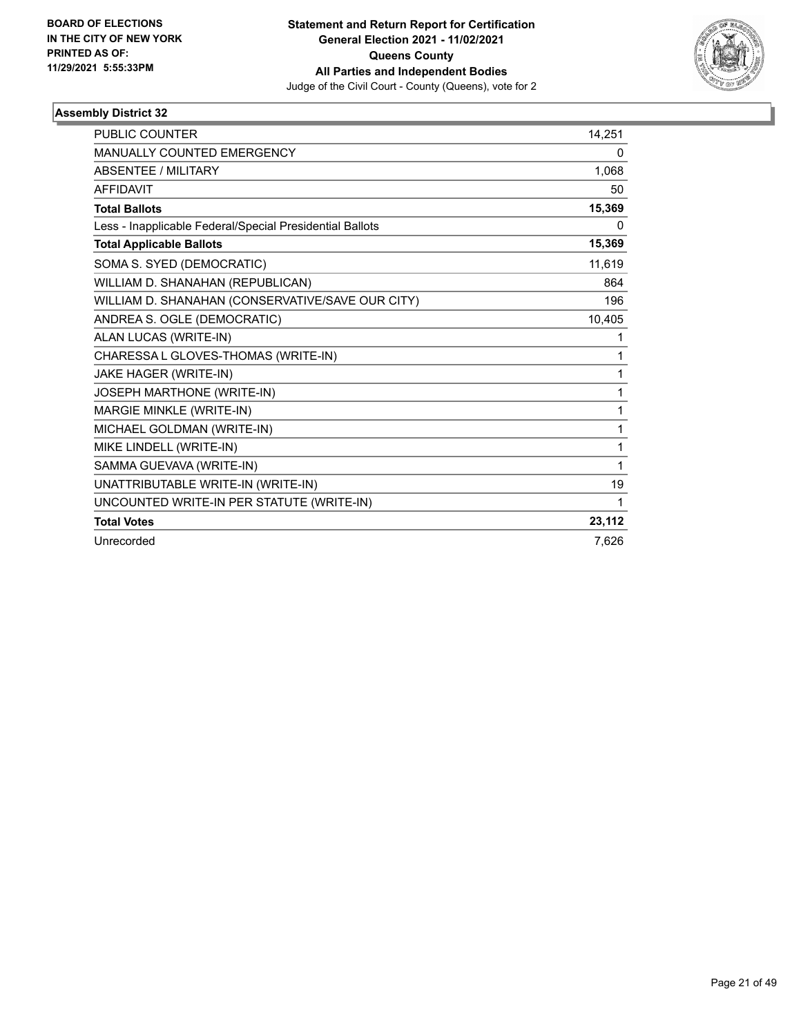BOARD OF ELECTIONS
IN THE CITY OF NEW YORK
PRINTED AS OF:
11/29/2021 5:55:33PM

**Statement and Return Report for Certification**
**General Election 2021 - 11/02/2021**
**Queens County**
**All Parties and Independent Bodies**
Judge of the Civil Court - County (Queens), vote for 2

### Assembly District 32

| | |
|---|---|
| PUBLIC COUNTER | 14,251 |
| MANUALLY COUNTED EMERGENCY | 0 |
| ABSENTEE / MILITARY | 1,068 |
| AFFIDAVIT | 50 |
| **Total Ballots** | **15,369** |
| Less - Inapplicable Federal/Special Presidential Ballots | 0 |
| **Total Applicable Ballots** | **15,369** |
| SOMA S. SYED (DEMOCRATIC) | 11,619 |
| WILLIAM D. SHANAHAN (REPUBLICAN) | 864 |
| WILLIAM D. SHANAHAN (CONSERVATIVE/SAVE OUR CITY) | 196 |
| ANDREA S. OGLE (DEMOCRATIC) | 10,405 |
| ALAN LUCAS (WRITE-IN) | 1 |
| CHARESSA L GLOVES-THOMAS (WRITE-IN) | 1 |
| JAKE HAGER (WRITE-IN) | 1 |
| JOSEPH MARTHONE (WRITE-IN) | 1 |
| MARGIE MINKLE (WRITE-IN) | 1 |
| MICHAEL GOLDMAN (WRITE-IN) | 1 |
| MIKE LINDELL (WRITE-IN) | 1 |
| SAMMA GUEVAVA (WRITE-IN) | 1 |
| UNATTRIBUTABLE WRITE-IN (WRITE-IN) | 19 |
| UNCOUNTED WRITE-IN PER STATUTE (WRITE-IN) | 1 |
| **Total Votes** | **23,112** |
| Unrecorded | 7,626 |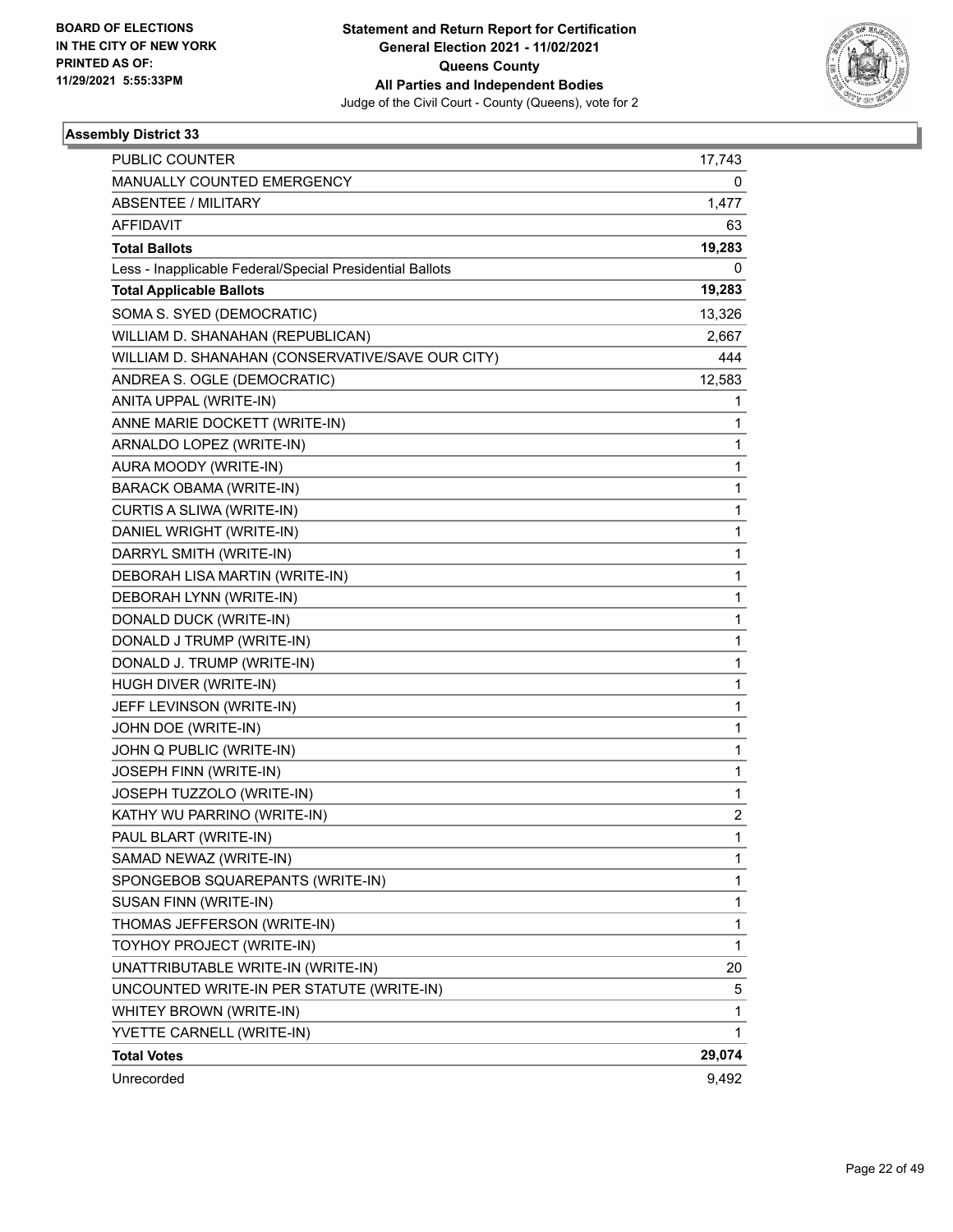BOARD OF ELECTIONS
IN THE CITY OF NEW YORK
PRINTED AS OF:
11/29/2021 5:55:33PM

**Statement and Return Report for Certification**
**General Election 2021 - 11/02/2021**
**Queens County**
**All Parties and Independent Bodies**
Judge of the Civil Court - County (Queens), vote for 2

### Assembly District 33

| | |
|---|---|
| PUBLIC COUNTER | 17,743 |
| MANUALLY COUNTED EMERGENCY | 0 |
| ABSENTEE / MILITARY | 1,477 |
| AFFIDAVIT | 63 |
| **Total Ballots** | **19,283** |
| Less - Inapplicable Federal/Special Presidential Ballots | 0 |
| **Total Applicable Ballots** | **19,283** |
| SOMA S. SYED (DEMOCRATIC) | 13,326 |
| WILLIAM D. SHANAHAN (REPUBLICAN) | 2,667 |
| WILLIAM D. SHANAHAN (CONSERVATIVE/SAVE OUR CITY) | 444 |
| ANDREA S. OGLE (DEMOCRATIC) | 12,583 |
| ANITA UPPAL (WRITE-IN) | 1 |
| ANNE MARIE DOCKETT (WRITE-IN) | 1 |
| ARNALDO LOPEZ (WRITE-IN) | 1 |
| AURA MOODY (WRITE-IN) | 1 |
| BARACK OBAMA (WRITE-IN) | 1 |
| CURTIS A SLIWA (WRITE-IN) | 1 |
| DANIEL WRIGHT (WRITE-IN) | 1 |
| DARRYL SMITH (WRITE-IN) | 1 |
| DEBORAH LISA MARTIN (WRITE-IN) | 1 |
| DEBORAH LYNN (WRITE-IN) | 1 |
| DONALD DUCK (WRITE-IN) | 1 |
| DONALD J TRUMP (WRITE-IN) | 1 |
| DONALD J. TRUMP (WRITE-IN) | 1 |
| HUGH DIVER (WRITE-IN) | 1 |
| JEFF LEVINSON (WRITE-IN) | 1 |
| JOHN DOE (WRITE-IN) | 1 |
| JOHN Q PUBLIC (WRITE-IN) | 1 |
| JOSEPH FINN (WRITE-IN) | 1 |
| JOSEPH TUZZOLO (WRITE-IN) | 1 |
| KATHY WU PARRINO (WRITE-IN) | 2 |
| PAUL BLART (WRITE-IN) | 1 |
| SAMAD NEWAZ (WRITE-IN) | 1 |
| SPONGEBOB SQUAREPANTS (WRITE-IN) | 1 |
| SUSAN FINN (WRITE-IN) | 1 |
| THOMAS JEFFERSON (WRITE-IN) | 1 |
| TOYHOY PROJECT (WRITE-IN) | 1 |
| UNATTRIBUTABLE WRITE-IN (WRITE-IN) | 20 |
| UNCOUNTED WRITE-IN PER STATUTE (WRITE-IN) | 5 |
| WHITEY BROWN (WRITE-IN) | 1 |
| YVETTE CARNELL (WRITE-IN) | 1 |
| **Total Votes** | **29,074** |
| Unrecorded | 9,492 |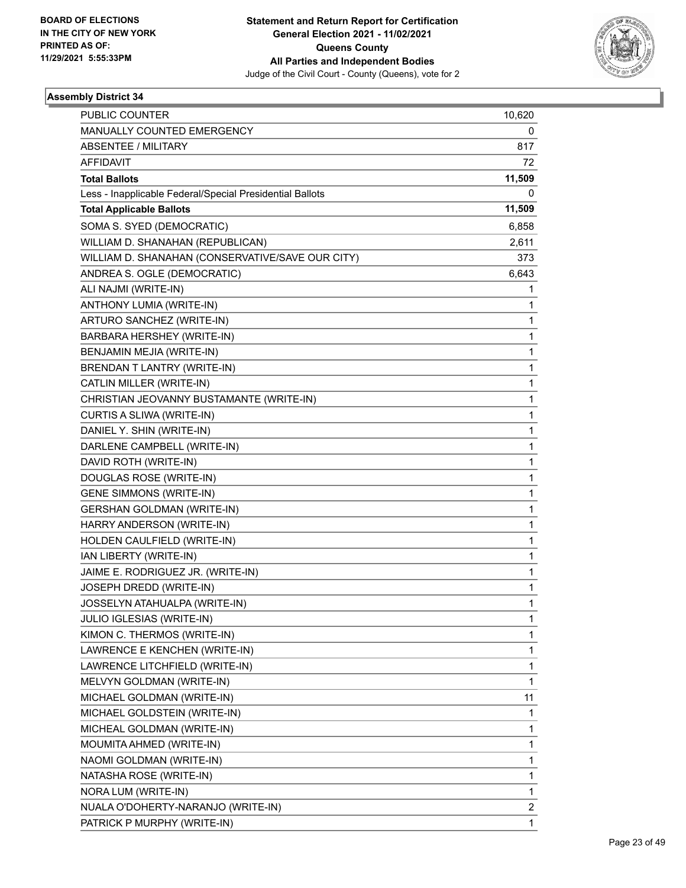BOARD OF ELECTIONS
IN THE CITY OF NEW YORK
PRINTED AS OF:
11/29/2021 5:55:33PM

**Statement and Return Report for Certification**
**General Election 2021 - 11/02/2021**
**Queens County**
**All Parties and Independent Bodies**
Judge of the Civil Court - County (Queens), vote for 2

### Assembly District 34

| | |
|---|---|
| PUBLIC COUNTER | 10,620 |
| MANUALLY COUNTED EMERGENCY | 0 |
| ABSENTEE / MILITARY | 817 |
| AFFIDAVIT | 72 |
| **Total Ballots** | **11,509** |
| Less - Inapplicable Federal/Special Presidential Ballots | 0 |
| **Total Applicable Ballots** | **11,509** |
| SOMA S. SYED (DEMOCRATIC) | 6,858 |
| WILLIAM D. SHANAHAN (REPUBLICAN) | 2,611 |
| WILLIAM D. SHANAHAN (CONSERVATIVE/SAVE OUR CITY) | 373 |
| ANDREA S. OGLE (DEMOCRATIC) | 6,643 |
| ALI NAJMI (WRITE-IN) | 1 |
| ANTHONY LUMIA (WRITE-IN) | 1 |
| ARTURO SANCHEZ (WRITE-IN) | 1 |
| BARBARA HERSHEY (WRITE-IN) | 1 |
| BENJAMIN MEJIA (WRITE-IN) | 1 |
| BRENDAN T LANTRY (WRITE-IN) | 1 |
| CATLIN MILLER (WRITE-IN) | 1 |
| CHRISTIAN JEOVANNY BUSTAMANTE (WRITE-IN) | 1 |
| CURTIS A SLIWA (WRITE-IN) | 1 |
| DANIEL Y. SHIN (WRITE-IN) | 1 |
| DARLENE CAMPBELL (WRITE-IN) | 1 |
| DAVID ROTH (WRITE-IN) | 1 |
| DOUGLAS ROSE (WRITE-IN) | 1 |
| GENE SIMMONS (WRITE-IN) | 1 |
| GERSHAN GOLDMAN (WRITE-IN) | 1 |
| HARRY ANDERSON (WRITE-IN) | 1 |
| HOLDEN CAULFIELD (WRITE-IN) | 1 |
| IAN LIBERTY (WRITE-IN) | 1 |
| JAIME E. RODRIGUEZ JR. (WRITE-IN) | 1 |
| JOSEPH DREDD (WRITE-IN) | 1 |
| JOSSELYN ATAHUALPA (WRITE-IN) | 1 |
| JULIO IGLESIAS (WRITE-IN) | 1 |
| KIMON C. THERMOS (WRITE-IN) | 1 |
| LAWRENCE E KENCHEN (WRITE-IN) | 1 |
| LAWRENCE LITCHFIELD (WRITE-IN) | 1 |
| MELVYN GOLDMAN (WRITE-IN) | 1 |
| MICHAEL GOLDMAN (WRITE-IN) | 11 |
| MICHAEL GOLDSTEIN (WRITE-IN) | 1 |
| MICHEAL GOLDMAN (WRITE-IN) | 1 |
| MOUMITA AHMED (WRITE-IN) | 1 |
| NAOMI GOLDMAN (WRITE-IN) | 1 |
| NATASHA ROSE (WRITE-IN) | 1 |
| NORA LUM (WRITE-IN) | 1 |
| NUALA O'DOHERTY-NARANJO (WRITE-IN) | 2 |
| PATRICK P MURPHY (WRITE-IN) | 1 |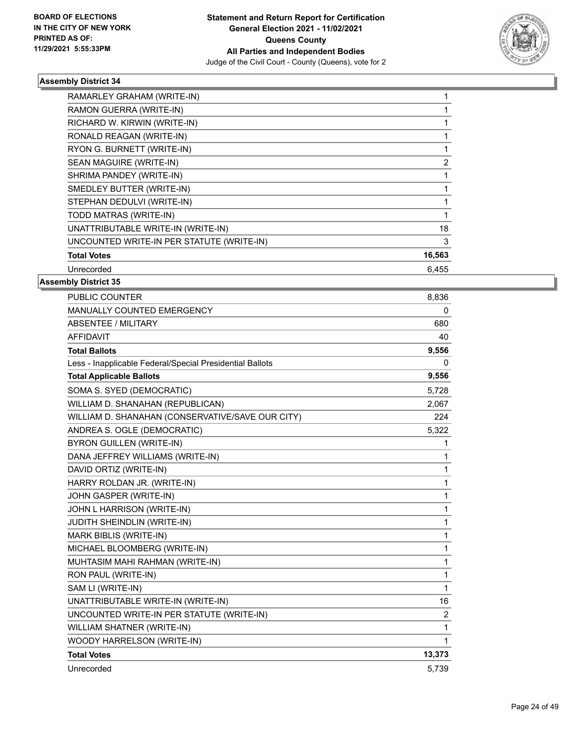**BOARD OF ELECTIONS IN THE CITY OF NEW YORK PRINTED AS OF: 11/29/2021 5:55:33PM**

**Statement and Return Report for Certification General Election 2021 - 11/02/2021 Queens County All Parties and Independent Bodies**

Judge of the Civil Court - County (Queens), vote for 2

### Assembly District 34

| | |
|---|---|
| RAMARLEY GRAHAM (WRITE-IN) | 1 |
| RAMON GUERRA (WRITE-IN) | 1 |
| RICHARD W. KIRWIN (WRITE-IN) | 1 |
| RONALD REAGAN (WRITE-IN) | 1 |
| RYON G. BURNETT (WRITE-IN) | 1 |
| SEAN MAGUIRE (WRITE-IN) | 2 |
| SHRIMA PANDEY (WRITE-IN) | 1 |
| SMEDLEY BUTTER (WRITE-IN) | 1 |
| STEPHAN DEDULVI (WRITE-IN) | 1 |
| TODD MATRAS (WRITE-IN) | 1 |
| UNATTRIBUTABLE WRITE-IN (WRITE-IN) | 18 |
| UNCOUNTED WRITE-IN PER STATUTE (WRITE-IN) | 3 |
| **Total Votes** | **16,563** |
| Unrecorded | 6,455 |

### Assembly District 35

| | |
|---|---|
| PUBLIC COUNTER | 8,836 |
| MANUALLY COUNTED EMERGENCY | 0 |
| ABSENTEE / MILITARY | 680 |
| AFFIDAVIT | 40 |
| **Total Ballots** | **9,556** |
| Less - Inapplicable Federal/Special Presidential Ballots | 0 |
| **Total Applicable Ballots** | **9,556** |
| SOMA S. SYED (DEMOCRATIC) | 5,728 |
| WILLIAM D. SHANAHAN (REPUBLICAN) | 2,067 |
| WILLIAM D. SHANAHAN (CONSERVATIVE/SAVE OUR CITY) | 224 |
| ANDREA S. OGLE (DEMOCRATIC) | 5,322 |
| BYRON GUILLEN (WRITE-IN) | 1 |
| DANA JEFFREY WILLIAMS (WRITE-IN) | 1 |
| DAVID ORTIZ (WRITE-IN) | 1 |
| HARRY ROLDAN JR. (WRITE-IN) | 1 |
| JOHN GASPER (WRITE-IN) | 1 |
| JOHN L HARRISON (WRITE-IN) | 1 |
| JUDITH SHEINDLIN (WRITE-IN) | 1 |
| MARK BIBLIS (WRITE-IN) | 1 |
| MICHAEL BLOOMBERG (WRITE-IN) | 1 |
| MUHTASIM MAHI RAHMAN (WRITE-IN) | 1 |
| RON PAUL (WRITE-IN) | 1 |
| SAM LI (WRITE-IN) | 1 |
| UNATTRIBUTABLE WRITE-IN (WRITE-IN) | 16 |
| UNCOUNTED WRITE-IN PER STATUTE (WRITE-IN) | 2 |
| WILLIAM SHATNER (WRITE-IN) | 1 |
| WOODY HARRELSON (WRITE-IN) | 1 |
| **Total Votes** | **13,373** |
| Unrecorded | 5,739 |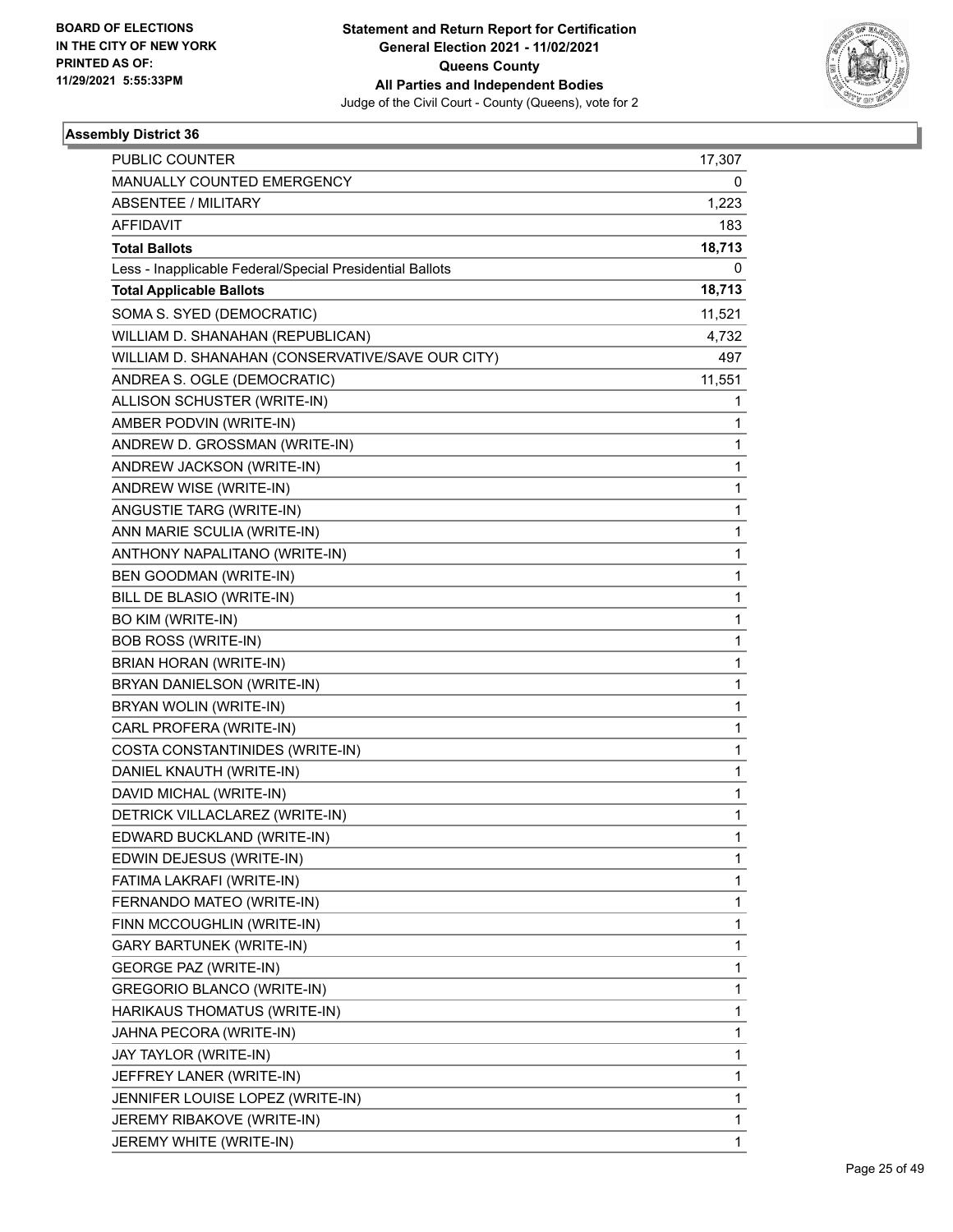BOARD OF ELECTIONS
IN THE CITY OF NEW YORK
PRINTED AS OF:
11/29/2021 5:55:33PM

**Statement and Return Report for Certification**
**General Election 2021 - 11/02/2021**
**Queens County**
**All Parties and Independent Bodies**
Judge of the Civil Court - County (Queens), vote for 2

### Assembly District 36

| | |
|---|---|
| PUBLIC COUNTER | 17,307 |
| MANUALLY COUNTED EMERGENCY | 0 |
| ABSENTEE / MILITARY | 1,223 |
| AFFIDAVIT | 183 |
| **Total Ballots** | **18,713** |
| Less - Inapplicable Federal/Special Presidential Ballots | 0 |
| **Total Applicable Ballots** | **18,713** |
| SOMA S. SYED (DEMOCRATIC) | 11,521 |
| WILLIAM D. SHANAHAN (REPUBLICAN) | 4,732 |
| WILLIAM D. SHANAHAN (CONSERVATIVE/SAVE OUR CITY) | 497 |
| ANDREA S. OGLE (DEMOCRATIC) | 11,551 |
| ALLISON SCHUSTER (WRITE-IN) | 1 |
| AMBER PODVIN (WRITE-IN) | 1 |
| ANDREW D. GROSSMAN (WRITE-IN) | 1 |
| ANDREW JACKSON (WRITE-IN) | 1 |
| ANDREW WISE (WRITE-IN) | 1 |
| ANGUSTIE TARG (WRITE-IN) | 1 |
| ANN MARIE SCULIA (WRITE-IN) | 1 |
| ANTHONY NAPALITANO (WRITE-IN) | 1 |
| BEN GOODMAN (WRITE-IN) | 1 |
| BILL DE BLASIO (WRITE-IN) | 1 |
| BO KIM (WRITE-IN) | 1 |
| BOB ROSS (WRITE-IN) | 1 |
| BRIAN HORAN (WRITE-IN) | 1 |
| BRYAN DANIELSON (WRITE-IN) | 1 |
| BRYAN WOLIN (WRITE-IN) | 1 |
| CARL PROFERA (WRITE-IN) | 1 |
| COSTA CONSTANTINIDES (WRITE-IN) | 1 |
| DANIEL KNAUTH (WRITE-IN) | 1 |
| DAVID MICHAL (WRITE-IN) | 1 |
| DETRICK VILLACLAREZ (WRITE-IN) | 1 |
| EDWARD BUCKLAND (WRITE-IN) | 1 |
| EDWIN DEJESUS (WRITE-IN) | 1 |
| FATIMA LAKRAFI (WRITE-IN) | 1 |
| FERNANDO MATEO (WRITE-IN) | 1 |
| FINN MCCOUGHLIN (WRITE-IN) | 1 |
| GARY BARTUNEK (WRITE-IN) | 1 |
| GEORGE PAZ (WRITE-IN) | 1 |
| GREGORIO BLANCO (WRITE-IN) | 1 |
| HARIKAUS THOMATUS (WRITE-IN) | 1 |
| JAHNA PECORA (WRITE-IN) | 1 |
| JAY TAYLOR (WRITE-IN) | 1 |
| JEFFREY LANER (WRITE-IN) | 1 |
| JENNIFER LOUISE LOPEZ (WRITE-IN) | 1 |
| JEREMY RIBAKOVE (WRITE-IN) | 1 |
| JEREMY WHITE (WRITE-IN) | 1 |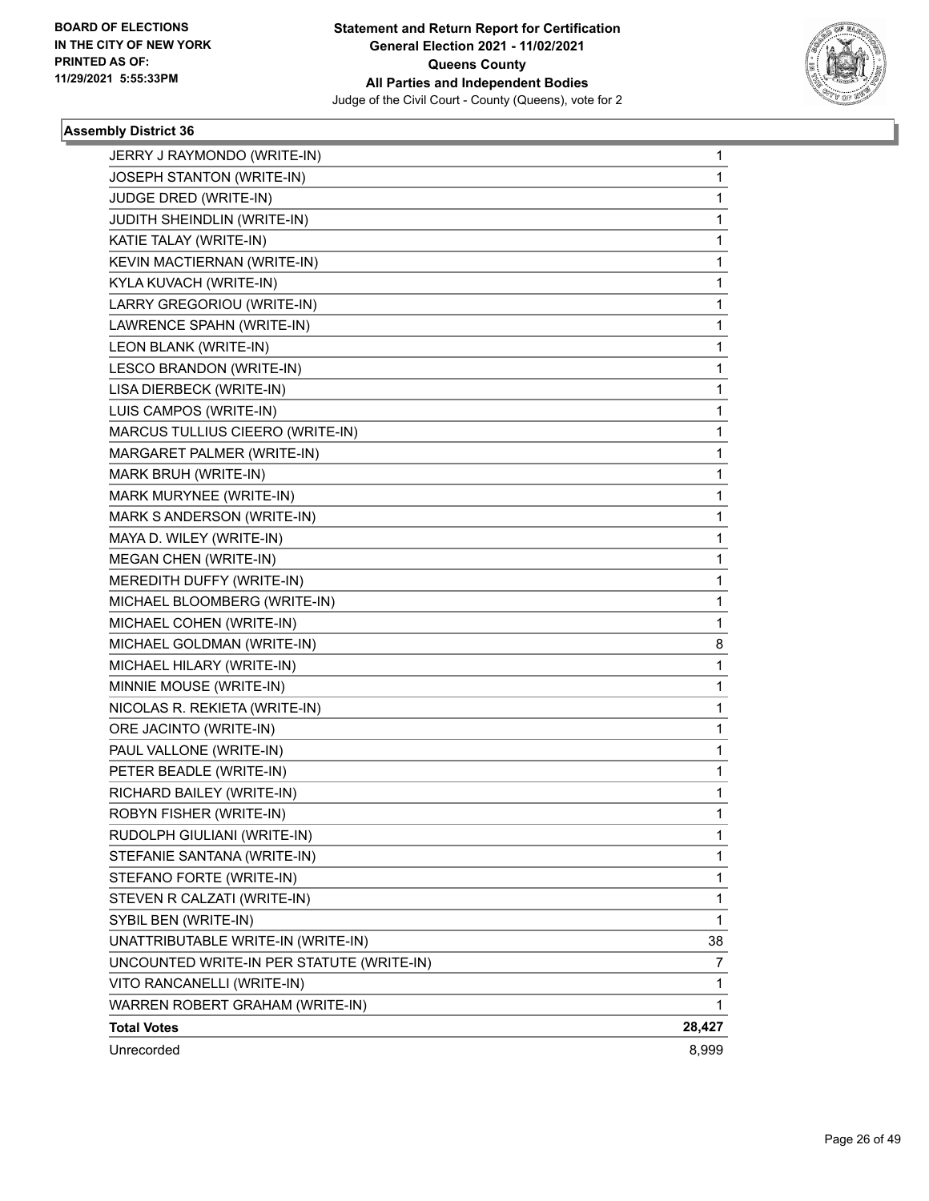**Statement and Return Report for Certification**
**General Election 2021 - 11/02/2021**
**Queens County**
**All Parties and Independent Bodies**
Judge of the Civil Court - County (Queens), vote for 2

BOARD OF ELECTIONS IN THE CITY OF NEW YORK PRINTED AS OF: 11/29/2021 5:55:33PM

### Assembly District 36

| | |
|---|---|
| JERRY J RAYMONDO (WRITE-IN) | 1 |
| JOSEPH STANTON (WRITE-IN) | 1 |
| JUDGE DRED (WRITE-IN) | 1 |
| JUDITH SHEINDLIN (WRITE-IN) | 1 |
| KATIE TALAY (WRITE-IN) | 1 |
| KEVIN MACTIERNAN (WRITE-IN) | 1 |
| KYLA KUVACH (WRITE-IN) | 1 |
| LARRY GREGORIOU (WRITE-IN) | 1 |
| LAWRENCE SPAHN (WRITE-IN) | 1 |
| LEON BLANK (WRITE-IN) | 1 |
| LESCO BRANDON (WRITE-IN) | 1 |
| LISA DIERBECK (WRITE-IN) | 1 |
| LUIS CAMPOS (WRITE-IN) | 1 |
| MARCUS TULLIUS CIEERO (WRITE-IN) | 1 |
| MARGARET PALMER (WRITE-IN) | 1 |
| MARK BRUH (WRITE-IN) | 1 |
| MARK MURYNEE (WRITE-IN) | 1 |
| MARK S ANDERSON (WRITE-IN) | 1 |
| MAYA D. WILEY (WRITE-IN) | 1 |
| MEGAN CHEN (WRITE-IN) | 1 |
| MEREDITH DUFFY (WRITE-IN) | 1 |
| MICHAEL BLOOMBERG (WRITE-IN) | 1 |
| MICHAEL COHEN (WRITE-IN) | 1 |
| MICHAEL GOLDMAN (WRITE-IN) | 8 |
| MICHAEL HILARY (WRITE-IN) | 1 |
| MINNIE MOUSE (WRITE-IN) | 1 |
| NICOLAS R. REKIETA (WRITE-IN) | 1 |
| ORE JACINTO (WRITE-IN) | 1 |
| PAUL VALLONE (WRITE-IN) | 1 |
| PETER BEADLE (WRITE-IN) | 1 |
| RICHARD BAILEY (WRITE-IN) | 1 |
| ROBYN FISHER (WRITE-IN) | 1 |
| RUDOLPH GIULIANI (WRITE-IN) | 1 |
| STEFANIE SANTANA (WRITE-IN) | 1 |
| STEFANO FORTE (WRITE-IN) | 1 |
| STEVEN R CALZATI (WRITE-IN) | 1 |
| SYBIL BEN (WRITE-IN) | 1 |
| UNATTRIBUTABLE WRITE-IN (WRITE-IN) | 38 |
| UNCOUNTED WRITE-IN PER STATUTE (WRITE-IN) | 7 |
| VITO RANCANELLI (WRITE-IN) | 1 |
| WARREN ROBERT GRAHAM (WRITE-IN) | 1 |
| **Total Votes** | **28,427** |
| Unrecorded | 8,999 |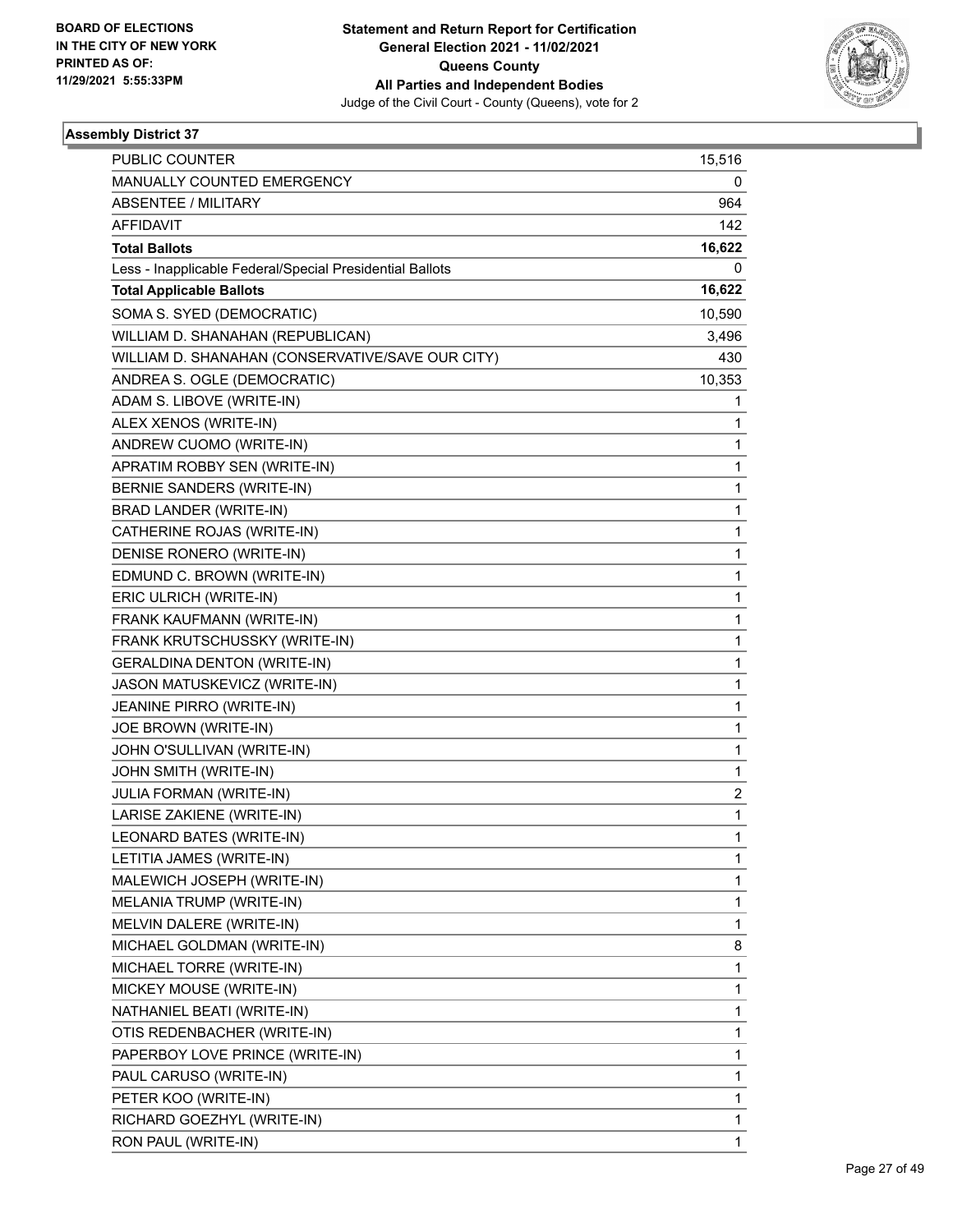**BOARD OF ELECTIONS IN THE CITY OF NEW YORK PRINTED AS OF: 11/29/2021 5:55:33PM**

**Statement and Return Report for Certification General Election 2021 - 11/02/2021 Queens County All Parties and Independent Bodies**
Judge of the Civil Court - County (Queens), vote for 2

### Assembly District 37

| | |
|---|---|
| PUBLIC COUNTER | 15,516 |
| MANUALLY COUNTED EMERGENCY | 0 |
| ABSENTEE / MILITARY | 964 |
| AFFIDAVIT | 142 |
| **Total Ballots** | **16,622** |
| Less - Inapplicable Federal/Special Presidential Ballots | 0 |
| **Total Applicable Ballots** | **16,622** |
| SOMA S. SYED (DEMOCRATIC) | 10,590 |
| WILLIAM D. SHANAHAN (REPUBLICAN) | 3,496 |
| WILLIAM D. SHANAHAN (CONSERVATIVE/SAVE OUR CITY) | 430 |
| ANDREA S. OGLE (DEMOCRATIC) | 10,353 |
| ADAM S. LIBOVE (WRITE-IN) | 1 |
| ALEX XENOS (WRITE-IN) | 1 |
| ANDREW CUOMO (WRITE-IN) | 1 |
| APRATIM ROBBY SEN (WRITE-IN) | 1 |
| BERNIE SANDERS (WRITE-IN) | 1 |
| BRAD LANDER (WRITE-IN) | 1 |
| CATHERINE ROJAS (WRITE-IN) | 1 |
| DENISE RONERO (WRITE-IN) | 1 |
| EDMUND C. BROWN (WRITE-IN) | 1 |
| ERIC ULRICH (WRITE-IN) | 1 |
| FRANK KAUFMANN (WRITE-IN) | 1 |
| FRANK KRUTSCHUSSKY (WRITE-IN) | 1 |
| GERALDINA DENTON (WRITE-IN) | 1 |
| JASON MATUSKEVICZ (WRITE-IN) | 1 |
| JEANINE PIRRO (WRITE-IN) | 1 |
| JOE BROWN (WRITE-IN) | 1 |
| JOHN O'SULLIVAN (WRITE-IN) | 1 |
| JOHN SMITH (WRITE-IN) | 1 |
| JULIA FORMAN (WRITE-IN) | 2 |
| LARISE ZAKIENE (WRITE-IN) | 1 |
| LEONARD BATES (WRITE-IN) | 1 |
| LETITIA JAMES (WRITE-IN) | 1 |
| MALEWICH JOSEPH (WRITE-IN) | 1 |
| MELANIA TRUMP (WRITE-IN) | 1 |
| MELVIN DALERE (WRITE-IN) | 1 |
| MICHAEL GOLDMAN (WRITE-IN) | 8 |
| MICHAEL TORRE (WRITE-IN) | 1 |
| MICKEY MOUSE (WRITE-IN) | 1 |
| NATHANIEL BEATI (WRITE-IN) | 1 |
| OTIS REDENBACHER (WRITE-IN) | 1 |
| PAPERBOY LOVE PRINCE (WRITE-IN) | 1 |
| PAUL CARUSO (WRITE-IN) | 1 |
| PETER KOO (WRITE-IN) | 1 |
| RICHARD GOEZHYL (WRITE-IN) | 1 |
| RON PAUL (WRITE-IN) | 1 |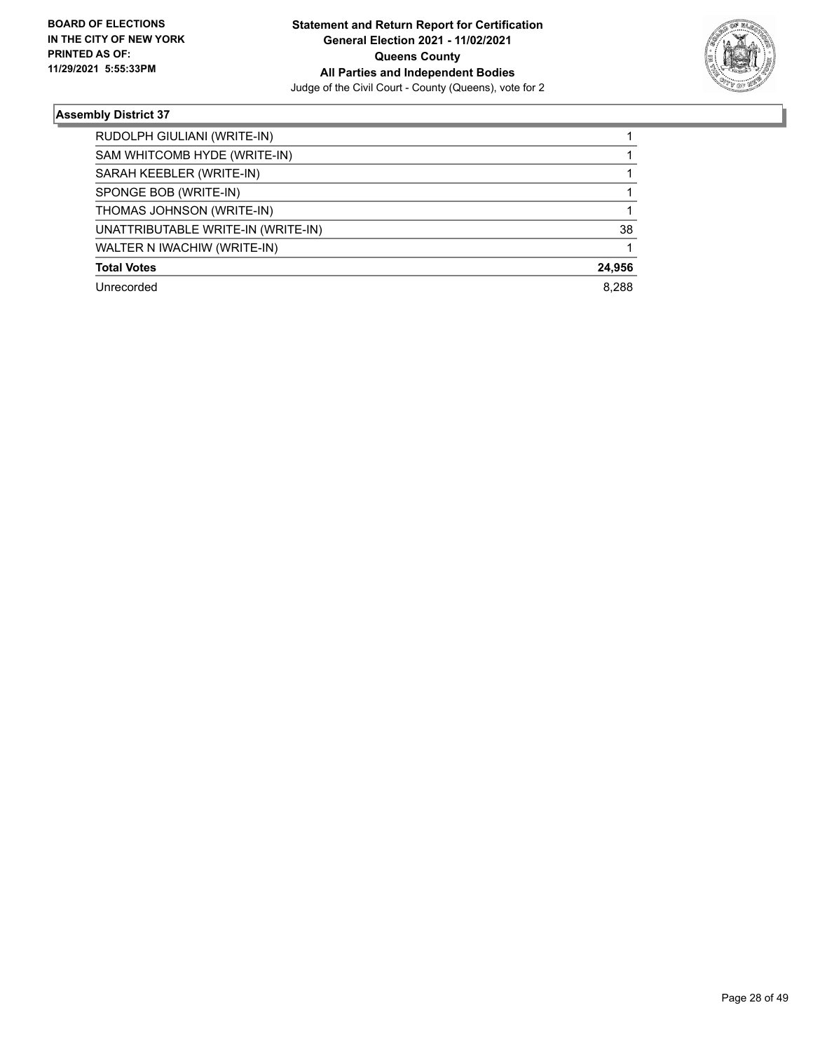**Statement and Return Report for Certification**
**General Election 2021 - 11/02/2021**
**Queens County**
**All Parties and Independent Bodies**
Judge of the Civil Court - County (Queens), vote for 2

**BOARD OF ELECTIONS IN THE CITY OF NEW YORK PRINTED AS OF: 11/29/2021 5:55:33PM**

## Assembly District 37

| | |
|---|---|
| RUDOLPH GIULIANI (WRITE-IN) | 1 |
| SAM WHITCOMB HYDE (WRITE-IN) | 1 |
| SARAH KEEBLER (WRITE-IN) | 1 |
| SPONGE BOB (WRITE-IN) | 1 |
| THOMAS JOHNSON (WRITE-IN) | 1 |
| UNATTRIBUTABLE WRITE-IN (WRITE-IN) | 38 |
| WALTER N IWACHIW (WRITE-IN) | 1 |
| **Total Votes** | **24,956** |
| Unrecorded | 8,288 |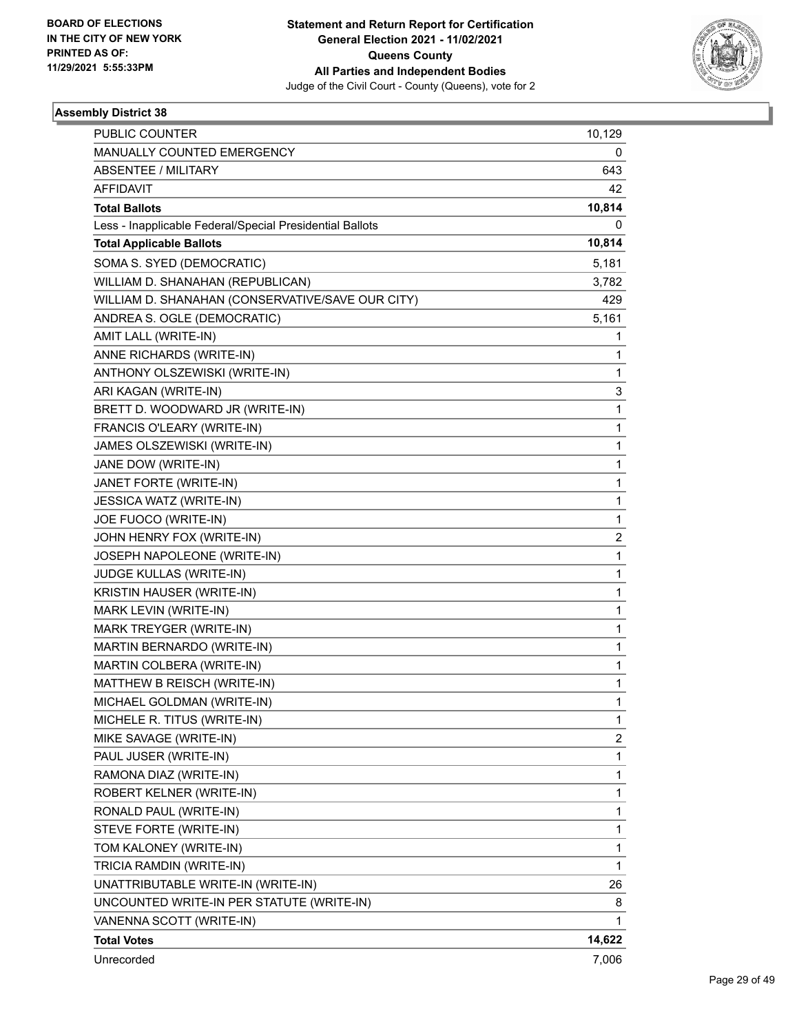BOARD OF ELECTIONS
IN THE CITY OF NEW YORK
PRINTED AS OF:
11/29/2021 5:55:33PM

**Statement and Return Report for Certification**
**General Election 2021 - 11/02/2021**
**Queens County**
**All Parties and Independent Bodies**
Judge of the Civil Court - County (Queens), vote for 2

### Assembly District 38

| | |
|---|---|
| PUBLIC COUNTER | 10,129 |
| MANUALLY COUNTED EMERGENCY | 0 |
| ABSENTEE / MILITARY | 643 |
| AFFIDAVIT | 42 |
| **Total Ballots** | **10,814** |
| Less - Inapplicable Federal/Special Presidential Ballots | 0 |
| **Total Applicable Ballots** | **10,814** |
| SOMA S. SYED (DEMOCRATIC) | 5,181 |
| WILLIAM D. SHANAHAN (REPUBLICAN) | 3,782 |
| WILLIAM D. SHANAHAN (CONSERVATIVE/SAVE OUR CITY) | 429 |
| ANDREA S. OGLE (DEMOCRATIC) | 5,161 |
| AMIT LALL (WRITE-IN) | 1 |
| ANNE RICHARDS (WRITE-IN) | 1 |
| ANTHONY OLSZEWISKI (WRITE-IN) | 1 |
| ARI KAGAN (WRITE-IN) | 3 |
| BRETT D. WOODWARD JR (WRITE-IN) | 1 |
| FRANCIS O'LEARY (WRITE-IN) | 1 |
| JAMES OLSZEWISKI (WRITE-IN) | 1 |
| JANE DOW (WRITE-IN) | 1 |
| JANET FORTE (WRITE-IN) | 1 |
| JESSICA WATZ (WRITE-IN) | 1 |
| JOE FUOCO (WRITE-IN) | 1 |
| JOHN HENRY FOX (WRITE-IN) | 2 |
| JOSEPH NAPOLEONE (WRITE-IN) | 1 |
| JUDGE KULLAS (WRITE-IN) | 1 |
| KRISTIN HAUSER (WRITE-IN) | 1 |
| MARK LEVIN (WRITE-IN) | 1 |
| MARK TREYGER (WRITE-IN) | 1 |
| MARTIN BERNARDO (WRITE-IN) | 1 |
| MARTIN COLBERA (WRITE-IN) | 1 |
| MATTHEW B REISCH (WRITE-IN) | 1 |
| MICHAEL GOLDMAN (WRITE-IN) | 1 |
| MICHELE R. TITUS (WRITE-IN) | 1 |
| MIKE SAVAGE (WRITE-IN) | 2 |
| PAUL JUSER (WRITE-IN) | 1 |
| RAMONA DIAZ (WRITE-IN) | 1 |
| ROBERT KELNER (WRITE-IN) | 1 |
| RONALD PAUL (WRITE-IN) | 1 |
| STEVE FORTE (WRITE-IN) | 1 |
| TOM KALONEY (WRITE-IN) | 1 |
| TRICIA RAMDIN (WRITE-IN) | 1 |
| UNATTRIBUTABLE WRITE-IN (WRITE-IN) | 26 |
| UNCOUNTED WRITE-IN PER STATUTE (WRITE-IN) | 8 |
| VANENNA SCOTT (WRITE-IN) | 1 |
| **Total Votes** | **14,622** |
| Unrecorded | 7,006 |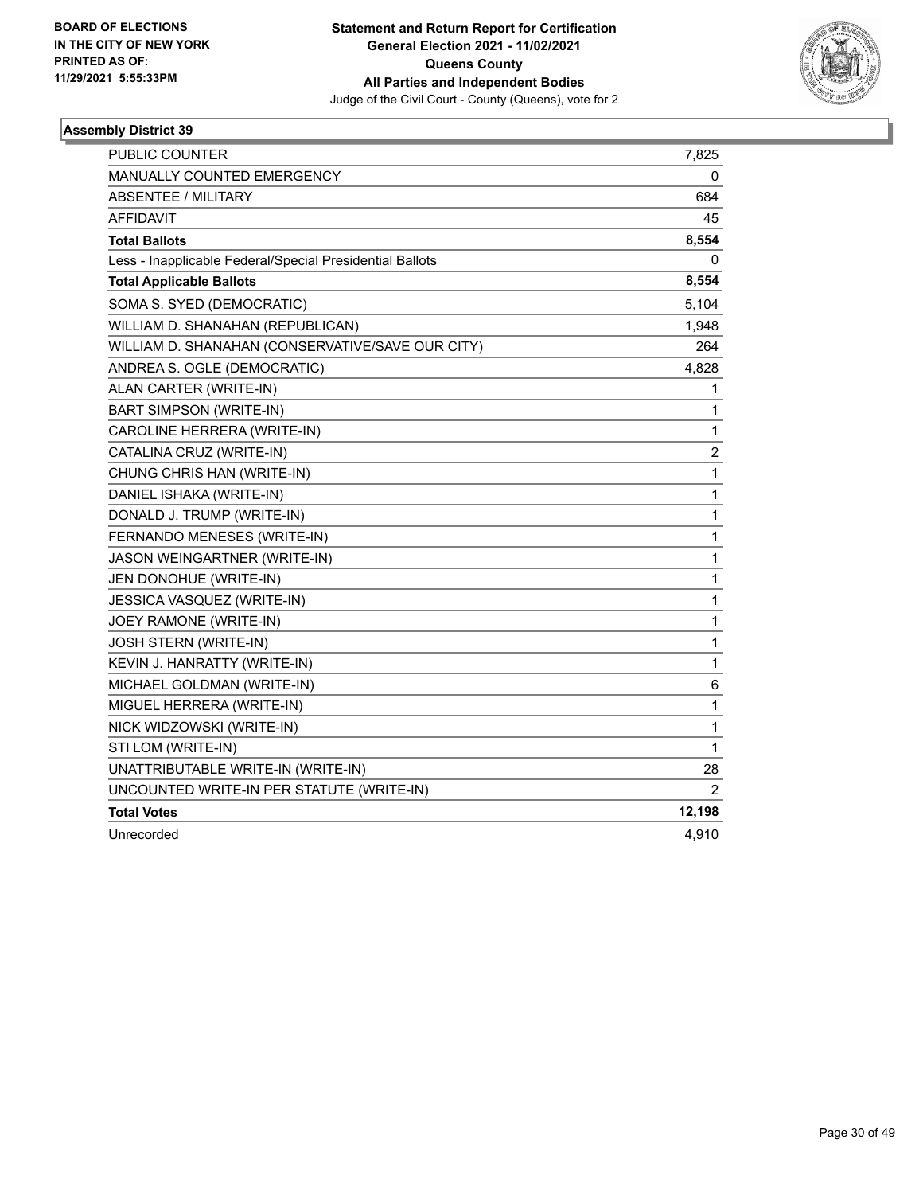BOARD OF ELECTIONS
IN THE CITY OF NEW YORK
PRINTED AS OF:
11/29/2021 5:55:33PM

**Statement and Return Report for Certification**
**General Election 2021 - 11/02/2021**
**Queens County**
**All Parties and Independent Bodies**
Judge of the Civil Court - County (Queens), vote for 2

### Assembly District 39

| | |
|---|---|
| PUBLIC COUNTER | 7,825 |
| MANUALLY COUNTED EMERGENCY | 0 |
| ABSENTEE / MILITARY | 684 |
| AFFIDAVIT | 45 |
| **Total Ballots** | **8,554** |
| Less - Inapplicable Federal/Special Presidential Ballots | 0 |
| **Total Applicable Ballots** | **8,554** |
| SOMA S. SYED (DEMOCRATIC) | 5,104 |
| WILLIAM D. SHANAHAN (REPUBLICAN) | 1,948 |
| WILLIAM D. SHANAHAN (CONSERVATIVE/SAVE OUR CITY) | 264 |
| ANDREA S. OGLE (DEMOCRATIC) | 4,828 |
| ALAN CARTER (WRITE-IN) | 1 |
| BART SIMPSON (WRITE-IN) | 1 |
| CAROLINE HERRERA (WRITE-IN) | 1 |
| CATALINA CRUZ (WRITE-IN) | 2 |
| CHUNG CHRIS HAN (WRITE-IN) | 1 |
| DANIEL ISHAKA (WRITE-IN) | 1 |
| DONALD J. TRUMP (WRITE-IN) | 1 |
| FERNANDO MENESES (WRITE-IN) | 1 |
| JASON WEINGARTNER (WRITE-IN) | 1 |
| JEN DONOHUE (WRITE-IN) | 1 |
| JESSICA VASQUEZ (WRITE-IN) | 1 |
| JOEY RAMONE (WRITE-IN) | 1 |
| JOSH STERN (WRITE-IN) | 1 |
| KEVIN J. HANRATTY (WRITE-IN) | 1 |
| MICHAEL GOLDMAN (WRITE-IN) | 6 |
| MIGUEL HERRERA (WRITE-IN) | 1 |
| NICK WIDZOWSKI (WRITE-IN) | 1 |
| STI LOM (WRITE-IN) | 1 |
| UNATTRIBUTABLE WRITE-IN (WRITE-IN) | 28 |
| UNCOUNTED WRITE-IN PER STATUTE (WRITE-IN) | 2 |
| **Total Votes** | **12,198** |
| Unrecorded | 4,910 |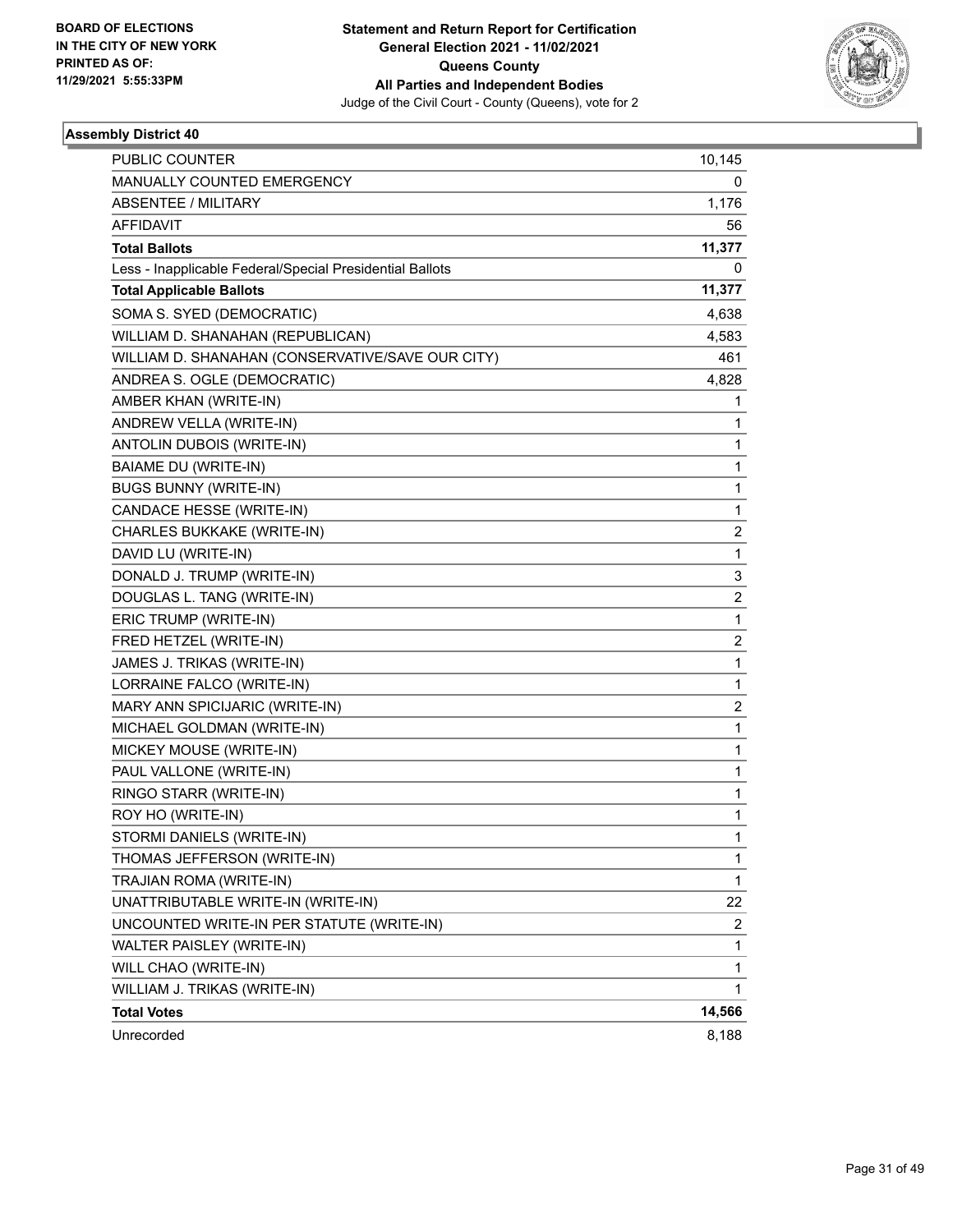**Statement and Return Report for Certification**
**General Election 2021 - 11/02/2021**
**Queens County**
**All Parties and Independent Bodies**
Judge of the Civil Court - County (Queens), vote for 2

BOARD OF ELECTIONS
IN THE CITY OF NEW YORK
PRINTED AS OF:
11/29/2021 5:55:33PM

### Assembly District 40

| | |
|---|---|
| PUBLIC COUNTER | 10,145 |
| MANUALLY COUNTED EMERGENCY | 0 |
| ABSENTEE / MILITARY | 1,176 |
| AFFIDAVIT | 56 |
| **Total Ballots** | **11,377** |
| Less - Inapplicable Federal/Special Presidential Ballots | 0 |
| **Total Applicable Ballots** | **11,377** |
| SOMA S. SYED (DEMOCRATIC) | 4,638 |
| WILLIAM D. SHANAHAN (REPUBLICAN) | 4,583 |
| WILLIAM D. SHANAHAN (CONSERVATIVE/SAVE OUR CITY) | 461 |
| ANDREA S. OGLE (DEMOCRATIC) | 4,828 |
| AMBER KHAN (WRITE-IN) | 1 |
| ANDREW VELLA (WRITE-IN) | 1 |
| ANTOLIN DUBOIS (WRITE-IN) | 1 |
| BAIAME DU (WRITE-IN) | 1 |
| BUGS BUNNY (WRITE-IN) | 1 |
| CANDACE HESSE (WRITE-IN) | 1 |
| CHARLES BUKKAKE (WRITE-IN) | 2 |
| DAVID LU (WRITE-IN) | 1 |
| DONALD J. TRUMP (WRITE-IN) | 3 |
| DOUGLAS L. TANG (WRITE-IN) | 2 |
| ERIC TRUMP (WRITE-IN) | 1 |
| FRED HETZEL (WRITE-IN) | 2 |
| JAMES J. TRIKAS (WRITE-IN) | 1 |
| LORRAINE FALCO (WRITE-IN) | 1 |
| MARY ANN SPICIJARIC (WRITE-IN) | 2 |
| MICHAEL GOLDMAN (WRITE-IN) | 1 |
| MICKEY MOUSE (WRITE-IN) | 1 |
| PAUL VALLONE (WRITE-IN) | 1 |
| RINGO STARR (WRITE-IN) | 1 |
| ROY HO (WRITE-IN) | 1 |
| STORMI DANIELS (WRITE-IN) | 1 |
| THOMAS JEFFERSON (WRITE-IN) | 1 |
| TRAJIAN ROMA (WRITE-IN) | 1 |
| UNATTRIBUTABLE WRITE-IN (WRITE-IN) | 22 |
| UNCOUNTED WRITE-IN PER STATUTE (WRITE-IN) | 2 |
| WALTER PAISLEY (WRITE-IN) | 1 |
| WILL CHAO (WRITE-IN) | 1 |
| WILLIAM J. TRIKAS (WRITE-IN) | 1 |
| **Total Votes** | **14,566** |
| Unrecorded | 8,188 |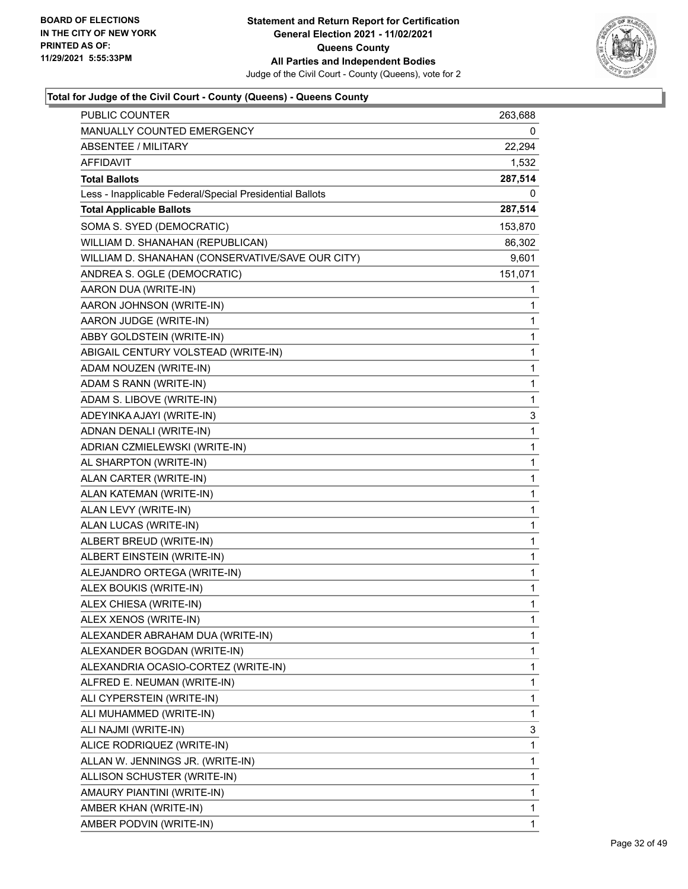**Statement and Return Report for Certification**
**General Election 2021 - 11/02/2021**
**Queens County**
**All Parties and Independent Bodies**
Judge of the Civil Court - County (Queens), vote for 2

BOARD OF ELECTIONS IN THE CITY OF NEW YORK PRINTED AS OF: 11/29/2021 5:55:33PM

### Total for Judge of the Civil Court - County (Queens) - Queens County

| | |
|---|---|
| PUBLIC COUNTER | 263,688 |
| MANUALLY COUNTED EMERGENCY | 0 |
| ABSENTEE / MILITARY | 22,294 |
| AFFIDAVIT | 1,532 |
| **Total Ballots** | **287,514** |
| Less - Inapplicable Federal/Special Presidential Ballots | 0 |
| **Total Applicable Ballots** | **287,514** |
| SOMA S. SYED (DEMOCRATIC) | 153,870 |
| WILLIAM D. SHANAHAN (REPUBLICAN) | 86,302 |
| WILLIAM D. SHANAHAN (CONSERVATIVE/SAVE OUR CITY) | 9,601 |
| ANDREA S. OGLE (DEMOCRATIC) | 151,071 |
| AARON DUA (WRITE-IN) | 1 |
| AARON JOHNSON (WRITE-IN) | 1 |
| AARON JUDGE (WRITE-IN) | 1 |
| ABBY GOLDSTEIN (WRITE-IN) | 1 |
| ABIGAIL CENTURY VOLSTEAD (WRITE-IN) | 1 |
| ADAM NOUZEN (WRITE-IN) | 1 |
| ADAM S RANN (WRITE-IN) | 1 |
| ADAM S. LIBOVE (WRITE-IN) | 1 |
| ADEYINKA AJAYI (WRITE-IN) | 3 |
| ADNAN DENALI (WRITE-IN) | 1 |
| ADRIAN CZMIELEWSKI (WRITE-IN) | 1 |
| AL SHARPTON (WRITE-IN) | 1 |
| ALAN CARTER (WRITE-IN) | 1 |
| ALAN KATEMAN (WRITE-IN) | 1 |
| ALAN LEVY (WRITE-IN) | 1 |
| ALAN LUCAS (WRITE-IN) | 1 |
| ALBERT BREUD (WRITE-IN) | 1 |
| ALBERT EINSTEIN (WRITE-IN) | 1 |
| ALEJANDRO ORTEGA (WRITE-IN) | 1 |
| ALEX BOUKIS (WRITE-IN) | 1 |
| ALEX CHIESA (WRITE-IN) | 1 |
| ALEX XENOS (WRITE-IN) | 1 |
| ALEXANDER ABRAHAM DUA (WRITE-IN) | 1 |
| ALEXANDER BOGDAN (WRITE-IN) | 1 |
| ALEXANDRIA OCASIO-CORTEZ (WRITE-IN) | 1 |
| ALFRED E. NEUMAN (WRITE-IN) | 1 |
| ALI CYPERSTEIN (WRITE-IN) | 1 |
| ALI MUHAMMED (WRITE-IN) | 1 |
| ALI NAJMI (WRITE-IN) | 3 |
| ALICE RODRIQUEZ (WRITE-IN) | 1 |
| ALLAN W. JENNINGS JR. (WRITE-IN) | 1 |
| ALLISON SCHUSTER (WRITE-IN) | 1 |
| AMAURY PIANTINI (WRITE-IN) | 1 |
| AMBER KHAN (WRITE-IN) | 1 |
| AMBER PODVIN (WRITE-IN) | 1 |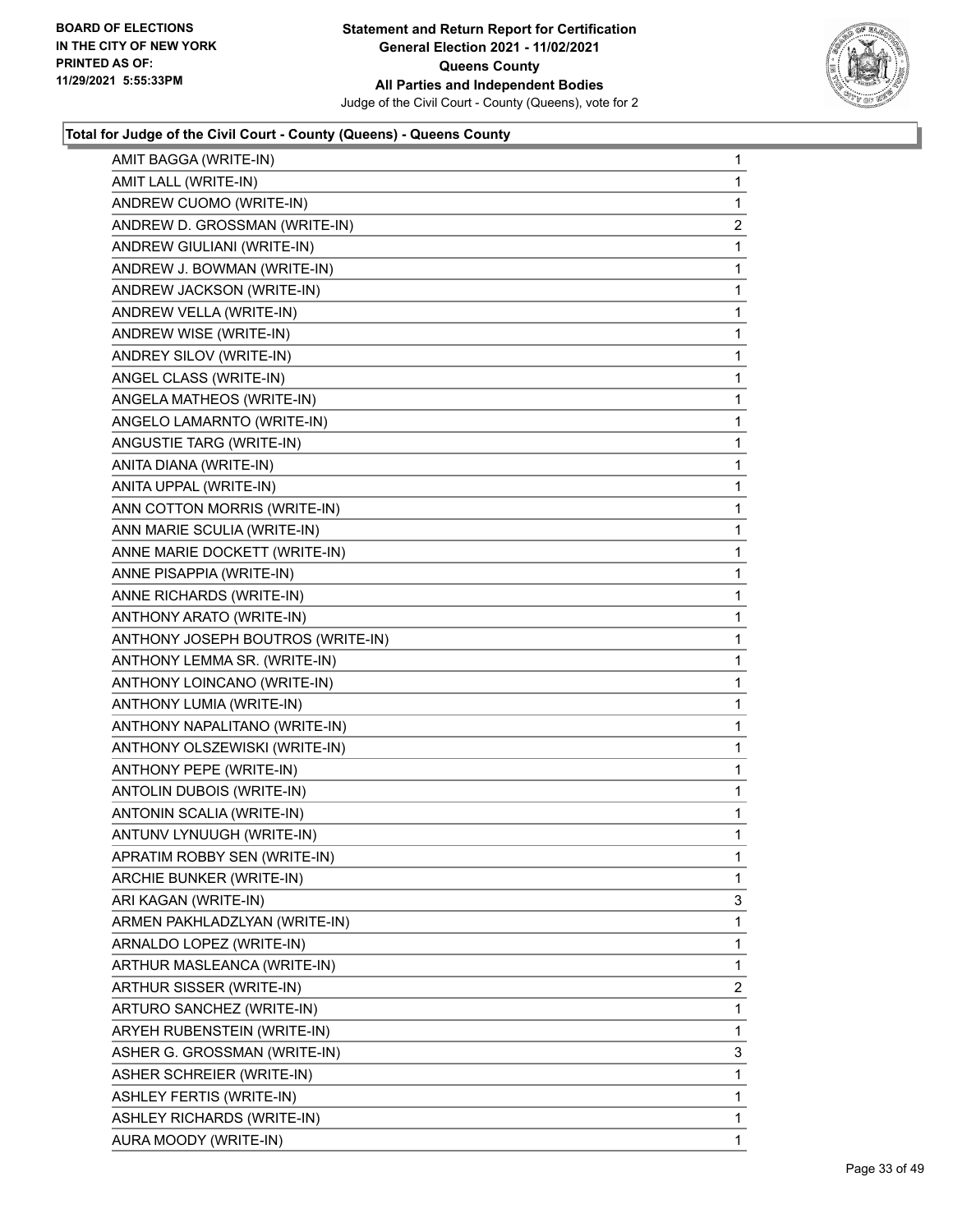BOARD OF ELECTIONS
IN THE CITY OF NEW YORK
PRINTED AS OF:
11/29/2021 5:55:33PM

**Statement and Return Report for Certification**
**General Election 2021 - 11/02/2021**
**Queens County**
**All Parties and Independent Bodies**
Judge of the Civil Court - County (Queens), vote for 2

### Total for Judge of the Civil Court - County (Queens) - Queens County

| | |
|---|---|
| AMIT BAGGA (WRITE-IN) | 1 |
| AMIT LALL (WRITE-IN) | 1 |
| ANDREW CUOMO (WRITE-IN) | 1 |
| ANDREW D. GROSSMAN (WRITE-IN) | 2 |
| ANDREW GIULIANI (WRITE-IN) | 1 |
| ANDREW J. BOWMAN (WRITE-IN) | 1 |
| ANDREW JACKSON (WRITE-IN) | 1 |
| ANDREW VELLA (WRITE-IN) | 1 |
| ANDREW WISE (WRITE-IN) | 1 |
| ANDREY SILOV (WRITE-IN) | 1 |
| ANGEL CLASS (WRITE-IN) | 1 |
| ANGELA MATHEOS (WRITE-IN) | 1 |
| ANGELO LAMARNTO (WRITE-IN) | 1 |
| ANGUSTIE TARG (WRITE-IN) | 1 |
| ANITA DIANA (WRITE-IN) | 1 |
| ANITA UPPAL (WRITE-IN) | 1 |
| ANN COTTON MORRIS (WRITE-IN) | 1 |
| ANN MARIE SCULIA (WRITE-IN) | 1 |
| ANNE MARIE DOCKETT (WRITE-IN) | 1 |
| ANNE PISAPPIA (WRITE-IN) | 1 |
| ANNE RICHARDS (WRITE-IN) | 1 |
| ANTHONY ARATO (WRITE-IN) | 1 |
| ANTHONY JOSEPH BOUTROS (WRITE-IN) | 1 |
| ANTHONY LEMMA SR. (WRITE-IN) | 1 |
| ANTHONY LOINCANO (WRITE-IN) | 1 |
| ANTHONY LUMIA (WRITE-IN) | 1 |
| ANTHONY NAPALITANO (WRITE-IN) | 1 |
| ANTHONY OLSZEWISKI (WRITE-IN) | 1 |
| ANTHONY PEPE (WRITE-IN) | 1 |
| ANTOLIN DUBOIS (WRITE-IN) | 1 |
| ANTONIN SCALIA (WRITE-IN) | 1 |
| ANTUNV LYNUUGH (WRITE-IN) | 1 |
| APRATIM ROBBY SEN (WRITE-IN) | 1 |
| ARCHIE BUNKER (WRITE-IN) | 1 |
| ARI KAGAN (WRITE-IN) | 3 |
| ARMEN PAKHLADZLYAN (WRITE-IN) | 1 |
| ARNALDO LOPEZ (WRITE-IN) | 1 |
| ARTHUR MASLEANCA (WRITE-IN) | 1 |
| ARTHUR SISSER (WRITE-IN) | 2 |
| ARTURO SANCHEZ (WRITE-IN) | 1 |
| ARYEH RUBENSTEIN (WRITE-IN) | 1 |
| ASHER G. GROSSMAN (WRITE-IN) | 3 |
| ASHER SCHREIER (WRITE-IN) | 1 |
| ASHLEY FERTIS (WRITE-IN) | 1 |
| ASHLEY RICHARDS (WRITE-IN) | 1 |
| AURA MOODY (WRITE-IN) | 1 |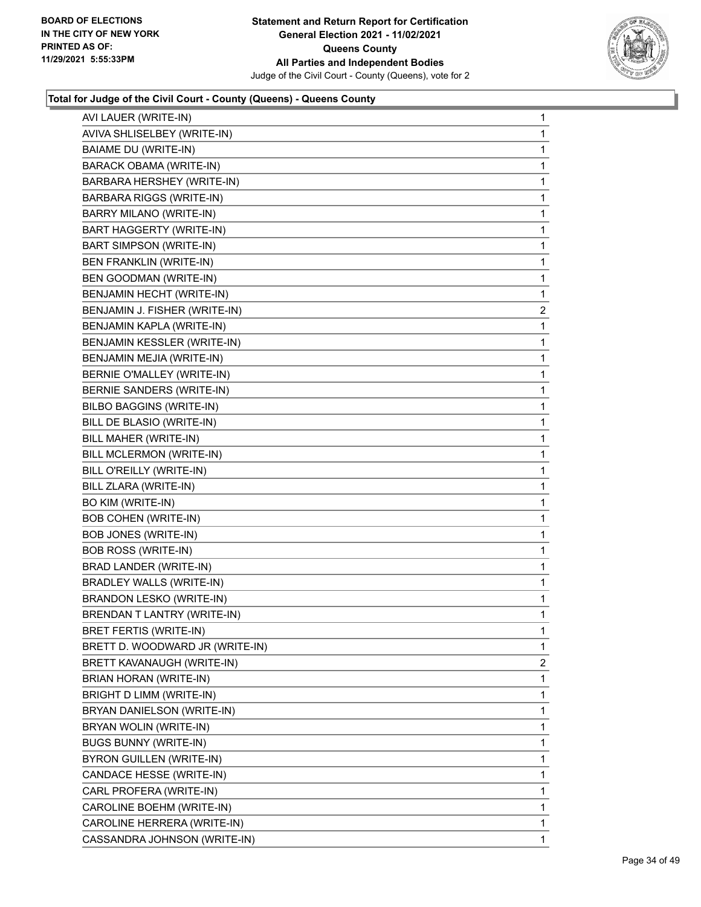### Total for Judge of the Civil Court - County (Queens) - Queens County

| | |
|---|---|
| AVI LAUER (WRITE-IN) | 1 |
| AVIVA SHLISELBEY (WRITE-IN) | 1 |
| BAIAME DU (WRITE-IN) | 1 |
| BARACK OBAMA (WRITE-IN) | 1 |
| BARBARA HERSHEY (WRITE-IN) | 1 |
| BARBARA RIGGS (WRITE-IN) | 1 |
| BARRY MILANO (WRITE-IN) | 1 |
| BART HAGGERTY (WRITE-IN) | 1 |
| BART SIMPSON (WRITE-IN) | 1 |
| BEN FRANKLIN (WRITE-IN) | 1 |
| BEN GOODMAN (WRITE-IN) | 1 |
| BENJAMIN HECHT (WRITE-IN) | 1 |
| BENJAMIN J. FISHER (WRITE-IN) | 2 |
| BENJAMIN KAPLA (WRITE-IN) | 1 |
| BENJAMIN KESSLER (WRITE-IN) | 1 |
| BENJAMIN MEJIA (WRITE-IN) | 1 |
| BERNIE O'MALLEY (WRITE-IN) | 1 |
| BERNIE SANDERS (WRITE-IN) | 1 |
| BILBO BAGGINS (WRITE-IN) | 1 |
| BILL DE BLASIO (WRITE-IN) | 1 |
| BILL MAHER (WRITE-IN) | 1 |
| BILL MCLERMON (WRITE-IN) | 1 |
| BILL O'REILLY (WRITE-IN) | 1 |
| BILL ZLARA (WRITE-IN) | 1 |
| BO KIM (WRITE-IN) | 1 |
| BOB COHEN (WRITE-IN) | 1 |
| BOB JONES (WRITE-IN) | 1 |
| BOB ROSS (WRITE-IN) | 1 |
| BRAD LANDER (WRITE-IN) | 1 |
| BRADLEY WALLS (WRITE-IN) | 1 |
| BRANDON LESKO (WRITE-IN) | 1 |
| BRENDAN T LANTRY (WRITE-IN) | 1 |
| BRET FERTIS (WRITE-IN) | 1 |
| BRETT D. WOODWARD JR (WRITE-IN) | 1 |
| BRETT KAVANAUGH (WRITE-IN) | 2 |
| BRIAN HORAN (WRITE-IN) | 1 |
| BRIGHT D LIMM (WRITE-IN) | 1 |
| BRYAN DANIELSON (WRITE-IN) | 1 |
| BRYAN WOLIN (WRITE-IN) | 1 |
| BUGS BUNNY (WRITE-IN) | 1 |
| BYRON GUILLEN (WRITE-IN) | 1 |
| CANDACE HESSE (WRITE-IN) | 1 |
| CARL PROFERA (WRITE-IN) | 1 |
| CAROLINE BOEHM (WRITE-IN) | 1 |
| CAROLINE HERRERA (WRITE-IN) | 1 |
| CASSANDRA JOHNSON (WRITE-IN) | 1 |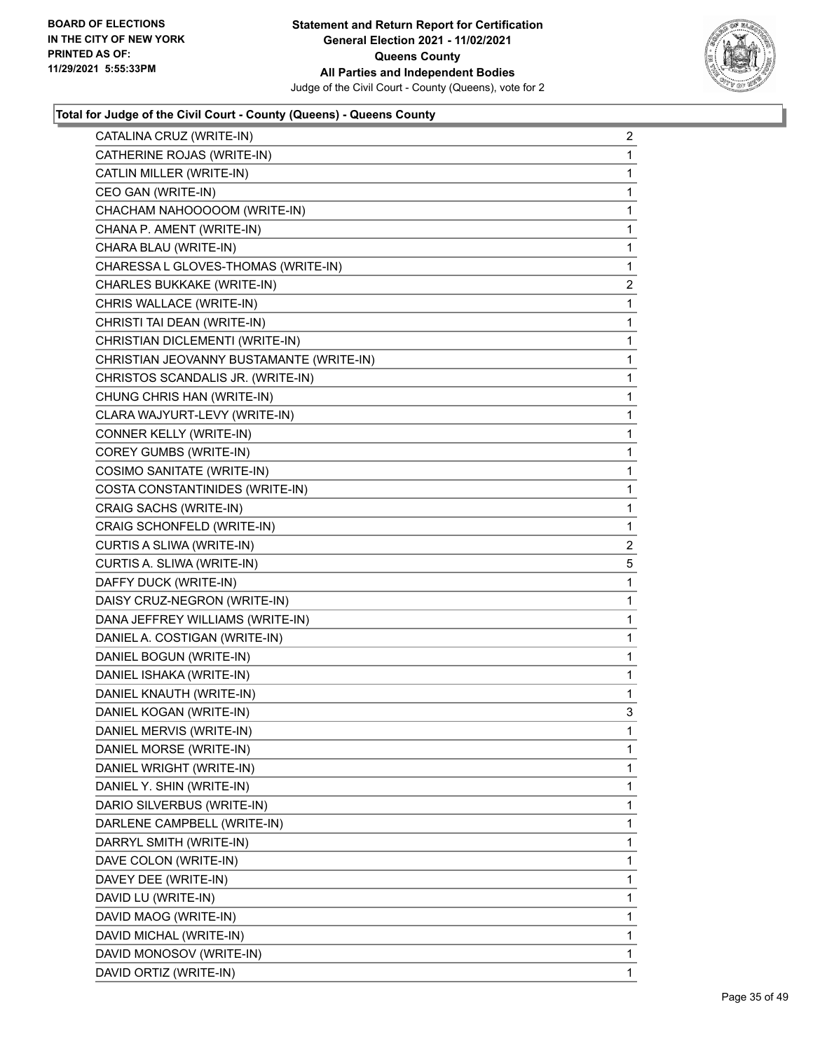**Total for Judge of the Civil Court - County (Queens) - Queens County**

| Candidate | Votes |
|---|---|
| CATALINA CRUZ (WRITE-IN) | 2 |
| CATHERINE ROJAS (WRITE-IN) | 1 |
| CATLIN MILLER (WRITE-IN) | 1 |
| CEO GAN (WRITE-IN) | 1 |
| CHACHAM NAHOOOOOM (WRITE-IN) | 1 |
| CHANA P. AMENT (WRITE-IN) | 1 |
| CHARA BLAU (WRITE-IN) | 1 |
| CHARESSA L GLOVES-THOMAS (WRITE-IN) | 1 |
| CHARLES BUKKAKE (WRITE-IN) | 2 |
| CHRIS WALLACE (WRITE-IN) | 1 |
| CHRISTI TAI DEAN (WRITE-IN) | 1 |
| CHRISTIAN DICLEMENTI (WRITE-IN) | 1 |
| CHRISTIAN JEOVANNY BUSTAMANTE (WRITE-IN) | 1 |
| CHRISTOS SCANDALIS JR. (WRITE-IN) | 1 |
| CHUNG CHRIS HAN (WRITE-IN) | 1 |
| CLARA WAJYURT-LEVY (WRITE-IN) | 1 |
| CONNER KELLY (WRITE-IN) | 1 |
| COREY GUMBS (WRITE-IN) | 1 |
| COSIMO SANITATE (WRITE-IN) | 1 |
| COSTA CONSTANTINIDES (WRITE-IN) | 1 |
| CRAIG SACHS (WRITE-IN) | 1 |
| CRAIG SCHONFELD (WRITE-IN) | 1 |
| CURTIS A SLIWA (WRITE-IN) | 2 |
| CURTIS A. SLIWA (WRITE-IN) | 5 |
| DAFFY DUCK (WRITE-IN) | 1 |
| DAISY CRUZ-NEGRON (WRITE-IN) | 1 |
| DANA JEFFREY WILLIAMS (WRITE-IN) | 1 |
| DANIEL A. COSTIGAN (WRITE-IN) | 1 |
| DANIEL BOGUN (WRITE-IN) | 1 |
| DANIEL ISHAKA (WRITE-IN) | 1 |
| DANIEL KNAUTH (WRITE-IN) | 1 |
| DANIEL KOGAN (WRITE-IN) | 3 |
| DANIEL MERVIS (WRITE-IN) | 1 |
| DANIEL MORSE (WRITE-IN) | 1 |
| DANIEL WRIGHT (WRITE-IN) | 1 |
| DANIEL Y. SHIN (WRITE-IN) | 1 |
| DARIO SILVERBUS (WRITE-IN) | 1 |
| DARLENE CAMPBELL (WRITE-IN) | 1 |
| DARRYL SMITH (WRITE-IN) | 1 |
| DAVE COLON (WRITE-IN) | 1 |
| DAVEY DEE (WRITE-IN) | 1 |
| DAVID LU (WRITE-IN) | 1 |
| DAVID MAOG (WRITE-IN) | 1 |
| DAVID MICHAL (WRITE-IN) | 1 |
| DAVID MONOSOV (WRITE-IN) | 1 |
| DAVID ORTIZ (WRITE-IN) | 1 |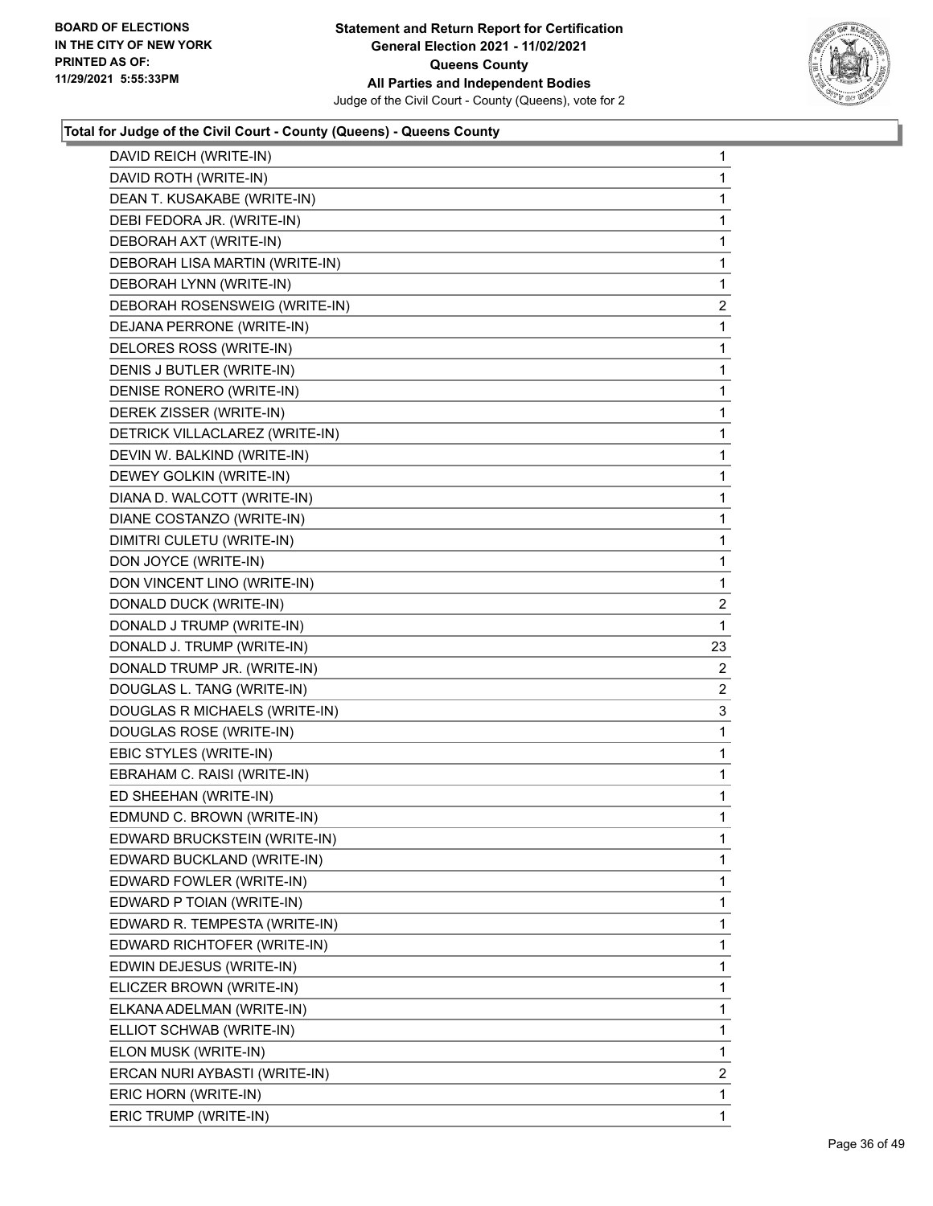**Total for Judge of the Civil Court - County (Queens) - Queens County**

| Candidate | Votes |
|---|---|
| DAVID REICH (WRITE-IN) | 1 |
| DAVID ROTH (WRITE-IN) | 1 |
| DEAN T. KUSAKABE (WRITE-IN) | 1 |
| DEBI FEDORA JR. (WRITE-IN) | 1 |
| DEBORAH AXT (WRITE-IN) | 1 |
| DEBORAH LISA MARTIN (WRITE-IN) | 1 |
| DEBORAH LYNN (WRITE-IN) | 1 |
| DEBORAH ROSENSWEIG (WRITE-IN) | 2 |
| DEJANA PERRONE (WRITE-IN) | 1 |
| DELORES ROSS (WRITE-IN) | 1 |
| DENIS J BUTLER (WRITE-IN) | 1 |
| DENISE RONERO (WRITE-IN) | 1 |
| DEREK ZISSER (WRITE-IN) | 1 |
| DETRICK VILLACLAREZ (WRITE-IN) | 1 |
| DEVIN W. BALKIND (WRITE-IN) | 1 |
| DEWEY GOLKIN (WRITE-IN) | 1 |
| DIANA D. WALCOTT (WRITE-IN) | 1 |
| DIANE COSTANZO (WRITE-IN) | 1 |
| DIMITRI CULETU (WRITE-IN) | 1 |
| DON JOYCE (WRITE-IN) | 1 |
| DON VINCENT LINO (WRITE-IN) | 1 |
| DONALD DUCK (WRITE-IN) | 2 |
| DONALD J TRUMP (WRITE-IN) | 1 |
| DONALD J. TRUMP (WRITE-IN) | 23 |
| DONALD TRUMP JR. (WRITE-IN) | 2 |
| DOUGLAS L. TANG (WRITE-IN) | 2 |
| DOUGLAS R MICHAELS (WRITE-IN) | 3 |
| DOUGLAS ROSE (WRITE-IN) | 1 |
| EBIC STYLES (WRITE-IN) | 1 |
| EBRAHAM C. RAISI (WRITE-IN) | 1 |
| ED SHEEHAN (WRITE-IN) | 1 |
| EDMUND C. BROWN (WRITE-IN) | 1 |
| EDWARD BRUCKSTEIN (WRITE-IN) | 1 |
| EDWARD BUCKLAND (WRITE-IN) | 1 |
| EDWARD FOWLER (WRITE-IN) | 1 |
| EDWARD P TOIAN (WRITE-IN) | 1 |
| EDWARD R. TEMPESTA (WRITE-IN) | 1 |
| EDWARD RICHTOFER (WRITE-IN) | 1 |
| EDWIN DEJESUS (WRITE-IN) | 1 |
| ELICZER BROWN (WRITE-IN) | 1 |
| ELKANA ADELMAN (WRITE-IN) | 1 |
| ELLIOT SCHWAB (WRITE-IN) | 1 |
| ELON MUSK (WRITE-IN) | 1 |
| ERCAN NURI AYBASTI (WRITE-IN) | 2 |
| ERIC HORN (WRITE-IN) | 1 |
| ERIC TRUMP (WRITE-IN) | 1 |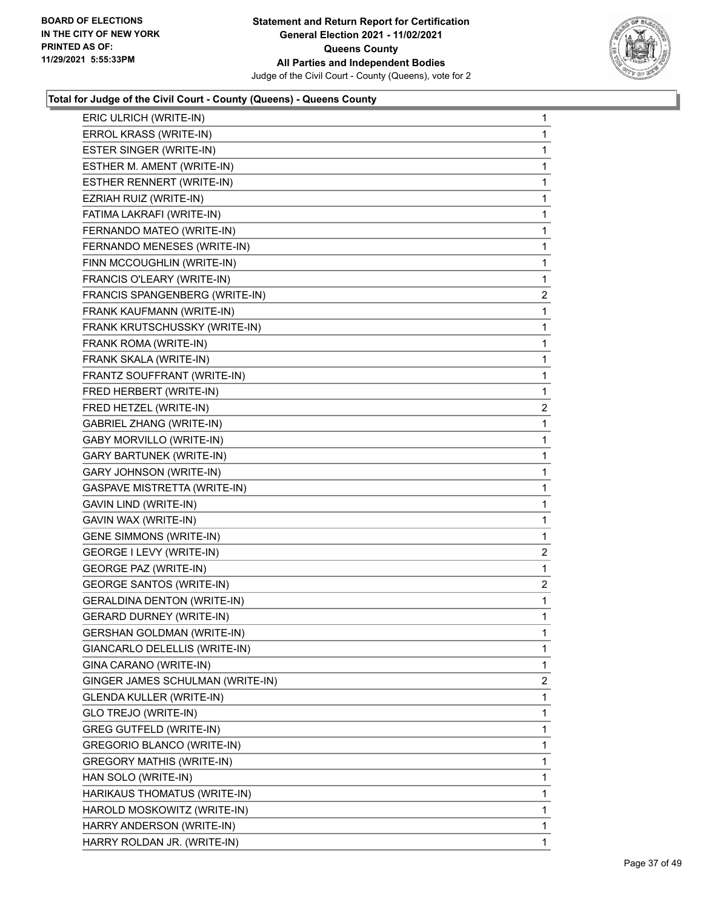### Total for Judge of the Civil Court - County (Queens) - Queens County

| | |
|---|---|
| ERIC ULRICH (WRITE-IN) | 1 |
| ERROL KRASS (WRITE-IN) | 1 |
| ESTER SINGER (WRITE-IN) | 1 |
| ESTHER M. AMENT (WRITE-IN) | 1 |
| ESTHER RENNERT (WRITE-IN) | 1 |
| EZRIAH RUIZ (WRITE-IN) | 1 |
| FATIMA LAKRAFI (WRITE-IN) | 1 |
| FERNANDO MATEO (WRITE-IN) | 1 |
| FERNANDO MENESES (WRITE-IN) | 1 |
| FINN MCCOUGHLIN (WRITE-IN) | 1 |
| FRANCIS O'LEARY (WRITE-IN) | 1 |
| FRANCIS SPANGENBERG (WRITE-IN) | 2 |
| FRANK KAUFMANN (WRITE-IN) | 1 |
| FRANK KRUTSCHUSSKY (WRITE-IN) | 1 |
| FRANK ROMA (WRITE-IN) | 1 |
| FRANK SKALA (WRITE-IN) | 1 |
| FRANTZ SOUFFRANT (WRITE-IN) | 1 |
| FRED HERBERT (WRITE-IN) | 1 |
| FRED HETZEL (WRITE-IN) | 2 |
| GABRIEL ZHANG (WRITE-IN) | 1 |
| GABY MORVILLO (WRITE-IN) | 1 |
| GARY BARTUNEK (WRITE-IN) | 1 |
| GARY JOHNSON (WRITE-IN) | 1 |
| GASPAVE MISTRETTA (WRITE-IN) | 1 |
| GAVIN LIND (WRITE-IN) | 1 |
| GAVIN WAX (WRITE-IN) | 1 |
| GENE SIMMONS (WRITE-IN) | 1 |
| GEORGE I LEVY (WRITE-IN) | 2 |
| GEORGE PAZ (WRITE-IN) | 1 |
| GEORGE SANTOS (WRITE-IN) | 2 |
| GERALDINA DENTON (WRITE-IN) | 1 |
| GERARD DURNEY (WRITE-IN) | 1 |
| GERSHAN GOLDMAN (WRITE-IN) | 1 |
| GIANCARLO DELELLIS (WRITE-IN) | 1 |
| GINA CARANO (WRITE-IN) | 1 |
| GINGER JAMES SCHULMAN (WRITE-IN) | 2 |
| GLENDA KULLER (WRITE-IN) | 1 |
| GLO TREJO (WRITE-IN) | 1 |
| GREG GUTFELD (WRITE-IN) | 1 |
| GREGORIO BLANCO (WRITE-IN) | 1 |
| GREGORY MATHIS (WRITE-IN) | 1 |
| HAN SOLO (WRITE-IN) | 1 |
| HARIKAUS THOMATUS (WRITE-IN) | 1 |
| HAROLD MOSKOWITZ (WRITE-IN) | 1 |
| HARRY ANDERSON (WRITE-IN) | 1 |
| HARRY ROLDAN JR. (WRITE-IN) | 1 |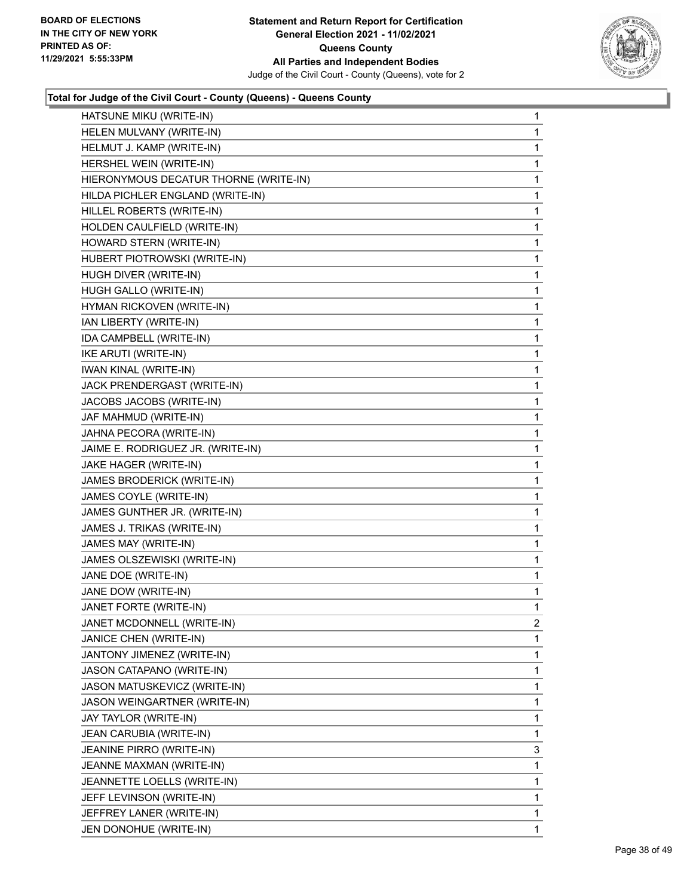### Total for Judge of the Civil Court - County (Queens) - Queens County

| Candidate | Votes |
|---|---|
| HATSUNE MIKU (WRITE-IN) | 1 |
| HELEN MULVANY (WRITE-IN) | 1 |
| HELMUT J. KAMP (WRITE-IN) | 1 |
| HERSHEL WEIN (WRITE-IN) | 1 |
| HIERONYMOUS DECATUR THORNE (WRITE-IN) | 1 |
| HILDA PICHLER ENGLAND (WRITE-IN) | 1 |
| HILLEL ROBERTS (WRITE-IN) | 1 |
| HOLDEN CAULFIELD (WRITE-IN) | 1 |
| HOWARD STERN (WRITE-IN) | 1 |
| HUBERT PIOTROWSKI (WRITE-IN) | 1 |
| HUGH DIVER (WRITE-IN) | 1 |
| HUGH GALLO (WRITE-IN) | 1 |
| HYMAN RICKOVEN (WRITE-IN) | 1 |
| IAN LIBERTY (WRITE-IN) | 1 |
| IDA CAMPBELL (WRITE-IN) | 1 |
| IKE ARUTI (WRITE-IN) | 1 |
| IWAN KINAL (WRITE-IN) | 1 |
| JACK PRENDERGAST (WRITE-IN) | 1 |
| JACOBS JACOBS (WRITE-IN) | 1 |
| JAF MAHMUD (WRITE-IN) | 1 |
| JAHNA PECORA (WRITE-IN) | 1 |
| JAIME E. RODRIGUEZ JR. (WRITE-IN) | 1 |
| JAKE HAGER (WRITE-IN) | 1 |
| JAMES BRODERICK (WRITE-IN) | 1 |
| JAMES COYLE (WRITE-IN) | 1 |
| JAMES GUNTHER JR. (WRITE-IN) | 1 |
| JAMES J. TRIKAS (WRITE-IN) | 1 |
| JAMES MAY (WRITE-IN) | 1 |
| JAMES OLSZEWISKI (WRITE-IN) | 1 |
| JANE DOE (WRITE-IN) | 1 |
| JANE DOW (WRITE-IN) | 1 |
| JANET FORTE (WRITE-IN) | 1 |
| JANET MCDONNELL (WRITE-IN) | 2 |
| JANICE CHEN (WRITE-IN) | 1 |
| JANTONY JIMENEZ (WRITE-IN) | 1 |
| JASON CATAPANO (WRITE-IN) | 1 |
| JASON MATUSKEVICZ (WRITE-IN) | 1 |
| JASON WEINGARTNER (WRITE-IN) | 1 |
| JAY TAYLOR (WRITE-IN) | 1 |
| JEAN CARUBIA (WRITE-IN) | 1 |
| JEANINE PIRRO (WRITE-IN) | 3 |
| JEANNE MAXMAN (WRITE-IN) | 1 |
| JEANNETTE LOELLS (WRITE-IN) | 1 |
| JEFF LEVINSON (WRITE-IN) | 1 |
| JEFFREY LANER (WRITE-IN) | 1 |
| JEN DONOHUE (WRITE-IN) | 1 |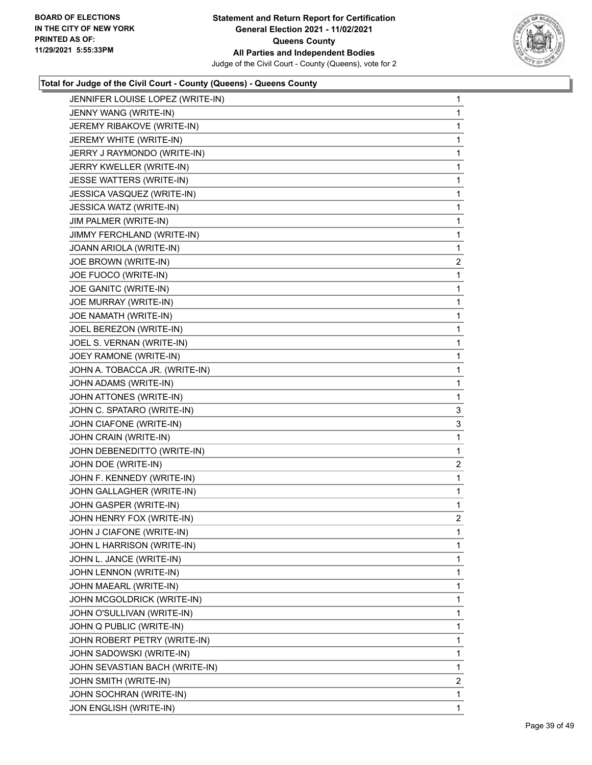**Total for Judge of the Civil Court - County (Queens) - Queens County**

| Candidate | Votes |
|---|---|
| JENNIFER LOUISE LOPEZ (WRITE-IN) | 1 |
| JENNY WANG (WRITE-IN) | 1 |
| JEREMY RIBAKOVE (WRITE-IN) | 1 |
| JEREMY WHITE (WRITE-IN) | 1 |
| JERRY J RAYMONDO (WRITE-IN) | 1 |
| JERRY KWELLER (WRITE-IN) | 1 |
| JESSE WATTERS (WRITE-IN) | 1 |
| JESSICA VASQUEZ (WRITE-IN) | 1 |
| JESSICA WATZ (WRITE-IN) | 1 |
| JIM PALMER (WRITE-IN) | 1 |
| JIMMY FERCHLAND (WRITE-IN) | 1 |
| JOANN ARIOLA (WRITE-IN) | 1 |
| JOE BROWN (WRITE-IN) | 2 |
| JOE FUOCO (WRITE-IN) | 1 |
| JOE GANITC (WRITE-IN) | 1 |
| JOE MURRAY (WRITE-IN) | 1 |
| JOE NAMATH (WRITE-IN) | 1 |
| JOEL BEREZON (WRITE-IN) | 1 |
| JOEL S. VERNAN (WRITE-IN) | 1 |
| JOEY RAMONE (WRITE-IN) | 1 |
| JOHN A. TOBACCA JR. (WRITE-IN) | 1 |
| JOHN ADAMS (WRITE-IN) | 1 |
| JOHN ATTONES (WRITE-IN) | 1 |
| JOHN C. SPATARO (WRITE-IN) | 3 |
| JOHN CIAFONE (WRITE-IN) | 3 |
| JOHN CRAIN (WRITE-IN) | 1 |
| JOHN DEBENEDITTO (WRITE-IN) | 1 |
| JOHN DOE (WRITE-IN) | 2 |
| JOHN F. KENNEDY (WRITE-IN) | 1 |
| JOHN GALLAGHER (WRITE-IN) | 1 |
| JOHN GASPER (WRITE-IN) | 1 |
| JOHN HENRY FOX (WRITE-IN) | 2 |
| JOHN J CIAFONE (WRITE-IN) | 1 |
| JOHN L HARRISON (WRITE-IN) | 1 |
| JOHN L. JANCE (WRITE-IN) | 1 |
| JOHN LENNON (WRITE-IN) | 1 |
| JOHN MAEARL (WRITE-IN) | 1 |
| JOHN MCGOLDRICK (WRITE-IN) | 1 |
| JOHN O'SULLIVAN (WRITE-IN) | 1 |
| JOHN Q PUBLIC (WRITE-IN) | 1 |
| JOHN ROBERT PETRY (WRITE-IN) | 1 |
| JOHN SADOWSKI (WRITE-IN) | 1 |
| JOHN SEVASTIAN BACH (WRITE-IN) | 1 |
| JOHN SMITH (WRITE-IN) | 2 |
| JOHN SOCHRAN (WRITE-IN) | 1 |
| JON ENGLISH (WRITE-IN) | 1 |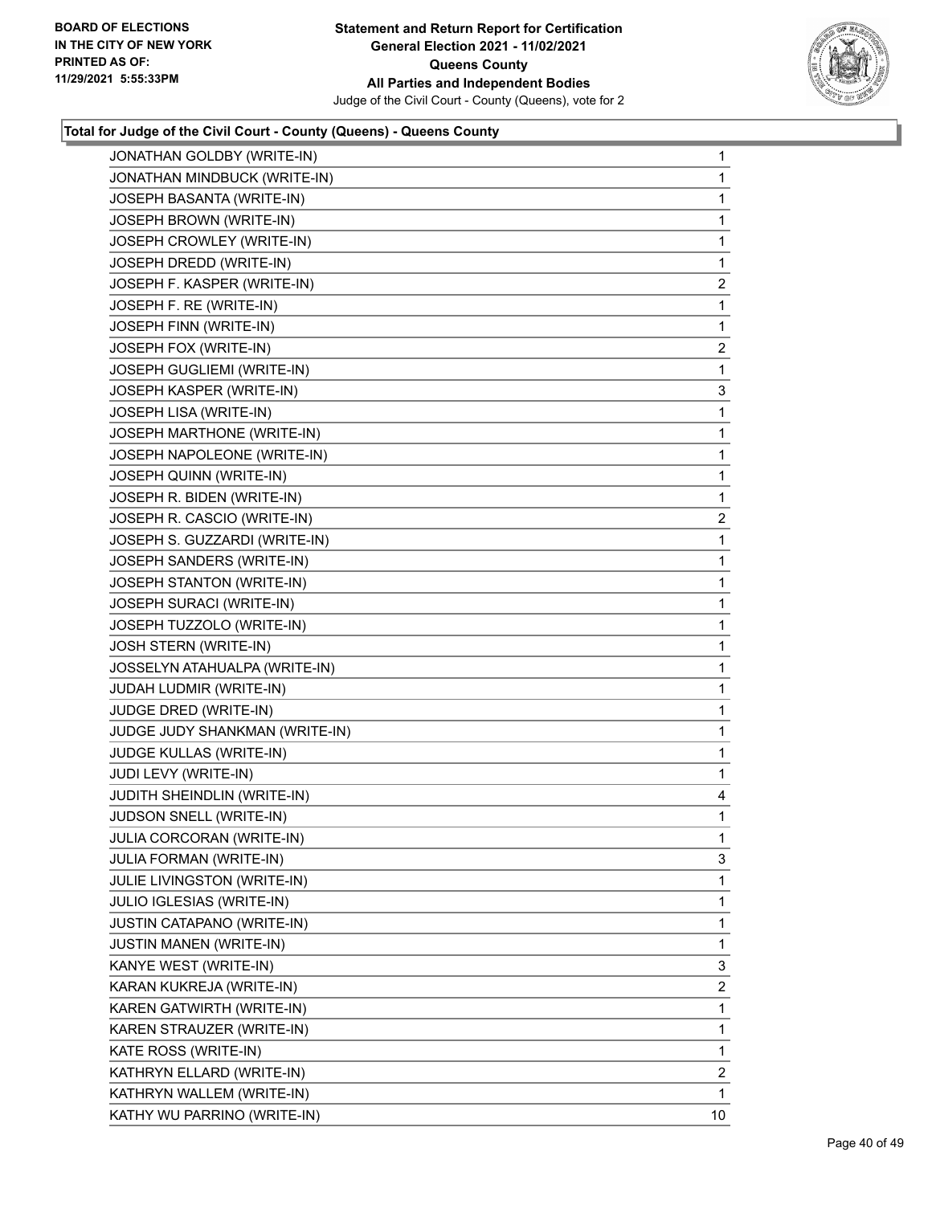**Statement and Return Report for Certification**
**General Election 2021 - 11/02/2021**
**Queens County**
**All Parties and Independent Bodies**
Judge of the Civil Court - County (Queens), vote for 2

BOARD OF ELECTIONS
IN THE CITY OF NEW YORK
PRINTED AS OF:
11/29/2021 5:55:33PM

### Total for Judge of the Civil Court - County (Queens) - Queens County

| | |
|---|---|
| JONATHAN GOLDBY (WRITE-IN) | 1 |
| JONATHAN MINDBUCK (WRITE-IN) | 1 |
| JOSEPH BASANTA (WRITE-IN) | 1 |
| JOSEPH BROWN (WRITE-IN) | 1 |
| JOSEPH CROWLEY (WRITE-IN) | 1 |
| JOSEPH DREDD (WRITE-IN) | 1 |
| JOSEPH F. KASPER (WRITE-IN) | 2 |
| JOSEPH F. RE (WRITE-IN) | 1 |
| JOSEPH FINN (WRITE-IN) | 1 |
| JOSEPH FOX (WRITE-IN) | 2 |
| JOSEPH GUGLIEMI (WRITE-IN) | 1 |
| JOSEPH KASPER (WRITE-IN) | 3 |
| JOSEPH LISA (WRITE-IN) | 1 |
| JOSEPH MARTHONE (WRITE-IN) | 1 |
| JOSEPH NAPOLEONE (WRITE-IN) | 1 |
| JOSEPH QUINN (WRITE-IN) | 1 |
| JOSEPH R. BIDEN (WRITE-IN) | 1 |
| JOSEPH R. CASCIO (WRITE-IN) | 2 |
| JOSEPH S. GUZZARDI (WRITE-IN) | 1 |
| JOSEPH SANDERS (WRITE-IN) | 1 |
| JOSEPH STANTON (WRITE-IN) | 1 |
| JOSEPH SURACI (WRITE-IN) | 1 |
| JOSEPH TUZZOLO (WRITE-IN) | 1 |
| JOSH STERN (WRITE-IN) | 1 |
| JOSSELYN ATAHUALPA (WRITE-IN) | 1 |
| JUDAH LUDMIR (WRITE-IN) | 1 |
| JUDGE DRED (WRITE-IN) | 1 |
| JUDGE JUDY SHANKMAN (WRITE-IN) | 1 |
| JUDGE KULLAS (WRITE-IN) | 1 |
| JUDI LEVY (WRITE-IN) | 1 |
| JUDITH SHEINDLIN (WRITE-IN) | 4 |
| JUDSON SNELL (WRITE-IN) | 1 |
| JULIA CORCORAN (WRITE-IN) | 1 |
| JULIA FORMAN (WRITE-IN) | 3 |
| JULIE LIVINGSTON (WRITE-IN) | 1 |
| JULIO IGLESIAS (WRITE-IN) | 1 |
| JUSTIN CATAPANO (WRITE-IN) | 1 |
| JUSTIN MANEN (WRITE-IN) | 1 |
| KANYE WEST (WRITE-IN) | 3 |
| KARAN KUKREJA (WRITE-IN) | 2 |
| KAREN GATWIRTH (WRITE-IN) | 1 |
| KAREN STRAUZER (WRITE-IN) | 1 |
| KATE ROSS (WRITE-IN) | 1 |
| KATHRYN ELLARD (WRITE-IN) | 2 |
| KATHRYN WALLEM (WRITE-IN) | 1 |
| KATHY WU PARRINO (WRITE-IN) | 10 |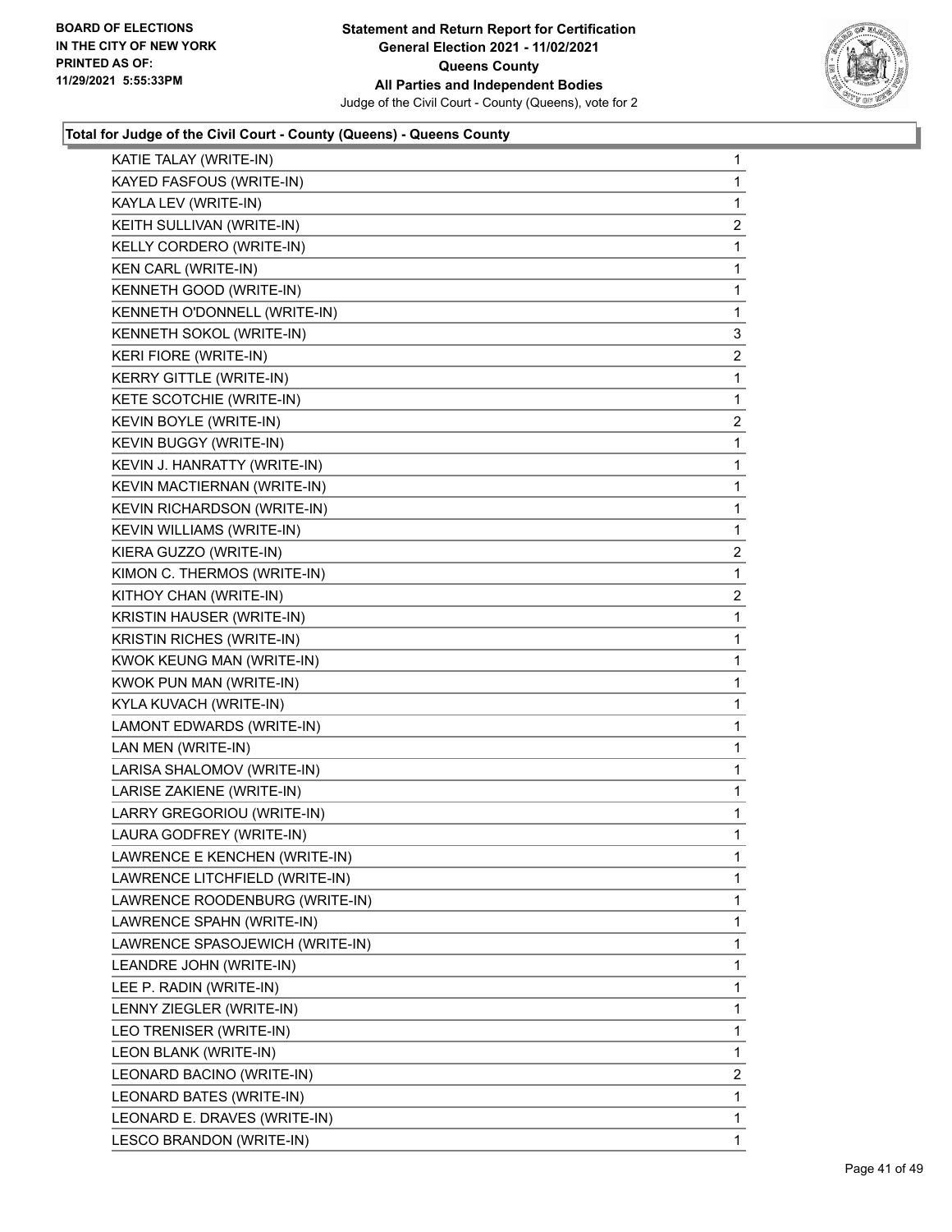**Total for Judge of the Civil Court - County (Queens) - Queens County**

| | |
|---|---|
| KATIE TALAY (WRITE-IN) | 1 |
| KAYED FASFOUS (WRITE-IN) | 1 |
| KAYLA LEV (WRITE-IN) | 1 |
| KEITH SULLIVAN (WRITE-IN) | 2 |
| KELLY CORDERO (WRITE-IN) | 1 |
| KEN CARL (WRITE-IN) | 1 |
| KENNETH GOOD (WRITE-IN) | 1 |
| KENNETH O'DONNELL (WRITE-IN) | 1 |
| KENNETH SOKOL (WRITE-IN) | 3 |
| KERI FIORE (WRITE-IN) | 2 |
| KERRY GITTLE (WRITE-IN) | 1 |
| KETE SCOTCHIE (WRITE-IN) | 1 |
| KEVIN BOYLE (WRITE-IN) | 2 |
| KEVIN BUGGY (WRITE-IN) | 1 |
| KEVIN J. HANRATTY (WRITE-IN) | 1 |
| KEVIN MACTIERNAN (WRITE-IN) | 1 |
| KEVIN RICHARDSON (WRITE-IN) | 1 |
| KEVIN WILLIAMS (WRITE-IN) | 1 |
| KIERA GUZZO (WRITE-IN) | 2 |
| KIMON C. THERMOS (WRITE-IN) | 1 |
| KITHOY CHAN (WRITE-IN) | 2 |
| KRISTIN HAUSER (WRITE-IN) | 1 |
| KRISTIN RICHES (WRITE-IN) | 1 |
| KWOK KEUNG MAN (WRITE-IN) | 1 |
| KWOK PUN MAN (WRITE-IN) | 1 |
| KYLA KUVACH (WRITE-IN) | 1 |
| LAMONT EDWARDS (WRITE-IN) | 1 |
| LAN MEN (WRITE-IN) | 1 |
| LARISA SHALOMOV (WRITE-IN) | 1 |
| LARISE ZAKIENE (WRITE-IN) | 1 |
| LARRY GREGORIOU (WRITE-IN) | 1 |
| LAURA GODFREY (WRITE-IN) | 1 |
| LAWRENCE E KENCHEN (WRITE-IN) | 1 |
| LAWRENCE LITCHFIELD (WRITE-IN) | 1 |
| LAWRENCE ROODENBURG (WRITE-IN) | 1 |
| LAWRENCE SPAHN (WRITE-IN) | 1 |
| LAWRENCE SPASOJEWICH (WRITE-IN) | 1 |
| LEANDRE JOHN (WRITE-IN) | 1 |
| LEE P. RADIN (WRITE-IN) | 1 |
| LENNY ZIEGLER (WRITE-IN) | 1 |
| LEO TRENISER (WRITE-IN) | 1 |
| LEON BLANK (WRITE-IN) | 1 |
| LEONARD BACINO (WRITE-IN) | 2 |
| LEONARD BATES (WRITE-IN) | 1 |
| LEONARD E. DRAVES (WRITE-IN) | 1 |
| LESCO BRANDON (WRITE-IN) | 1 |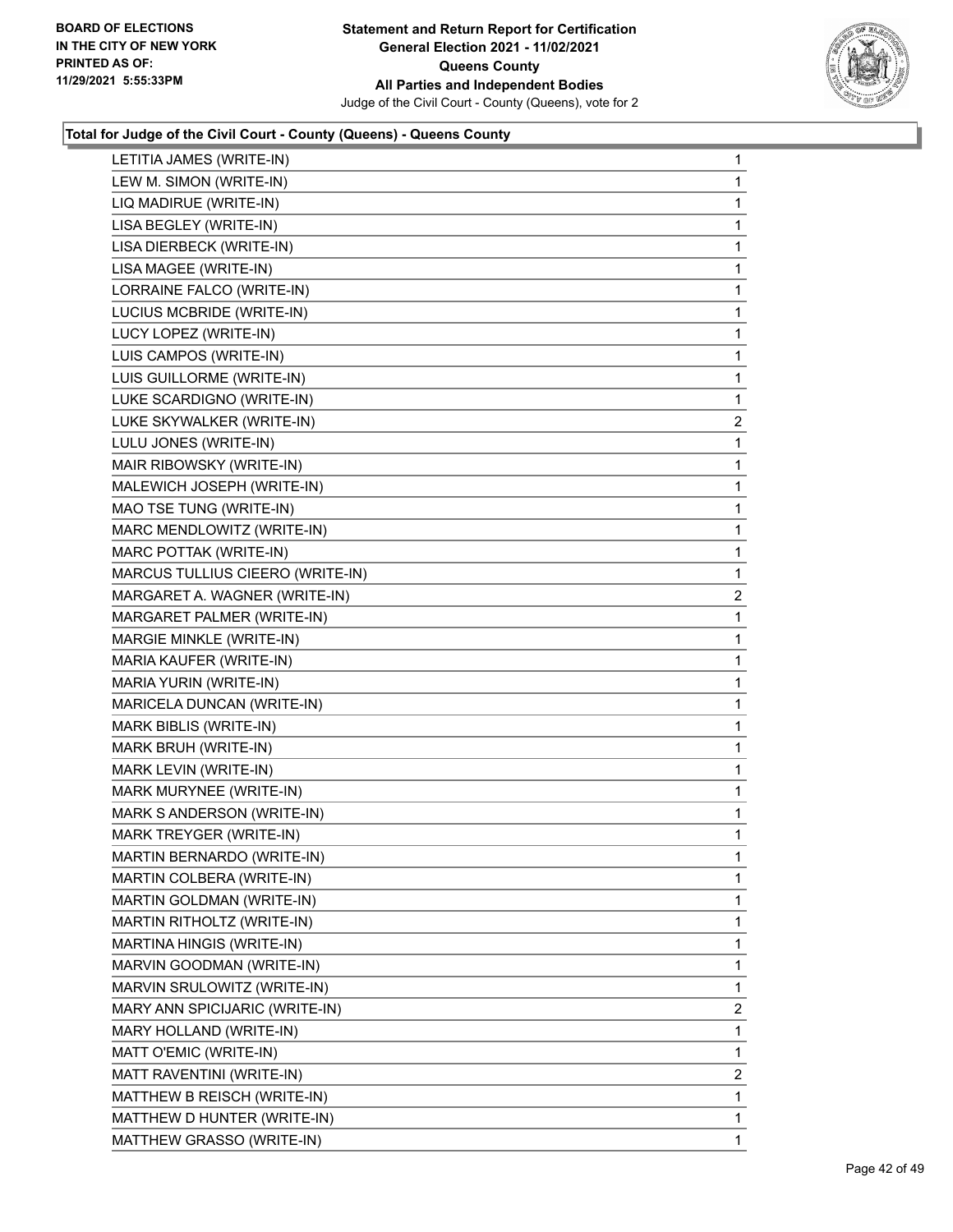### Total for Judge of the Civil Court - County (Queens) - Queens County

| Candidate | Votes |
|---|---|
| LETITIA JAMES (WRITE-IN) | 1 |
| LEW M. SIMON (WRITE-IN) | 1 |
| LIQ MADIRUE (WRITE-IN) | 1 |
| LISA BEGLEY (WRITE-IN) | 1 |
| LISA DIERBECK (WRITE-IN) | 1 |
| LISA MAGEE (WRITE-IN) | 1 |
| LORRAINE FALCO (WRITE-IN) | 1 |
| LUCIUS MCBRIDE (WRITE-IN) | 1 |
| LUCY LOPEZ (WRITE-IN) | 1 |
| LUIS CAMPOS (WRITE-IN) | 1 |
| LUIS GUILLORME (WRITE-IN) | 1 |
| LUKE SCARDIGNO (WRITE-IN) | 1 |
| LUKE SKYWALKER (WRITE-IN) | 2 |
| LULU JONES (WRITE-IN) | 1 |
| MAIR RIBOWSKY (WRITE-IN) | 1 |
| MALEWICH JOSEPH (WRITE-IN) | 1 |
| MAO TSE TUNG (WRITE-IN) | 1 |
| MARC MENDLOWITZ (WRITE-IN) | 1 |
| MARC POTTAK (WRITE-IN) | 1 |
| MARCUS TULLIUS CIEERO (WRITE-IN) | 1 |
| MARGARET A. WAGNER (WRITE-IN) | 2 |
| MARGARET PALMER (WRITE-IN) | 1 |
| MARGIE MINKLE (WRITE-IN) | 1 |
| MARIA KAUFER (WRITE-IN) | 1 |
| MARIA YURIN (WRITE-IN) | 1 |
| MARICELA DUNCAN (WRITE-IN) | 1 |
| MARK BIBLIS (WRITE-IN) | 1 |
| MARK BRUH (WRITE-IN) | 1 |
| MARK LEVIN (WRITE-IN) | 1 |
| MARK MURYNEE (WRITE-IN) | 1 |
| MARK S ANDERSON (WRITE-IN) | 1 |
| MARK TREYGER (WRITE-IN) | 1 |
| MARTIN BERNARDO (WRITE-IN) | 1 |
| MARTIN COLBERA (WRITE-IN) | 1 |
| MARTIN GOLDMAN (WRITE-IN) | 1 |
| MARTIN RITHOLTZ (WRITE-IN) | 1 |
| MARTINA HINGIS (WRITE-IN) | 1 |
| MARVIN GOODMAN (WRITE-IN) | 1 |
| MARVIN SRULOWITZ (WRITE-IN) | 1 |
| MARY ANN SPICIJARIC (WRITE-IN) | 2 |
| MARY HOLLAND (WRITE-IN) | 1 |
| MATT O'EMIC (WRITE-IN) | 1 |
| MATT RAVENTINI (WRITE-IN) | 2 |
| MATTHEW B REISCH (WRITE-IN) | 1 |
| MATTHEW D HUNTER (WRITE-IN) | 1 |
| MATTHEW GRASSO (WRITE-IN) | 1 |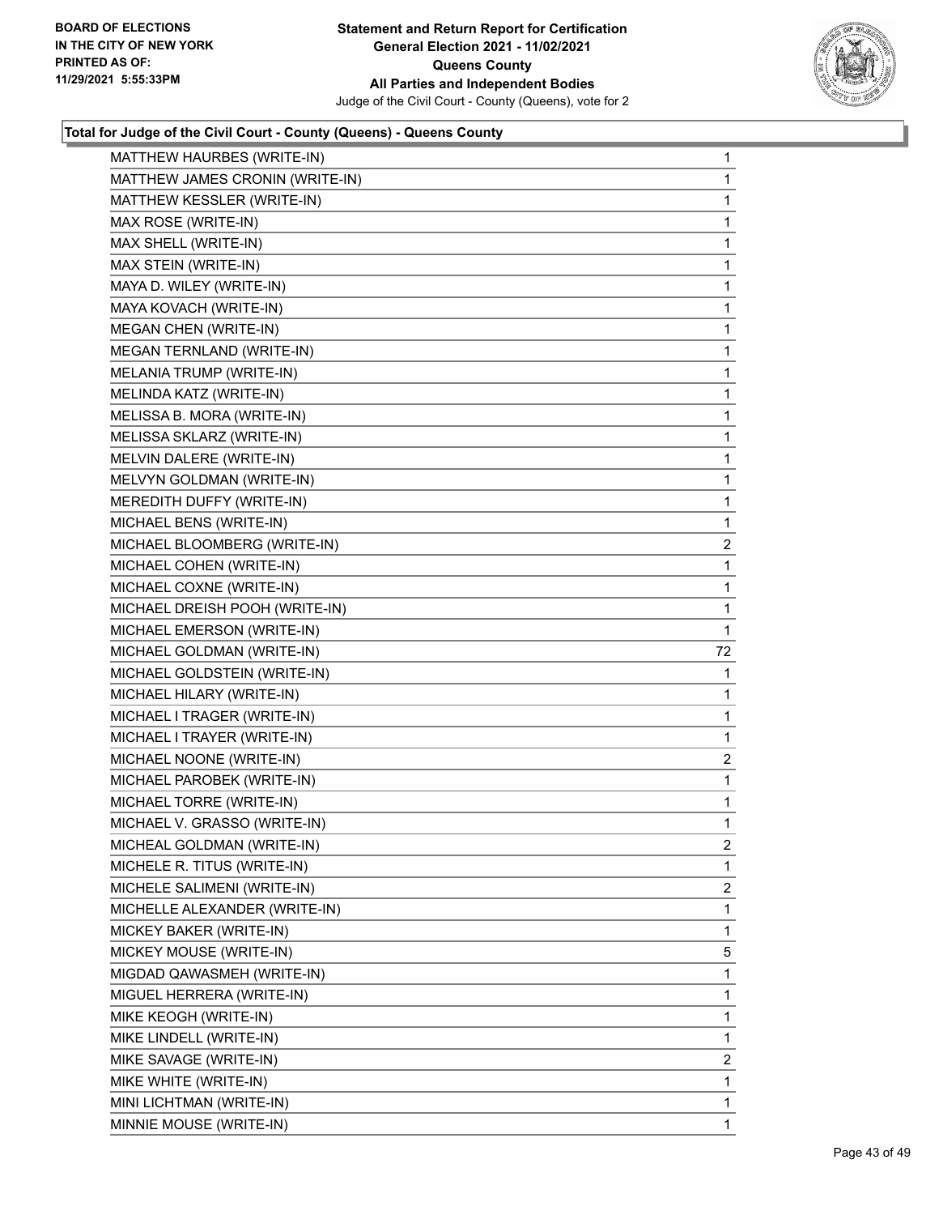**Statement and Return Report for Certification**
**General Election 2021 - 11/02/2021**
**Queens County**
**All Parties and Independent Bodies**
Judge of the Civil Court - County (Queens), vote for 2

BOARD OF ELECTIONS
IN THE CITY OF NEW YORK
PRINTED AS OF:
11/29/2021 5:55:33PM

### Total for Judge of the Civil Court - County (Queens) - Queens County

| Candidate | Votes |
|---|---|
| MATTHEW HAURBES (WRITE-IN) | 1 |
| MATTHEW JAMES CRONIN (WRITE-IN) | 1 |
| MATTHEW KESSLER (WRITE-IN) | 1 |
| MAX ROSE (WRITE-IN) | 1 |
| MAX SHELL (WRITE-IN) | 1 |
| MAX STEIN (WRITE-IN) | 1 |
| MAYA D. WILEY (WRITE-IN) | 1 |
| MAYA KOVACH (WRITE-IN) | 1 |
| MEGAN CHEN (WRITE-IN) | 1 |
| MEGAN TERNLAND (WRITE-IN) | 1 |
| MELANIA TRUMP (WRITE-IN) | 1 |
| MELINDA KATZ (WRITE-IN) | 1 |
| MELISSA B. MORA (WRITE-IN) | 1 |
| MELISSA SKLARZ (WRITE-IN) | 1 |
| MELVIN DALERE (WRITE-IN) | 1 |
| MELVYN GOLDMAN (WRITE-IN) | 1 |
| MEREDITH DUFFY (WRITE-IN) | 1 |
| MICHAEL BENS (WRITE-IN) | 1 |
| MICHAEL BLOOMBERG (WRITE-IN) | 2 |
| MICHAEL COHEN (WRITE-IN) | 1 |
| MICHAEL COXNE (WRITE-IN) | 1 |
| MICHAEL DREISH POOH (WRITE-IN) | 1 |
| MICHAEL EMERSON (WRITE-IN) | 1 |
| MICHAEL GOLDMAN (WRITE-IN) | 72 |
| MICHAEL GOLDSTEIN (WRITE-IN) | 1 |
| MICHAEL HILARY (WRITE-IN) | 1 |
| MICHAEL I TRAGER (WRITE-IN) | 1 |
| MICHAEL I TRAYER (WRITE-IN) | 1 |
| MICHAEL NOONE (WRITE-IN) | 2 |
| MICHAEL PAROBEK (WRITE-IN) | 1 |
| MICHAEL TORRE (WRITE-IN) | 1 |
| MICHAEL V. GRASSO (WRITE-IN) | 1 |
| MICHEAL GOLDMAN (WRITE-IN) | 2 |
| MICHELE R. TITUS (WRITE-IN) | 1 |
| MICHELE SALIMENI (WRITE-IN) | 2 |
| MICHELLE ALEXANDER (WRITE-IN) | 1 |
| MICKEY BAKER (WRITE-IN) | 1 |
| MICKEY MOUSE (WRITE-IN) | 5 |
| MIGDAD QAWASMEH (WRITE-IN) | 1 |
| MIGUEL HERRERA (WRITE-IN) | 1 |
| MIKE KEOGH (WRITE-IN) | 1 |
| MIKE LINDELL (WRITE-IN) | 1 |
| MIKE SAVAGE (WRITE-IN) | 2 |
| MIKE WHITE (WRITE-IN) | 1 |
| MINI LICHTMAN (WRITE-IN) | 1 |
| MINNIE MOUSE (WRITE-IN) | 1 |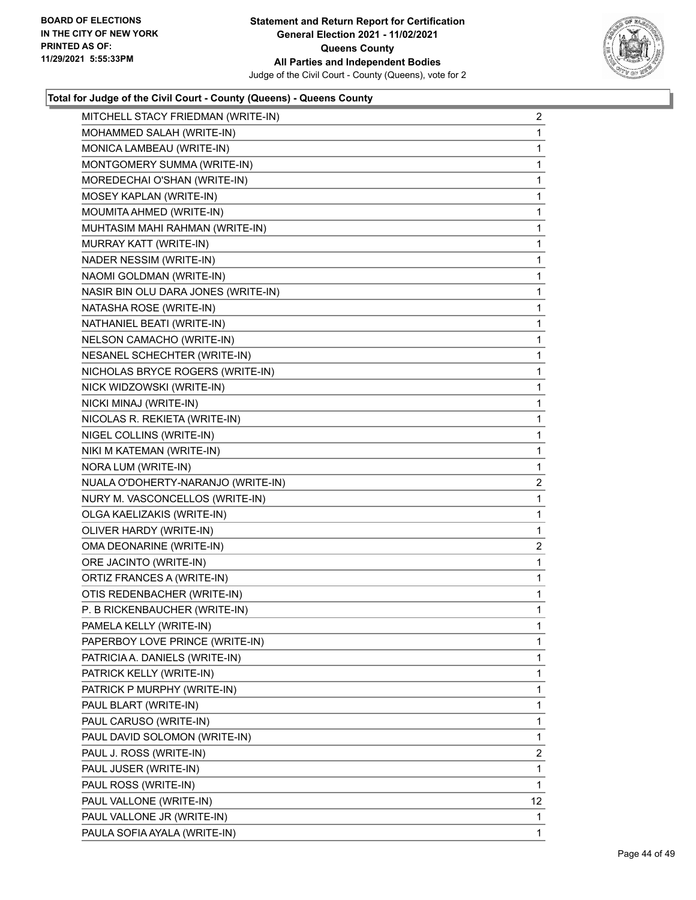**Statement and Return Report for Certification**
**General Election 2021 - 11/02/2021**
**Queens County**
**All Parties and Independent Bodies**
Judge of the Civil Court - County (Queens), vote for 2

BOARD OF ELECTIONS IN THE CITY OF NEW YORK PRINTED AS OF: 11/29/2021 5:55:33PM

**Total for Judge of the Civil Court - County (Queens) - Queens County**

| Candidate | Votes |
|---|---|
| MITCHELL STACY FRIEDMAN (WRITE-IN) | 2 |
| MOHAMMED SALAH (WRITE-IN) | 1 |
| MONICA LAMBEAU (WRITE-IN) | 1 |
| MONTGOMERY SUMMA (WRITE-IN) | 1 |
| MOREDECHAI O'SHAN (WRITE-IN) | 1 |
| MOSEY KAPLAN (WRITE-IN) | 1 |
| MOUMITA AHMED (WRITE-IN) | 1 |
| MUHTASIM MAHI RAHMAN (WRITE-IN) | 1 |
| MURRAY KATT (WRITE-IN) | 1 |
| NADER NESSIM (WRITE-IN) | 1 |
| NAOMI GOLDMAN (WRITE-IN) | 1 |
| NASIR BIN OLU DARA JONES (WRITE-IN) | 1 |
| NATASHA ROSE (WRITE-IN) | 1 |
| NATHANIEL BEATI (WRITE-IN) | 1 |
| NELSON CAMACHO (WRITE-IN) | 1 |
| NESANEL SCHECHTER (WRITE-IN) | 1 |
| NICHOLAS BRYCE ROGERS (WRITE-IN) | 1 |
| NICK WIDZOWSKI (WRITE-IN) | 1 |
| NICKI MINAJ (WRITE-IN) | 1 |
| NICOLAS R. REKIETA (WRITE-IN) | 1 |
| NIGEL COLLINS (WRITE-IN) | 1 |
| NIKI M KATEMAN (WRITE-IN) | 1 |
| NORA LUM (WRITE-IN) | 1 |
| NUALA O'DOHERTY-NARANJO (WRITE-IN) | 2 |
| NURY M. VASCONCELLOS (WRITE-IN) | 1 |
| OLGA KAELIZAKIS (WRITE-IN) | 1 |
| OLIVER HARDY (WRITE-IN) | 1 |
| OMA DEONARINE (WRITE-IN) | 2 |
| ORE JACINTO (WRITE-IN) | 1 |
| ORTIZ FRANCES A (WRITE-IN) | 1 |
| OTIS REDENBACHER (WRITE-IN) | 1 |
| P. B RICKENBAUCHER (WRITE-IN) | 1 |
| PAMELA KELLY (WRITE-IN) | 1 |
| PAPERBOY LOVE PRINCE (WRITE-IN) | 1 |
| PATRICIA A. DANIELS (WRITE-IN) | 1 |
| PATRICK KELLY (WRITE-IN) | 1 |
| PATRICK P MURPHY (WRITE-IN) | 1 |
| PAUL BLART (WRITE-IN) | 1 |
| PAUL CARUSO (WRITE-IN) | 1 |
| PAUL DAVID SOLOMON (WRITE-IN) | 1 |
| PAUL J. ROSS (WRITE-IN) | 2 |
| PAUL JUSER (WRITE-IN) | 1 |
| PAUL ROSS (WRITE-IN) | 1 |
| PAUL VALLONE (WRITE-IN) | 12 |
| PAUL VALLONE JR (WRITE-IN) | 1 |
| PAULA SOFIA AYALA (WRITE-IN) | 1 |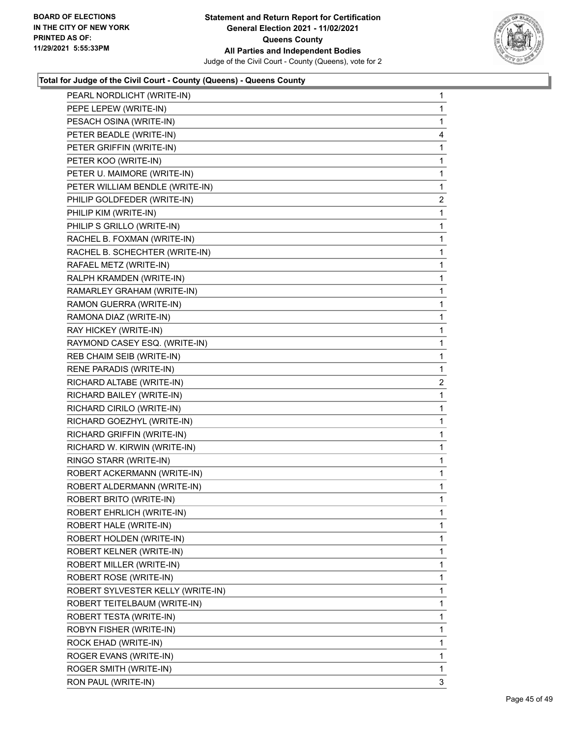**Total for Judge of the Civil Court - County (Queens) - Queens County**

| | |
|---|---|
| PEARL NORDLICHT (WRITE-IN) | 1 |
| PEPE LEPEW (WRITE-IN) | 1 |
| PESACH OSINA (WRITE-IN) | 1 |
| PETER BEADLE (WRITE-IN) | 4 |
| PETER GRIFFIN (WRITE-IN) | 1 |
| PETER KOO (WRITE-IN) | 1 |
| PETER U. MAIMORE (WRITE-IN) | 1 |
| PETER WILLIAM BENDLE (WRITE-IN) | 1 |
| PHILIP GOLDFEDER (WRITE-IN) | 2 |
| PHILIP KIM (WRITE-IN) | 1 |
| PHILIP S GRILLO (WRITE-IN) | 1 |
| RACHEL B. FOXMAN (WRITE-IN) | 1 |
| RACHEL B. SCHECHTER (WRITE-IN) | 1 |
| RAFAEL METZ (WRITE-IN) | 1 |
| RALPH KRAMDEN (WRITE-IN) | 1 |
| RAMARLEY GRAHAM (WRITE-IN) | 1 |
| RAMON GUERRA (WRITE-IN) | 1 |
| RAMONA DIAZ (WRITE-IN) | 1 |
| RAY HICKEY (WRITE-IN) | 1 |
| RAYMOND CASEY ESQ. (WRITE-IN) | 1 |
| REB CHAIM SEIB (WRITE-IN) | 1 |
| RENE PARADIS (WRITE-IN) | 1 |
| RICHARD ALTABE (WRITE-IN) | 2 |
| RICHARD BAILEY (WRITE-IN) | 1 |
| RICHARD CIRILO (WRITE-IN) | 1 |
| RICHARD GOEZHYL (WRITE-IN) | 1 |
| RICHARD GRIFFIN (WRITE-IN) | 1 |
| RICHARD W. KIRWIN (WRITE-IN) | 1 |
| RINGO STARR (WRITE-IN) | 1 |
| ROBERT ACKERMANN (WRITE-IN) | 1 |
| ROBERT ALDERMANN (WRITE-IN) | 1 |
| ROBERT BRITO (WRITE-IN) | 1 |
| ROBERT EHRLICH (WRITE-IN) | 1 |
| ROBERT HALE (WRITE-IN) | 1 |
| ROBERT HOLDEN (WRITE-IN) | 1 |
| ROBERT KELNER (WRITE-IN) | 1 |
| ROBERT MILLER (WRITE-IN) | 1 |
| ROBERT ROSE (WRITE-IN) | 1 |
| ROBERT SYLVESTER KELLY (WRITE-IN) | 1 |
| ROBERT TEITELBAUM (WRITE-IN) | 1 |
| ROBERT TESTA (WRITE-IN) | 1 |
| ROBYN FISHER (WRITE-IN) | 1 |
| ROCK EHAD (WRITE-IN) | 1 |
| ROGER EVANS (WRITE-IN) | 1 |
| ROGER SMITH (WRITE-IN) | 1 |
| RON PAUL (WRITE-IN) | 3 |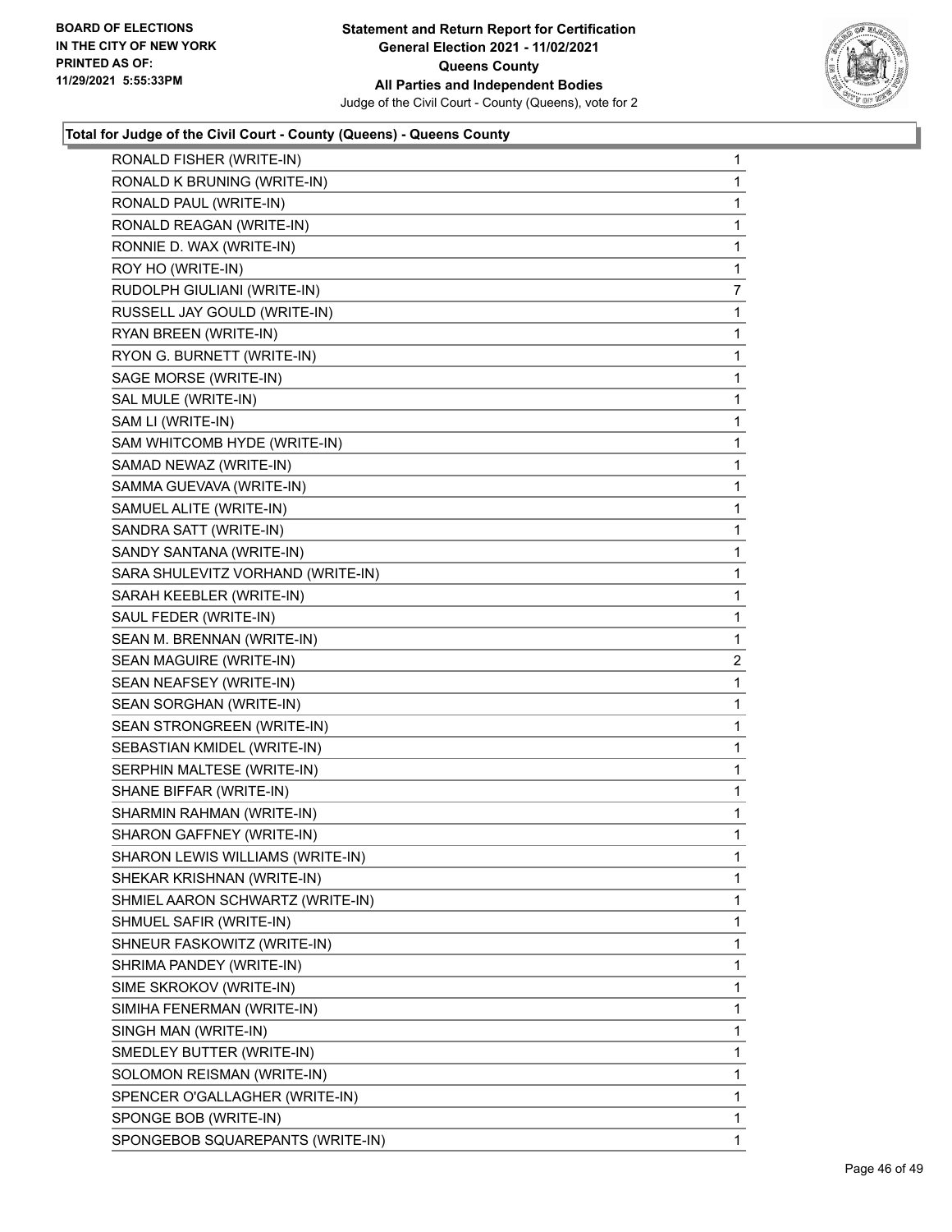### Total for Judge of the Civil Court - County (Queens) - Queens County

| | |
|---|---|
| RONALD FISHER (WRITE-IN) | 1 |
| RONALD K BRUNING (WRITE-IN) | 1 |
| RONALD PAUL (WRITE-IN) | 1 |
| RONALD REAGAN (WRITE-IN) | 1 |
| RONNIE D. WAX (WRITE-IN) | 1 |
| ROY HO (WRITE-IN) | 1 |
| RUDOLPH GIULIANI (WRITE-IN) | 7 |
| RUSSELL JAY GOULD (WRITE-IN) | 1 |
| RYAN BREEN (WRITE-IN) | 1 |
| RYON G. BURNETT (WRITE-IN) | 1 |
| SAGE MORSE (WRITE-IN) | 1 |
| SAL MULE (WRITE-IN) | 1 |
| SAM LI (WRITE-IN) | 1 |
| SAM WHITCOMB HYDE (WRITE-IN) | 1 |
| SAMAD NEWAZ (WRITE-IN) | 1 |
| SAMMA GUEVAVA (WRITE-IN) | 1 |
| SAMUEL ALITE (WRITE-IN) | 1 |
| SANDRA SATT (WRITE-IN) | 1 |
| SANDY SANTANA (WRITE-IN) | 1 |
| SARA SHULEVITZ VORHAND (WRITE-IN) | 1 |
| SARAH KEEBLER (WRITE-IN) | 1 |
| SAUL FEDER (WRITE-IN) | 1 |
| SEAN M. BRENNAN (WRITE-IN) | 1 |
| SEAN MAGUIRE (WRITE-IN) | 2 |
| SEAN NEAFSEY (WRITE-IN) | 1 |
| SEAN SORGHAN (WRITE-IN) | 1 |
| SEAN STRONGREEN (WRITE-IN) | 1 |
| SEBASTIAN KMIDEL (WRITE-IN) | 1 |
| SERPHIN MALTESE (WRITE-IN) | 1 |
| SHANE BIFFAR (WRITE-IN) | 1 |
| SHARMIN RAHMAN (WRITE-IN) | 1 |
| SHARON GAFFNEY (WRITE-IN) | 1 |
| SHARON LEWIS WILLIAMS (WRITE-IN) | 1 |
| SHEKAR KRISHNAN (WRITE-IN) | 1 |
| SHMIEL AARON SCHWARTZ (WRITE-IN) | 1 |
| SHMUEL SAFIR (WRITE-IN) | 1 |
| SHNEUR FASKOWITZ (WRITE-IN) | 1 |
| SHRIMA PANDEY (WRITE-IN) | 1 |
| SIME SKROKOV (WRITE-IN) | 1 |
| SIMIHA FENERMAN (WRITE-IN) | 1 |
| SINGH MAN (WRITE-IN) | 1 |
| SMEDLEY BUTTER (WRITE-IN) | 1 |
| SOLOMON REISMAN (WRITE-IN) | 1 |
| SPENCER O'GALLAGHER (WRITE-IN) | 1 |
| SPONGE BOB (WRITE-IN) | 1 |
| SPONGEBOB SQUAREPANTS (WRITE-IN) | 1 |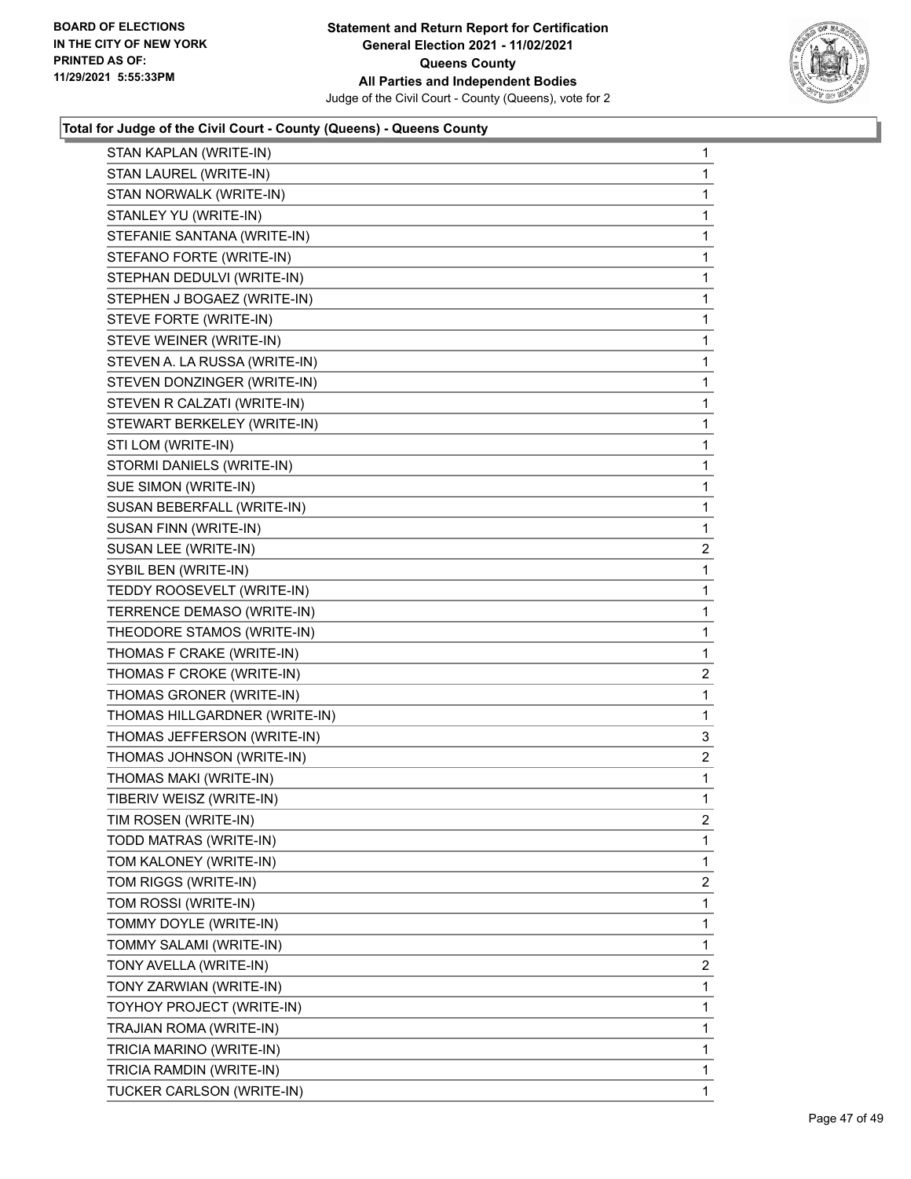**Total for Judge of the Civil Court - County (Queens) - Queens County**

| | |
|---|---|
| STAN KAPLAN (WRITE-IN) | 1 |
| STAN LAUREL (WRITE-IN) | 1 |
| STAN NORWALK (WRITE-IN) | 1 |
| STANLEY YU (WRITE-IN) | 1 |
| STEFANIE SANTANA (WRITE-IN) | 1 |
| STEFANO FORTE (WRITE-IN) | 1 |
| STEPHAN DEDULVI (WRITE-IN) | 1 |
| STEPHEN J BOGAEZ (WRITE-IN) | 1 |
| STEVE FORTE (WRITE-IN) | 1 |
| STEVE WEINER (WRITE-IN) | 1 |
| STEVEN A. LA RUSSA (WRITE-IN) | 1 |
| STEVEN DONZINGER (WRITE-IN) | 1 |
| STEVEN R CALZATI (WRITE-IN) | 1 |
| STEWART BERKELEY (WRITE-IN) | 1 |
| STI LOM (WRITE-IN) | 1 |
| STORMI DANIELS (WRITE-IN) | 1 |
| SUE SIMON (WRITE-IN) | 1 |
| SUSAN BEBERFALL (WRITE-IN) | 1 |
| SUSAN FINN (WRITE-IN) | 1 |
| SUSAN LEE (WRITE-IN) | 2 |
| SYBIL BEN (WRITE-IN) | 1 |
| TEDDY ROOSEVELT (WRITE-IN) | 1 |
| TERRENCE DEMASO (WRITE-IN) | 1 |
| THEODORE STAMOS (WRITE-IN) | 1 |
| THOMAS F CRAKE (WRITE-IN) | 1 |
| THOMAS F CROKE (WRITE-IN) | 2 |
| THOMAS GRONER (WRITE-IN) | 1 |
| THOMAS HILLGARDNER (WRITE-IN) | 1 |
| THOMAS JEFFERSON (WRITE-IN) | 3 |
| THOMAS JOHNSON (WRITE-IN) | 2 |
| THOMAS MAKI (WRITE-IN) | 1 |
| TIBERIV WEISZ (WRITE-IN) | 1 |
| TIM ROSEN (WRITE-IN) | 2 |
| TODD MATRAS (WRITE-IN) | 1 |
| TOM KALONEY (WRITE-IN) | 1 |
| TOM RIGGS (WRITE-IN) | 2 |
| TOM ROSSI (WRITE-IN) | 1 |
| TOMMY DOYLE (WRITE-IN) | 1 |
| TOMMY SALAMI (WRITE-IN) | 1 |
| TONY AVELLA (WRITE-IN) | 2 |
| TONY ZARWIAN (WRITE-IN) | 1 |
| TOYHOY PROJECT (WRITE-IN) | 1 |
| TRAJIAN ROMA (WRITE-IN) | 1 |
| TRICIA MARINO (WRITE-IN) | 1 |
| TRICIA RAMDIN (WRITE-IN) | 1 |
| TUCKER CARLSON (WRITE-IN) | 1 |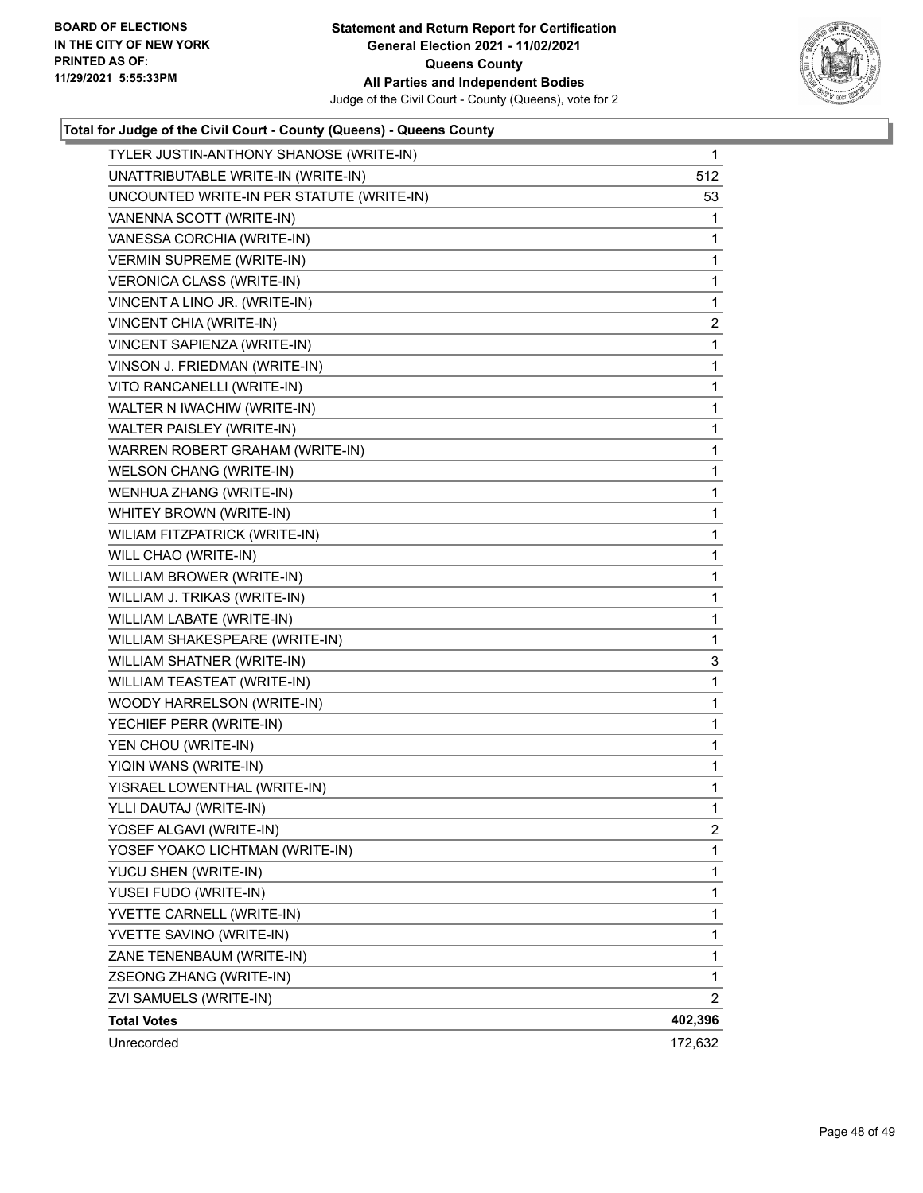### Total for Judge of the Civil Court - County (Queens) - Queens County

| Candidate | Votes |
|---|---|
| TYLER JUSTIN-ANTHONY SHANOSE (WRITE-IN) | 1 |
| UNATTRIBUTABLE WRITE-IN (WRITE-IN) | 512 |
| UNCOUNTED WRITE-IN PER STATUTE (WRITE-IN) | 53 |
| VANENNA SCOTT (WRITE-IN) | 1 |
| VANESSA CORCHIA (WRITE-IN) | 1 |
| VERMIN SUPREME (WRITE-IN) | 1 |
| VERONICA CLASS (WRITE-IN) | 1 |
| VINCENT A LINO JR. (WRITE-IN) | 1 |
| VINCENT CHIA (WRITE-IN) | 2 |
| VINCENT SAPIENZA (WRITE-IN) | 1 |
| VINSON J. FRIEDMAN (WRITE-IN) | 1 |
| VITO RANCANELLI (WRITE-IN) | 1 |
| WALTER N IWACHIW (WRITE-IN) | 1 |
| WALTER PAISLEY (WRITE-IN) | 1 |
| WARREN ROBERT GRAHAM (WRITE-IN) | 1 |
| WELSON CHANG (WRITE-IN) | 1 |
| WENHUA ZHANG (WRITE-IN) | 1 |
| WHITEY BROWN (WRITE-IN) | 1 |
| WILIAM FITZPATRICK (WRITE-IN) | 1 |
| WILL CHAO (WRITE-IN) | 1 |
| WILLIAM BROWER (WRITE-IN) | 1 |
| WILLIAM J. TRIKAS (WRITE-IN) | 1 |
| WILLIAM LABATE (WRITE-IN) | 1 |
| WILLIAM SHAKESPEARE (WRITE-IN) | 1 |
| WILLIAM SHATNER (WRITE-IN) | 3 |
| WILLIAM TEASTEAT (WRITE-IN) | 1 |
| WOODY HARRELSON (WRITE-IN) | 1 |
| YECHIEF PERR (WRITE-IN) | 1 |
| YEN CHOU (WRITE-IN) | 1 |
| YIQIN WANS (WRITE-IN) | 1 |
| YISRAEL LOWENTHAL (WRITE-IN) | 1 |
| YLLI DAUTAJ (WRITE-IN) | 1 |
| YOSEF ALGAVI (WRITE-IN) | 2 |
| YOSEF YOAKO LICHTMAN (WRITE-IN) | 1 |
| YUCU SHEN (WRITE-IN) | 1 |
| YUSEI FUDO (WRITE-IN) | 1 |
| YVETTE CARNELL (WRITE-IN) | 1 |
| YVETTE SAVINO (WRITE-IN) | 1 |
| ZANE TENENBAUM (WRITE-IN) | 1 |
| ZSEONG ZHANG (WRITE-IN) | 1 |
| ZVI SAMUELS (WRITE-IN) | 2 |
| **Total Votes** | **402,396** |
| Unrecorded | 172,632 |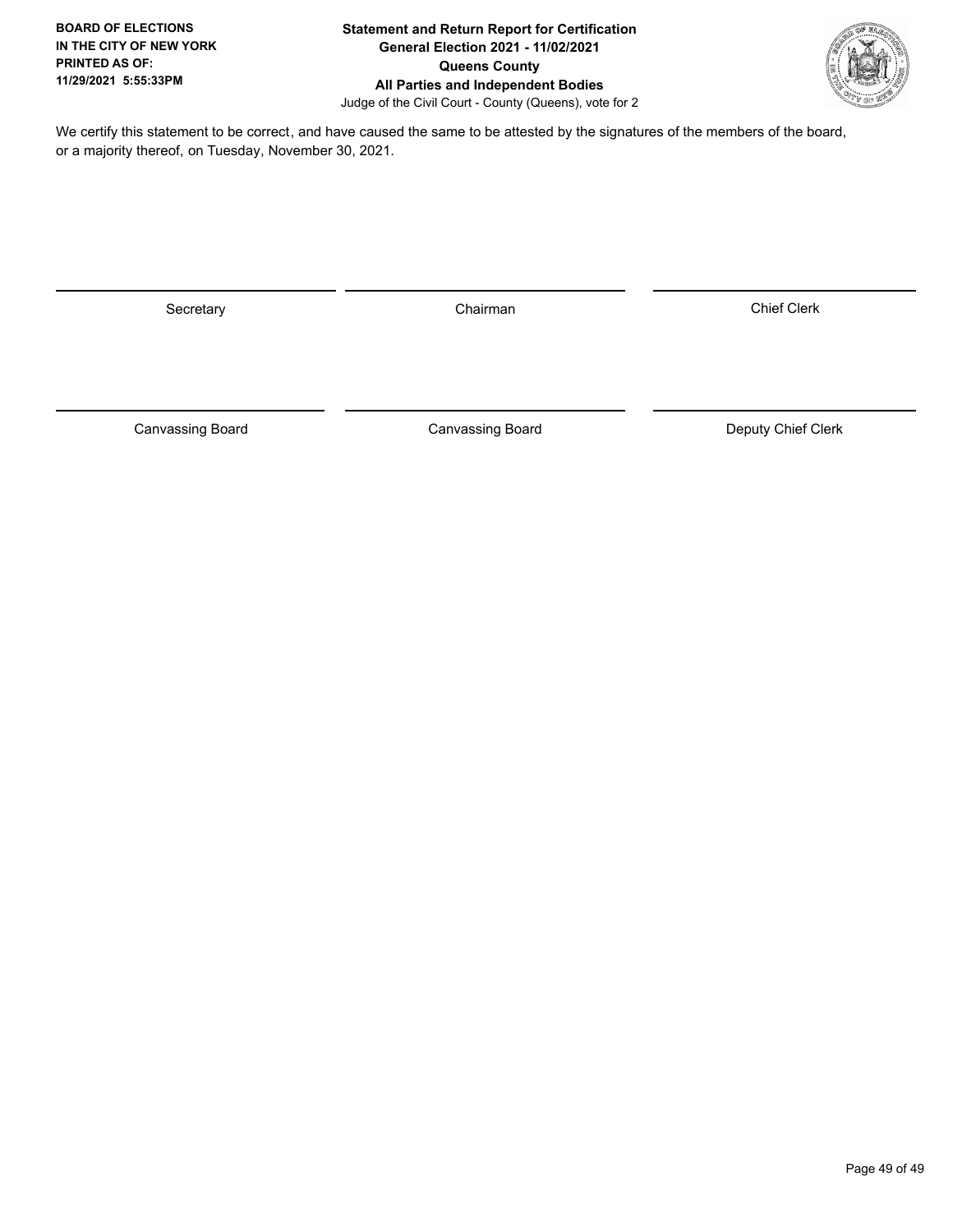We certify this statement to be correct, and have caused the same to be attested by the signatures of the members of the board, or a majority thereof, on Tuesday, November 30, 2021.

| | | |
|---|---|---|
| Secretary | Chairman | Chief Clerk |
| Canvassing Board | Canvassing Board | Deputy Chief Clerk |